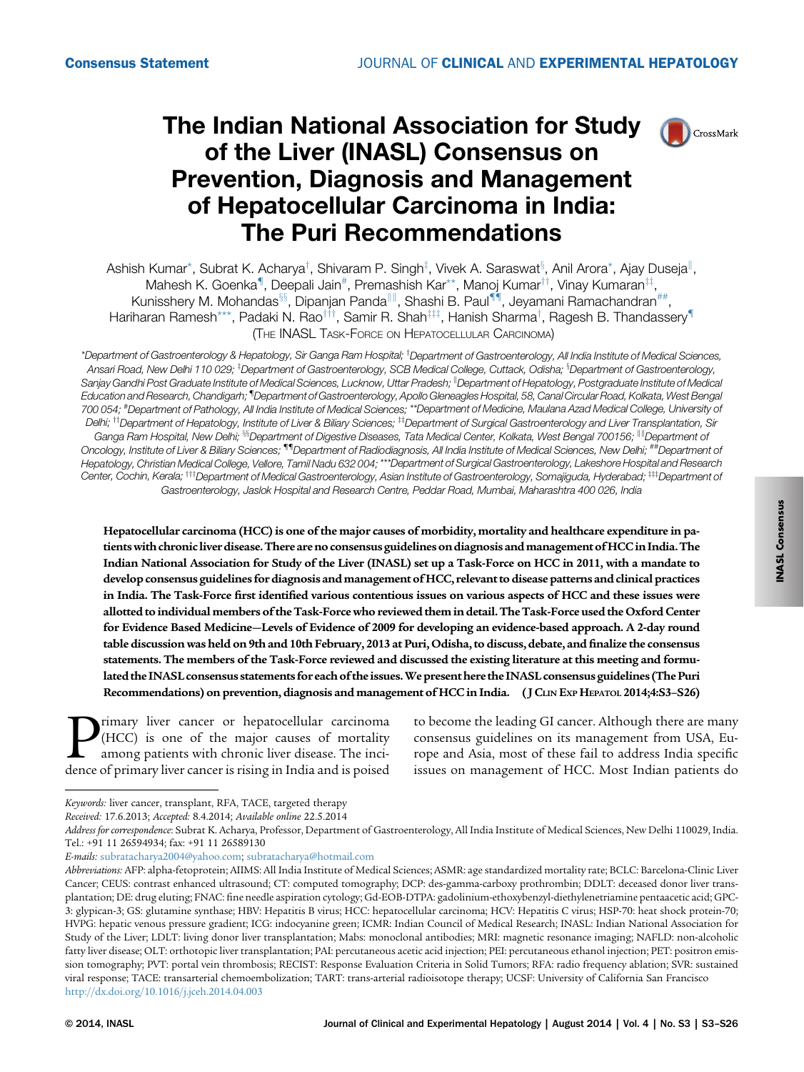Consensus Statement

# The Indian National Association for Study of the Liver (INASL) Consensus on Prevention, Diagnosis and Management of Hepatocellular Carcinoma in India: The Puri Recommendations

Ashish Kumar[*], Subrat K. Acharya[†], Shivaram P. Singh[‡], Vivek A. Saraswat[§], Anil Arora[*], Ajay Duseja[||], Mahesh K. Goenka[¶], Deepali Jain[#], Premashish Kar[**], Manoj Kumar[††], Vinay Kumaran[‡‡], Kunisshery M. Mohandas[§§], Dipanjan Panda[||||], Shashi B. Paul[¶¶], Jeyamani Ramachandran[##], Hariharan Ramesh[***], Padaki N. Rao[†††], Samir R. Shah[‡‡‡], Hanish Sharma[†], Ragesh B. Thandassery[¶]

(The INASL Task-Force on Hepatocellular Carcinoma)

[*]Department of Gastroenterology & Hepatology, Sir Ganga Ram Hospital; [†]Department of Gastroenterology, All India Institute of Medical Sciences, Ansari Road, New Delhi 110 029; [‡]Department of Gastroenterology, SCB Medical College, Cuttack, Odisha; [§]Department of Gastroenterology, Sanjay Gandhi Post Graduate Institute of Medical Sciences, Lucknow, Uttar Pradesh; [||]Department of Hepatology, Postgraduate Institute of Medical Education and Research, Chandigarh; [¶]Department of Gastroenterology, Apollo Gleneagles Hospital, 58, Canal Circular Road, Kolkata, West Bengal 700 054; [#]Department of Pathology, All India Institute of Medical Sciences; [**]Department of Medicine, Maulana Azad Medical College, University of Delhi; [††]Department of Hepatology, Institute of Liver & Biliary Sciences; [‡‡]Department of Surgical Gastroenterology and Liver Transplantation, Sir Ganga Ram Hospital, New Delhi; [§§]Department of Digestive Diseases, Tata Medical Center, Kolkata, West Bengal 700156; [||||]Department of Oncology, Institute of Liver & Biliary Sciences; [¶¶]Department of Radiodiagnosis, All India Institute of Medical Sciences, New Delhi; [##]Department of Hepatology, Christian Medical College, Vellore, Tamil Nadu 632 004; [***]Department of Surgical Gastroenterology, Lakeshore Hospital and Research Center, Cochin, Kerala; [†††]Department of Medical Gastroenterology, Asian Institute of Gastroenterology, Somajiguda, Hyderabad; [‡‡‡]Department of Gastroenterology, Jaslok Hospital and Research Centre, Peddar Road, Mumbai, Maharashtra 400 026, India

**Hepatocellular carcinoma (HCC) is one of the major causes of morbidity, mortality and healthcare expenditure in patients with chronic liver disease. There are no consensus guidelines on diagnosis and management of HCC in India. The Indian National Association for Study of the Liver (INASL) set up a Task-Force on HCC in 2011, with a mandate to develop consensus guidelines for diagnosis and management of HCC, relevant to disease patterns and clinical practices in India. The Task-Force first identified various contentious issues on various aspects of HCC and these issues were allotted to individual members of the Task-Force who reviewed them in detail. The Task-Force used the Oxford Center for Evidence Based Medicine—Levels of Evidence of 2009 for developing an evidence-based approach. A 2-day round table discussion was held on 9th and 10th February, 2013 at Puri, Odisha, to discuss, debate, and finalize the consensus statements. The members of the Task-Force reviewed and discussed the existing literature at this meeting and formulated the INASL consensus statements for each of the issues. We present here the INASL consensus guidelines (The Puri Recommendations) on prevention, diagnosis and management of HCC in India.** ( J Clin Exp Hepatol 2014;4:S3–S26)

Primary liver cancer or hepatocellular carcinoma (HCC) is one of the major causes of mortality among patients with chronic liver disease. The incidence of primary liver cancer is rising in India and is poised to become the leading GI cancer. Although there are many consensus guidelines on its management from USA, Europe and Asia, most of these fail to address India specific issues on management of HCC. Most Indian patients do

*Keywords:* liver cancer, transplant, RFA, TACE, targeted therapy

*Received:* 17.6.2013; *Accepted:* 8.4.2014; *Available online* 22.5.2014

*Address for correspondence*: Subrat K. Acharya, Professor, Department of Gastroenterology, All India Institute of Medical Sciences, New Delhi 110029, India. Tel.: +91 11 26594934; fax: +91 11 26589130

*E-mails:* subratacharya2004@yahoo.com; subratacharya@hotmail.com

*Abbreviations:* AFP: alpha-fetoprotein; AIIMS: All India Institute of Medical Sciences; ASMR: age standardized mortality rate; BCLC: Barcelona-Clinic Liver Cancer; CEUS: contrast enhanced ultrasound; CT: computed tomography; DCP: des-gamma-carboxy prothrombin; DDLT: deceased donor liver transplantation; DE: drug eluting; FNAC: fine needle aspiration cytology; Gd-EOB-DTPA: gadolinium-ethoxybenzyl-diethylenetriamine pentaacetic acid; GPC-3: glypican-3; GS: glutamine synthase; HBV: Hepatitis B virus; HCC: hepatocellular carcinoma; HCV: Hepatitis C virus; HSP-70: heat shock protein-70; HVPG: hepatic venous pressure gradient; ICG: indocyanine green; ICMR: Indian Council of Medical Research; INASL: Indian National Association for Study of the Liver; LDLT: living donor liver transplantation; Mabs: monoclonal antibodies; MRI: magnetic resonance imaging; NAFLD: non-alcoholic fatty liver disease; OLT: orthotopic liver transplantation; PAI: percutaneous acetic acid injection; PEI: percutaneous ethanol injection; PET: positron emission tomography; PVT: portal vein thrombosis; RECIST: Response Evaluation Criteria in Solid Tumors; RFA: radio frequency ablation; SVR: sustained viral response; TACE: transarterial chemoembolization; TART: trans-arterial radioisotope therapy; UCSF: University of California San Francisco

http://dx.doi.org/10.1016/j.jceh.2014.04.003

© 2014, INASL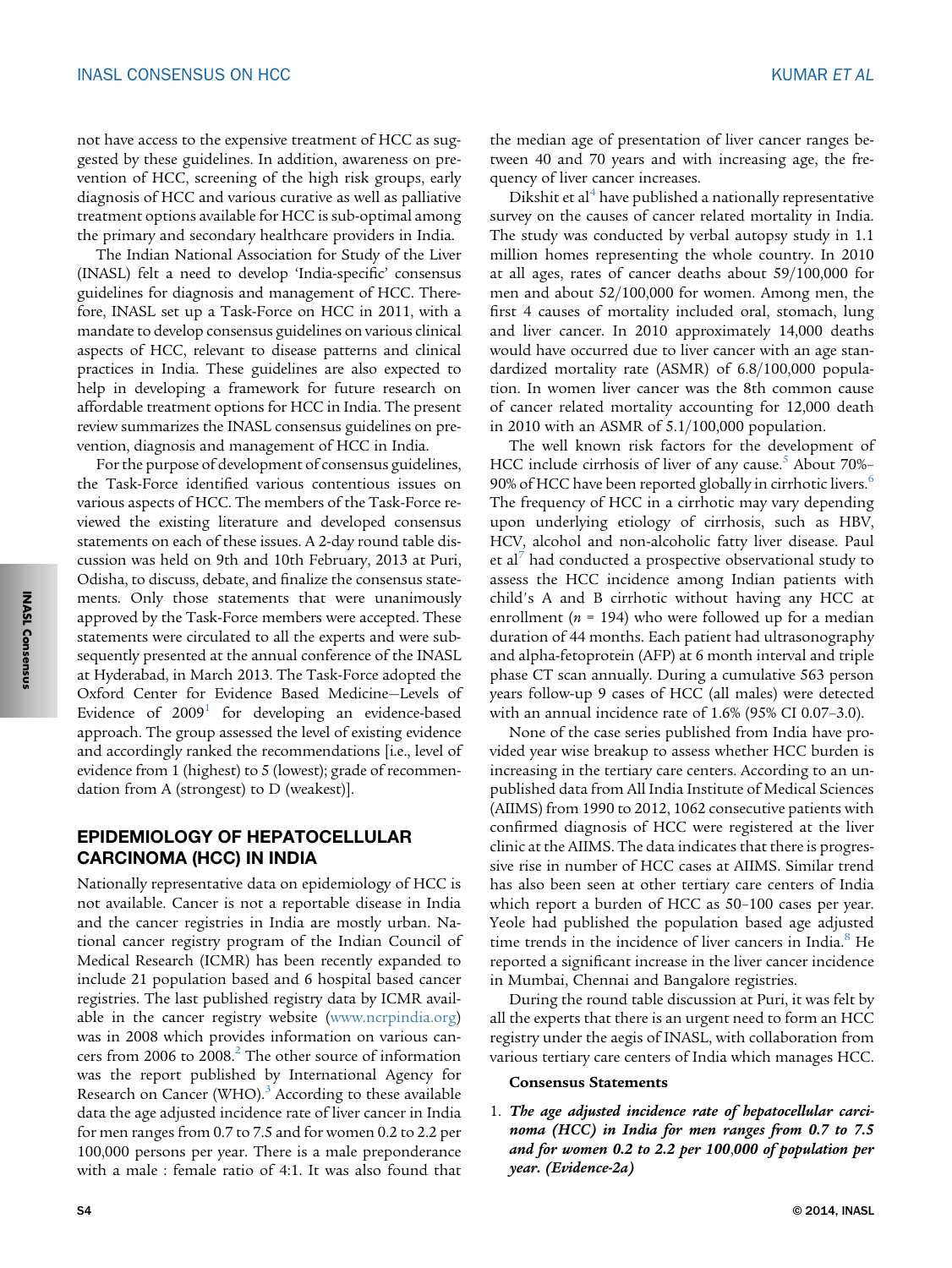not have access to the expensive treatment of HCC as suggested by these guidelines. In addition, awareness on prevention of HCC, screening of the high risk groups, early diagnosis of HCC and various curative as well as palliative treatment options available for HCC is sub-optimal among the primary and secondary healthcare providers in India.

The Indian National Association for Study of the Liver (INASL) felt a need to develop 'India-specific' consensus guidelines for diagnosis and management of HCC. Therefore, INASL set up a Task-Force on HCC in 2011, with a mandate to develop consensus guidelines on various clinical aspects of HCC, relevant to disease patterns and clinical practices in India. These guidelines are also expected to help in developing a framework for future research on affordable treatment options for HCC in India. The present review summarizes the INASL consensus guidelines on prevention, diagnosis and management of HCC in India.

For the purpose of development of consensus guidelines, the Task-Force identified various contentious issues on various aspects of HCC. The members of the Task-Force reviewed the existing literature and developed consensus statements on each of these issues. A 2-day round table discussion was held on 9th and 10th February, 2013 at Puri, Odisha, to discuss, debate, and finalize the consensus statements. Only those statements that were unanimously approved by the Task-Force members were accepted. These statements were circulated to all the experts and were subsequently presented at the annual conference of the INASL at Hyderabad, in March 2013. The Task-Force adopted the Oxford Center for Evidence Based Medicine—Levels of Evidence of 2009[1] for developing an evidence-based approach. The group assessed the level of existing evidence and accordingly ranked the recommendations [i.e., level of evidence from 1 (highest) to 5 (lowest); grade of recommendation from A (strongest) to D (weakest)].

## EPIDEMIOLOGY OF HEPATOCELLULAR CARCINOMA (HCC) IN INDIA

Nationally representative data on epidemiology of HCC is not available. Cancer is not a reportable disease in India and the cancer registries in India are mostly urban. National cancer registry program of the Indian Council of Medical Research (ICMR) has been recently expanded to include 21 population based and 6 hospital based cancer registries. The last published registry data by ICMR available in the cancer registry website (www.ncrpindia.org) was in 2008 which provides information on various cancers from 2006 to 2008.[2] The other source of information was the report published by International Agency for Research on Cancer (WHO).[3] According to these available data the age adjusted incidence rate of liver cancer in India for men ranges from 0.7 to 7.5 and for women 0.2 to 2.2 per 100,000 persons per year. There is a male preponderance with a male : female ratio of 4:1. It was also found that the median age of presentation of liver cancer ranges between 40 and 70 years and with increasing age, the frequency of liver cancer increases.

Dikshit et al[4] have published a nationally representative survey on the causes of cancer related mortality in India. The study was conducted by verbal autopsy study in 1.1 million homes representing the whole country. In 2010 at all ages, rates of cancer deaths about 59/100,000 for men and about 52/100,000 for women. Among men, the first 4 causes of mortality included oral, stomach, lung and liver cancer. In 2010 approximately 14,000 deaths would have occurred due to liver cancer with an age standardized mortality rate (ASMR) of 6.8/100,000 population. In women liver cancer was the 8th common cause of cancer related mortality accounting for 12,000 death in 2010 with an ASMR of 5.1/100,000 population.

The well known risk factors for the development of HCC include cirrhosis of liver of any cause.[5] About 70%–90% of HCC have been reported globally in cirrhotic livers.[6] The frequency of HCC in a cirrhotic may vary depending upon underlying etiology of cirrhosis, such as HBV, HCV, alcohol and non-alcoholic fatty liver disease. Paul et al[7] had conducted a prospective observational study to assess the HCC incidence among Indian patients with child's A and B cirrhotic without having any HCC at enrollment ($n$ = 194) who were followed up for a median duration of 44 months. Each patient had ultrasonography and alpha-fetoprotein (AFP) at 6 month interval and triple phase CT scan annually. During a cumulative 563 person years follow-up 9 cases of HCC (all males) were detected with an annual incidence rate of 1.6% (95% CI 0.07–3.0).

None of the case series published from India have provided year wise breakup to assess whether HCC burden is increasing in the tertiary care centers. According to an unpublished data from All India Institute of Medical Sciences (AIIMS) from 1990 to 2012, 1062 consecutive patients with confirmed diagnosis of HCC were registered at the liver clinic at the AIIMS. The data indicates that there is progressive rise in number of HCC cases at AIIMS. Similar trend has also been seen at other tertiary care centers of India which report a burden of HCC as 50–100 cases per year. Yeole had published the population based age adjusted time trends in the incidence of liver cancers in India.[8] He reported a significant increase in the liver cancer incidence in Mumbai, Chennai and Bangalore registries.

During the round table discussion at Puri, it was felt by all the experts that there is an urgent need to form an HCC registry under the aegis of INASL, with collaboration from various tertiary care centers of India which manages HCC.

**Consensus Statements**

1. ***The age adjusted incidence rate of hepatocellular carcinoma (HCC) in India for men ranges from 0.7 to 7.5 and for women 0.2 to 2.2 per 100,000 of population per year. (Evidence-2a)***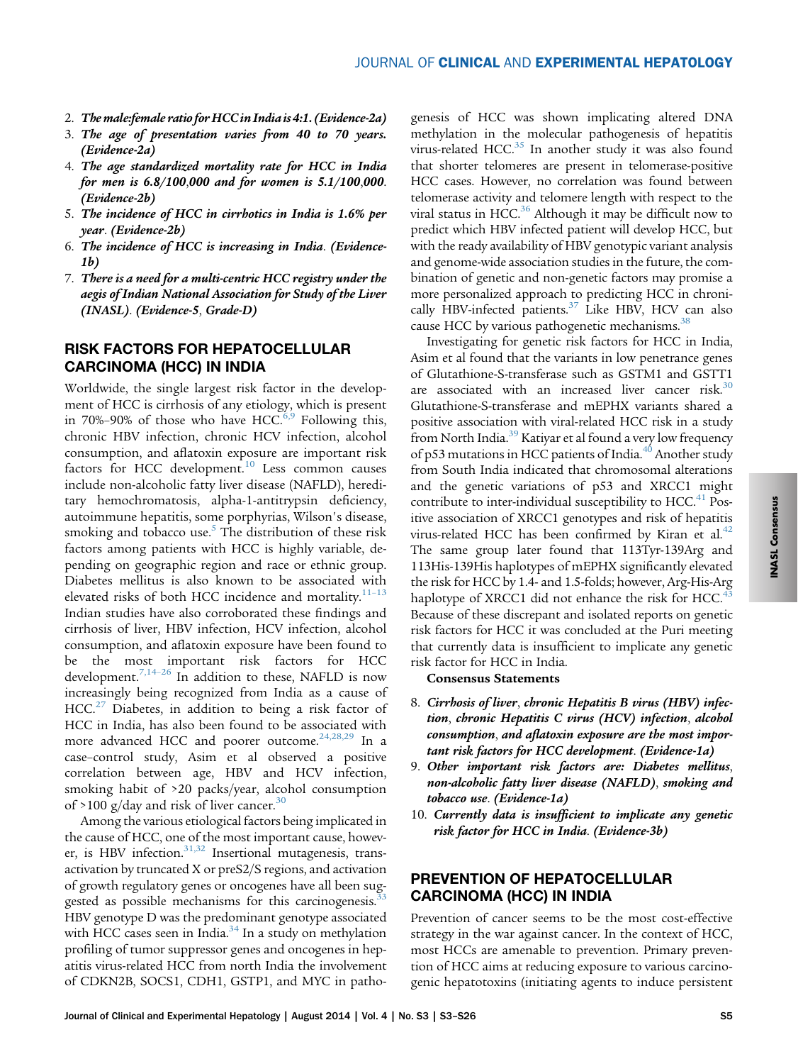2. ***The male:female ratio for HCC in India is 4:1. (Evidence-2a)***
3. ***The age of presentation varies from 40 to 70 years. (Evidence-2a)***
4. ***The age standardized mortality rate for HCC in India for men is 6.8/100,000 and for women is 5.1/100,000. (Evidence-2b)***
5. ***The incidence of HCC in cirrhotics in India is 1.6% per year. (Evidence-2b)***
6. ***The incidence of HCC is increasing in India. (Evidence-1b)***
7. ***There is a need for a multi-centric HCC registry under the aegis of Indian National Association for Study of the Liver (INASL). (Evidence-5, Grade-D)***

## RISK FACTORS FOR HEPATOCELLULAR CARCINOMA (HCC) IN INDIA

Worldwide, the single largest risk factor in the development of HCC is cirrhosis of any etiology, which is present in 70%–90% of those who have HCC.[6,9] Following this, chronic HBV infection, chronic HCV infection, alcohol consumption, and aflatoxin exposure are important risk factors for HCC development.[10] Less common causes include non-alcoholic fatty liver disease (NAFLD), hereditary hemochromatosis, alpha-1-antitrypsin deficiency, autoimmune hepatitis, some porphyrias, Wilson's disease, smoking and tobacco use.[5] The distribution of these risk factors among patients with HCC is highly variable, depending on geographic region and race or ethnic group. Diabetes mellitus is also known to be associated with elevated risks of both HCC incidence and mortality.[11–13] Indian studies have also corroborated these findings and cirrhosis of liver, HBV infection, HCV infection, alcohol consumption, and aflatoxin exposure have been found to be the most important risk factors for HCC development.[7,14–26] In addition to these, NAFLD is now increasingly being recognized from India as a cause of HCC.[27] Diabetes, in addition to being a risk factor of HCC in India, has also been found to be associated with more advanced HCC and poorer outcome.[24,28,29] In a case–control study, Asim et al observed a positive correlation between age, HBV and HCV infection, smoking habit of >20 packs/year, alcohol consumption of >100 g/day and risk of liver cancer.[30]

Among the various etiological factors being implicated in the cause of HCC, one of the most important cause, however, is HBV infection.[31,32] Insertional mutagenesis, transactivation by truncated X or preS2/S regions, and activation of growth regulatory genes or oncogenes have all been suggested as possible mechanisms for this carcinogenesis.[33] HBV genotype D was the predominant genotype associated with HCC cases seen in India.[34] In a study on methylation profiling of tumor suppressor genes and oncogenes in hepatitis virus-related HCC from north India the involvement of CDKN2B, SOCS1, CDH1, GSTP1, and MYC in pathogenesis of HCC was shown implicating altered DNA methylation in the molecular pathogenesis of hepatitis virus-related HCC.[35] In another study it was also found that shorter telomeres are present in telomerase-positive HCC cases. However, no correlation was found between telomerase activity and telomere length with respect to the viral status in HCC.[36] Although it may be difficult now to predict which HBV infected patient will develop HCC, but with the ready availability of HBV genotypic variant analysis and genome-wide association studies in the future, the combination of genetic and non-genetic factors may promise a more personalized approach to predicting HCC in chronically HBV-infected patients.[37] Like HBV, HCV can also cause HCC by various pathogenetic mechanisms.[38]

Investigating for genetic risk factors for HCC in India, Asim et al found that the variants in low penetrance genes of Glutathione-S-transferase such as GSTM1 and GSTT1 are associated with an increased liver cancer risk.[30] Glutathione-S-transferase and mEPHX variants shared a positive association with viral-related HCC risk in a study from North India.[39] Katiyar et al found a very low frequency of p53 mutations in HCC patients of India.[40] Another study from South India indicated that chromosomal alterations and the genetic variations of p53 and XRCC1 might contribute to inter-individual susceptibility to HCC.[41] Positive association of XRCC1 genotypes and risk of hepatitis virus-related HCC has been confirmed by Kiran et al.[42] The same group later found that 113Tyr-139Arg and 113His-139His haplotypes of mEPHX significantly elevated the risk for HCC by 1.4- and 1.5-folds; however, Arg-His-Arg haplotype of XRCC1 did not enhance the risk for HCC.[43] Because of these discrepant and isolated reports on genetic risk factors for HCC it was concluded at the Puri meeting that currently data is insufficient to implicate any genetic risk factor for HCC in India.

**Consensus Statements**

8. ***Cirrhosis of liver, chronic Hepatitis B virus (HBV) infection, chronic Hepatitis C virus (HCV) infection, alcohol consumption, and aflatoxin exposure are the most important risk factors for HCC development. (Evidence-1a)***
9. ***Other important risk factors are: Diabetes mellitus, non-alcoholic fatty liver disease (NAFLD), smoking and tobacco use. (Evidence-1a)***
10. ***Currently data is insufficient to implicate any genetic risk factor for HCC in India. (Evidence-3b)***

## PREVENTION OF HEPATOCELLULAR CARCINOMA (HCC) IN INDIA

Prevention of cancer seems to be the most cost-effective strategy in the war against cancer. In the context of HCC, most HCCs are amenable to prevention. Primary prevention of HCC aims at reducing exposure to various carcinogenic hepatotoxins (initiating agents to induce persistent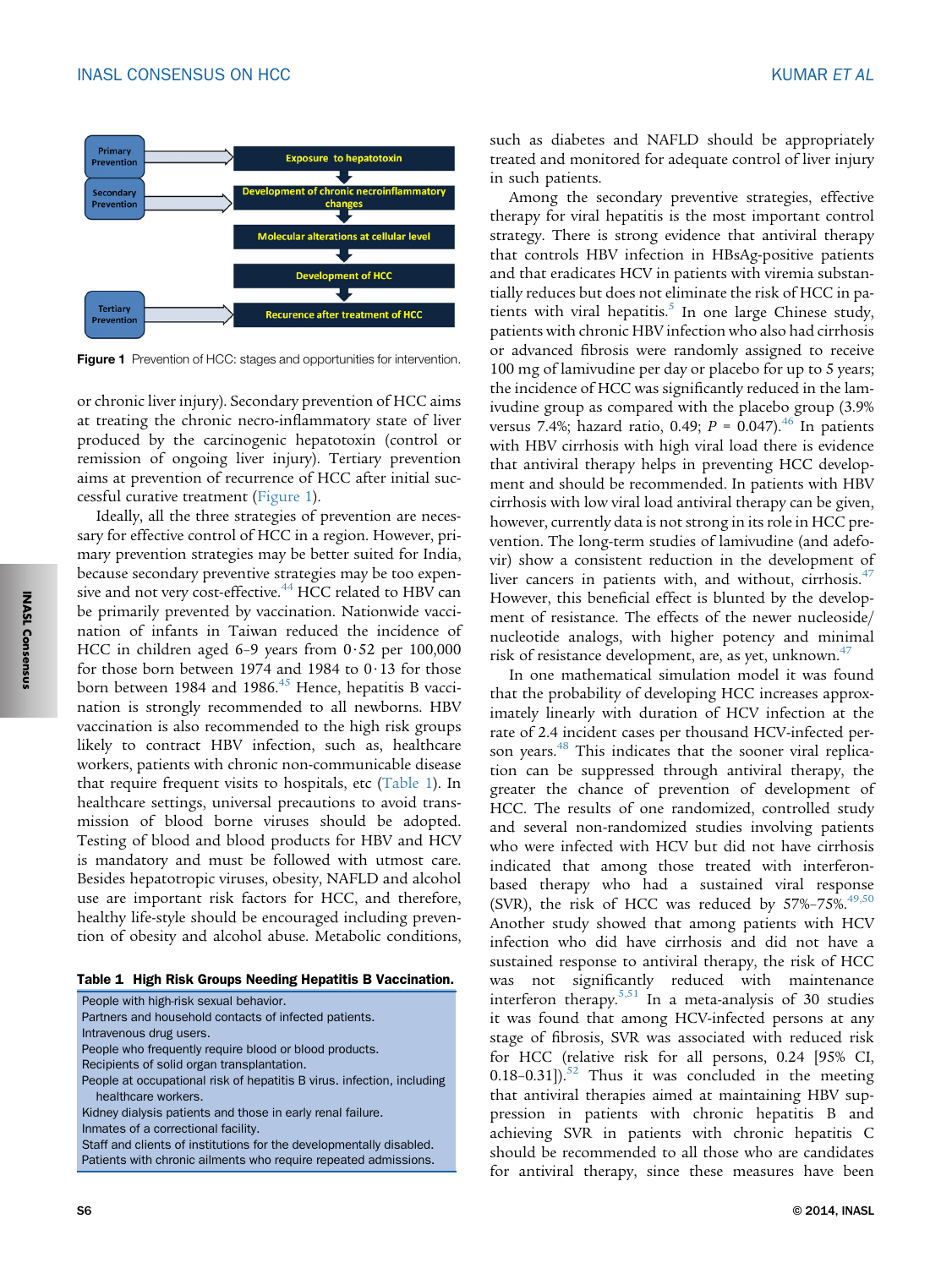Primary Prevention → Exposure to hepatotoxin

Secondary Prevention → Development of chronic necroinflammatory changes

Molecular alterations at cellular level

Development of HCC

Tertiary Prevention → Recurence after treatment of HCC

**Figure 1** Prevention of HCC: stages and opportunities for intervention.

or chronic liver injury). Secondary prevention of HCC aims at treating the chronic necro-inflammatory state of liver produced by the carcinogenic hepatotoxin (control or remission of ongoing liver injury). Tertiary prevention aims at prevention of recurrence of HCC after initial successful curative treatment (Figure 1).

Ideally, all the three strategies of prevention are necessary for effective control of HCC in a region. However, primary prevention strategies may be better suited for India, because secondary preventive strategies may be too expensive and not very cost-effective.[44] HCC related to HBV can be primarily prevented by vaccination. Nationwide vaccination of infants in Taiwan reduced the incidence of HCC in children aged 6–9 years from 0·52 per 100,000 for those born between 1974 and 1984 to 0·13 for those born between 1984 and 1986.[45] Hence, hepatitis B vaccination is strongly recommended to all newborns. HBV vaccination is also recommended to the high risk groups likely to contract HBV infection, such as, healthcare workers, patients with chronic non-communicable disease that require frequent visits to hospitals, etc (Table 1). In healthcare settings, universal precautions to avoid transmission of blood borne viruses should be adopted. Testing of blood and blood products for HBV and HCV is mandatory and must be followed with utmost care. Besides hepatotropic viruses, obesity, NAFLD and alcohol use are important risk factors for HCC, and therefore, healthy life-style should be encouraged including prevention of obesity and alcohol abuse. Metabolic conditions, such as diabetes and NAFLD should be appropriately treated and monitored for adequate control of liver injury in such patients.

**Table 1 High Risk Groups Needing Hepatitis B Vaccination.**

| |
|---|
| People with high-risk sexual behavior. |
| Partners and household contacts of infected patients. |
| Intravenous drug users. |
| People who frequently require blood or blood products. |
| Recipients of solid organ transplantation. |
| People at occupational risk of hepatitis B virus. infection, including healthcare workers. |
| Kidney dialysis patients and those in early renal failure. |
| Inmates of a correctional facility. |
| Staff and clients of institutions for the developmentally disabled. |
| Patients with chronic ailments who require repeated admissions. |

Among the secondary preventive strategies, effective therapy for viral hepatitis is the most important control strategy. There is strong evidence that antiviral therapy that controls HBV infection in HBsAg-positive patients and that eradicates HCV in patients with viremia substantially reduces but does not eliminate the risk of HCC in patients with viral hepatitis.[5] In one large Chinese study, patients with chronic HBV infection who also had cirrhosis or advanced fibrosis were randomly assigned to receive 100 mg of lamivudine per day or placebo for up to 5 years; the incidence of HCC was significantly reduced in the lamivudine group as compared with the placebo group (3.9% versus 7.4%; hazard ratio, 0.49; $P = 0.047$).[46] In patients with HBV cirrhosis with high viral load there is evidence that antiviral therapy helps in preventing HCC development and should be recommended. In patients with HBV cirrhosis with low viral load antiviral therapy can be given, however, currently data is not strong in its role in HCC prevention. The long-term studies of lamivudine (and adefovir) show a consistent reduction in the development of liver cancers in patients with, and without, cirrhosis.[47] However, this beneficial effect is blunted by the development of resistance. The effects of the newer nucleoside/nucleotide analogs, with higher potency and minimal risk of resistance development, are, as yet, unknown.[47]

In one mathematical simulation model it was found that the probability of developing HCC increases approximately linearly with duration of HCV infection at the rate of 2.4 incident cases per thousand HCV-infected person years.[48] This indicates that the sooner viral replication can be suppressed through antiviral therapy, the greater the chance of prevention of development of HCC. The results of one randomized, controlled study and several non-randomized studies involving patients who were infected with HCV but did not have cirrhosis indicated that among those treated with interferon-based therapy who had a sustained viral response (SVR), the risk of HCC was reduced by 57%–75%.[49,50] Another study showed that among patients with HCV infection who did have cirrhosis and did not have a sustained response to antiviral therapy, the risk of HCC was not significantly reduced with maintenance interferon therapy.[5,51] In a meta-analysis of 30 studies it was found that among HCV-infected persons at any stage of fibrosis, SVR was associated with reduced risk for HCC (relative risk for all persons, 0.24 [95% CI, 0.18–0.31]).[52] Thus it was concluded in the meeting that antiviral therapies aimed at maintaining HBV suppression in patients with chronic hepatitis B and achieving SVR in patients with chronic hepatitis C should be recommended to all those who are candidates for antiviral therapy, since these measures have been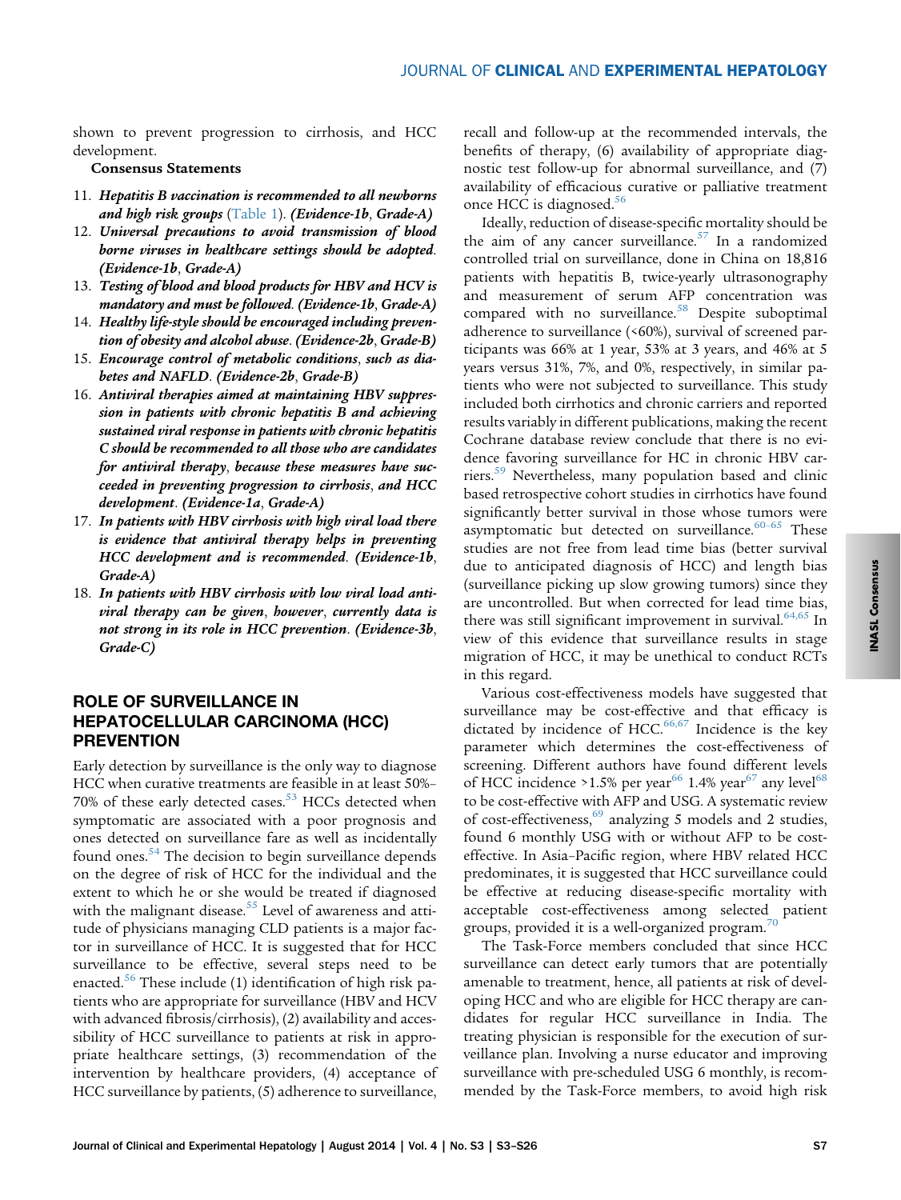shown to prevent progression to cirrhosis, and HCC development.

**Consensus Statements**

11. ***Hepatitis B vaccination is recommended to all newborns and high risk groups*** (Table 1). ***(Evidence-1b, Grade-A)***
12. ***Universal precautions to avoid transmission of blood borne viruses in healthcare settings should be adopted. (Evidence-1b, Grade-A)***
13. ***Testing of blood and blood products for HBV and HCV is mandatory and must be followed. (Evidence-1b, Grade-A)***
14. ***Healthy life-style should be encouraged including prevention of obesity and alcohol abuse. (Evidence-2b, Grade-B)***
15. ***Encourage control of metabolic conditions, such as diabetes and NAFLD. (Evidence-2b, Grade-B)***
16. ***Antiviral therapies aimed at maintaining HBV suppression in patients with chronic hepatitis B and achieving sustained viral response in patients with chronic hepatitis C should be recommended to all those who are candidates for antiviral therapy, because these measures have succeeded in preventing progression to cirrhosis, and HCC development. (Evidence-1a, Grade-A)***
17. ***In patients with HBV cirrhosis with high viral load there is evidence that antiviral therapy helps in preventing HCC development and is recommended. (Evidence-1b, Grade-A)***
18. ***In patients with HBV cirrhosis with low viral load antiviral therapy can be given, however, currently data is not strong in its role in HCC prevention. (Evidence-3b, Grade-C)***

## ROLE OF SURVEILLANCE IN HEPATOCELLULAR CARCINOMA (HCC) PREVENTION

Early detection by surveillance is the only way to diagnose HCC when curative treatments are feasible in at least 50%–70% of these early detected cases.[53] HCCs detected when symptomatic are associated with a poor prognosis and ones detected on surveillance fare as well as incidentally found ones.[54] The decision to begin surveillance depends on the degree of risk of HCC for the individual and the extent to which he or she would be treated if diagnosed with the malignant disease.[55] Level of awareness and attitude of physicians managing CLD patients is a major factor in surveillance of HCC. It is suggested that for HCC surveillance to be effective, several steps need to be enacted.[56] These include (1) identification of high risk patients who are appropriate for surveillance (HBV and HCV with advanced fibrosis/cirrhosis), (2) availability and accessibility of HCC surveillance to patients at risk in appropriate healthcare settings, (3) recommendation of the intervention by healthcare providers, (4) acceptance of HCC surveillance by patients, (5) adherence to surveillance, recall and follow-up at the recommended intervals, the benefits of therapy, (6) availability of appropriate diagnostic test follow-up for abnormal surveillance, and (7) availability of efficacious curative or palliative treatment once HCC is diagnosed.[56]

Ideally, reduction of disease-specific mortality should be the aim of any cancer surveillance.[57] In a randomized controlled trial on surveillance, done in China on 18,816 patients with hepatitis B, twice-yearly ultrasonography and measurement of serum AFP concentration was compared with no surveillance.[58] Despite suboptimal adherence to surveillance (<60%), survival of screened participants was 66% at 1 year, 53% at 3 years, and 46% at 5 years versus 31%, 7%, and 0%, respectively, in similar patients who were not subjected to surveillance. This study included both cirrhotics and chronic carriers and reported results variably in different publications, making the recent Cochrane database review conclude that there is no evidence favoring surveillance for HC in chronic HBV carriers.[59] Nevertheless, many population based and clinic based retrospective cohort studies in cirrhotics have found significantly better survival in those whose tumors were asymptomatic but detected on surveillance.[60–65] These studies are not free from lead time bias (better survival due to anticipated diagnosis of HCC) and length bias (surveillance picking up slow growing tumors) since they are uncontrolled. But when corrected for lead time bias, there was still significant improvement in survival.[64,65] In view of this evidence that surveillance results in stage migration of HCC, it may be unethical to conduct RCTs in this regard.

Various cost-effectiveness models have suggested that surveillance may be cost-effective and that efficacy is dictated by incidence of HCC.[66,67] Incidence is the key parameter which determines the cost-effectiveness of screening. Different authors have found different levels of HCC incidence >1.5% per year[66] 1.4% year[67] any level[68] to be cost-effective with AFP and USG. A systematic review of cost-effectiveness,[69] analyzing 5 models and 2 studies, found 6 monthly USG with or without AFP to be cost-effective. In Asia–Pacific region, where HBV related HCC predominates, it is suggested that HCC surveillance could be effective at reducing disease-specific mortality with acceptable cost-effectiveness among selected patient groups, provided it is a well-organized program.[70]

The Task-Force members concluded that since HCC surveillance can detect early tumors that are potentially amenable to treatment, hence, all patients at risk of developing HCC and who are eligible for HCC therapy are candidates for regular HCC surveillance in India. The treating physician is responsible for the execution of surveillance plan. Involving a nurse educator and improving surveillance with pre-scheduled USG 6 monthly, is recommended by the Task-Force members, to avoid high risk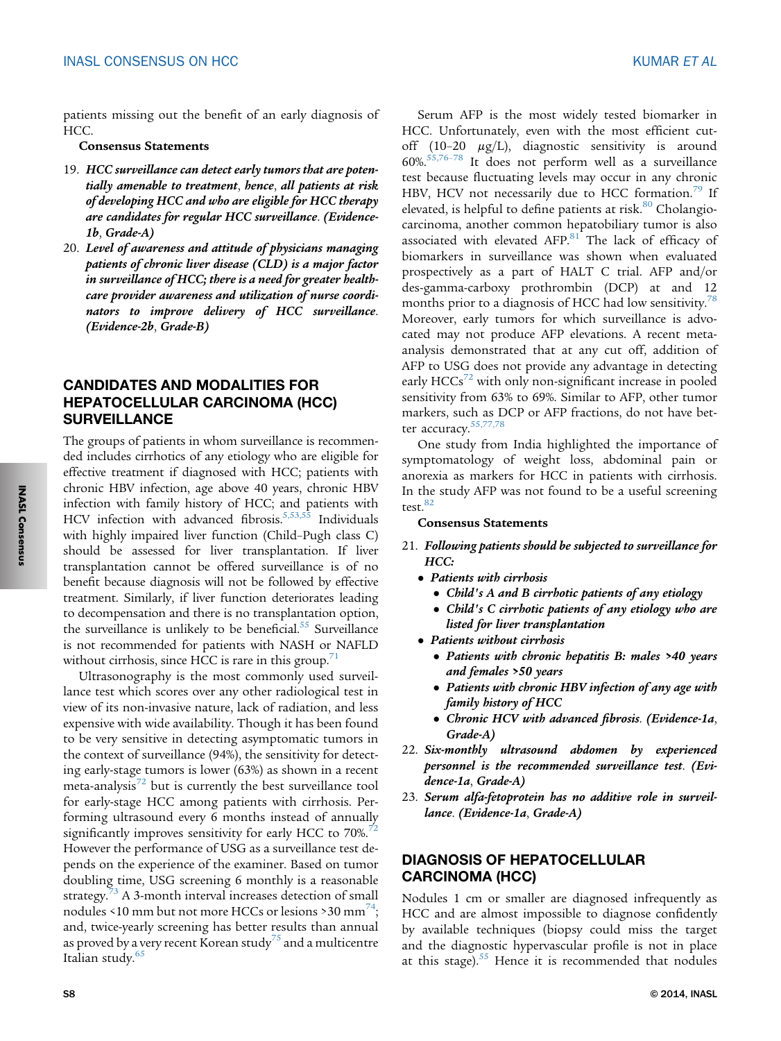patients missing out the benefit of an early diagnosis of HCC.

**Consensus Statements**

19. ***HCC surveillance can detect early tumors that are potentially amenable to treatment, hence, all patients at risk of developing HCC and who are eligible for HCC therapy are candidates for regular HCC surveillance. (Evidence-1b, Grade-A)***
20. ***Level of awareness and attitude of physicians managing patients of chronic liver disease (CLD) is a major factor in surveillance of HCC; there is a need for greater health-care provider awareness and utilization of nurse coordinators to improve delivery of HCC surveillance. (Evidence-2b, Grade-B)***

## CANDIDATES AND MODALITIES FOR HEPATOCELLULAR CARCINOMA (HCC) SURVEILLANCE

The groups of patients in whom surveillance is recommended includes cirrhotics of any etiology who are eligible for effective treatment if diagnosed with HCC; patients with chronic HBV infection, age above 40 years, chronic HBV infection with family history of HCC; and patients with HCV infection with advanced fibrosis.[5,53,55] Individuals with highly impaired liver function (Child–Pugh class C) should be assessed for liver transplantation. If liver transplantation cannot be offered surveillance is of no benefit because diagnosis will not be followed by effective treatment. Similarly, if liver function deteriorates leading to decompensation and there is no transplantation option, the surveillance is unlikely to be beneficial.[55] Surveillance is not recommended for patients with NASH or NAFLD without cirrhosis, since HCC is rare in this group.[71]

Ultrasonography is the most commonly used surveillance test which scores over any other radiological test in view of its non-invasive nature, lack of radiation, and less expensive with wide availability. Though it has been found to be very sensitive in detecting asymptomatic tumors in the context of surveillance (94%), the sensitivity for detecting early-stage tumors is lower (63%) as shown in a recent meta-analysis[72] but is currently the best surveillance tool for early-stage HCC among patients with cirrhosis. Performing ultrasound every 6 months instead of annually significantly improves sensitivity for early HCC to 70%.[72] However the performance of USG as a surveillance test depends on the experience of the examiner. Based on tumor doubling time, USG screening 6 monthly is a reasonable strategy.[73] A 3-month interval increases detection of small nodules <10 mm but not more HCCs or lesions >30 mm[74]; and, twice-yearly screening has better results than annual as proved by a very recent Korean study[75] and a multicentre Italian study.[65]

Serum AFP is the most widely tested biomarker in HCC. Unfortunately, even with the most efficient cut-off (10–20 μg/L), diagnostic sensitivity is around 60%.[55,76–78] It does not perform well as a surveillance test because fluctuating levels may occur in any chronic HBV, HCV not necessarily due to HCC formation.[79] If elevated, is helpful to define patients at risk.[80] Cholangiocarcinoma, another common hepatobiliary tumor is also associated with elevated AFP.[81] The lack of efficacy of biomarkers in surveillance was shown when evaluated prospectively as a part of HALT C trial. AFP and/or des-gamma-carboxy prothrombin (DCP) at and 12 months prior to a diagnosis of HCC had low sensitivity.[78] Moreover, early tumors for which surveillance is advocated may not produce AFP elevations. A recent meta-analysis demonstrated that at any cut off, addition of AFP to USG does not provide any advantage in detecting early HCCs[72] with only non-significant increase in pooled sensitivity from 63% to 69%. Similar to AFP, other tumor markers, such as DCP or AFP fractions, do not have better accuracy.[55,77,78]

One study from India highlighted the importance of symptomatology of weight loss, abdominal pain or anorexia as markers for HCC in patients with cirrhosis. In the study AFP was not found to be a useful screening test.[82]

**Consensus Statements**

21. ***Following patients should be subjected to surveillance for HCC:***
    - ***Patients with cirrhosis***
        - ***Child's A and B cirrhotic patients of any etiology***
        - ***Child's C cirrhotic patients of any etiology who are listed for liver transplantation***
    - ***Patients without cirrhosis***
        - ***Patients with chronic hepatitis B: males >40 years and females >50 years***
        - ***Patients with chronic HBV infection of any age with family history of HCC***
        - ***Chronic HCV with advanced fibrosis. (Evidence-1a, Grade-A)***
22. ***Six-monthly ultrasound abdomen by experienced personnel is the recommended surveillance test. (Evidence-1a, Grade-A)***
23. ***Serum alfa-fetoprotein has no additive role in surveillance. (Evidence-1a, Grade-A)***

## DIAGNOSIS OF HEPATOCELLULAR CARCINOMA (HCC)

Nodules 1 cm or smaller are diagnosed infrequently as HCC and are almost impossible to diagnose confidently by available techniques (biopsy could miss the target and the diagnostic hypervascular profile is not in place at this stage).[55] Hence it is recommended that nodules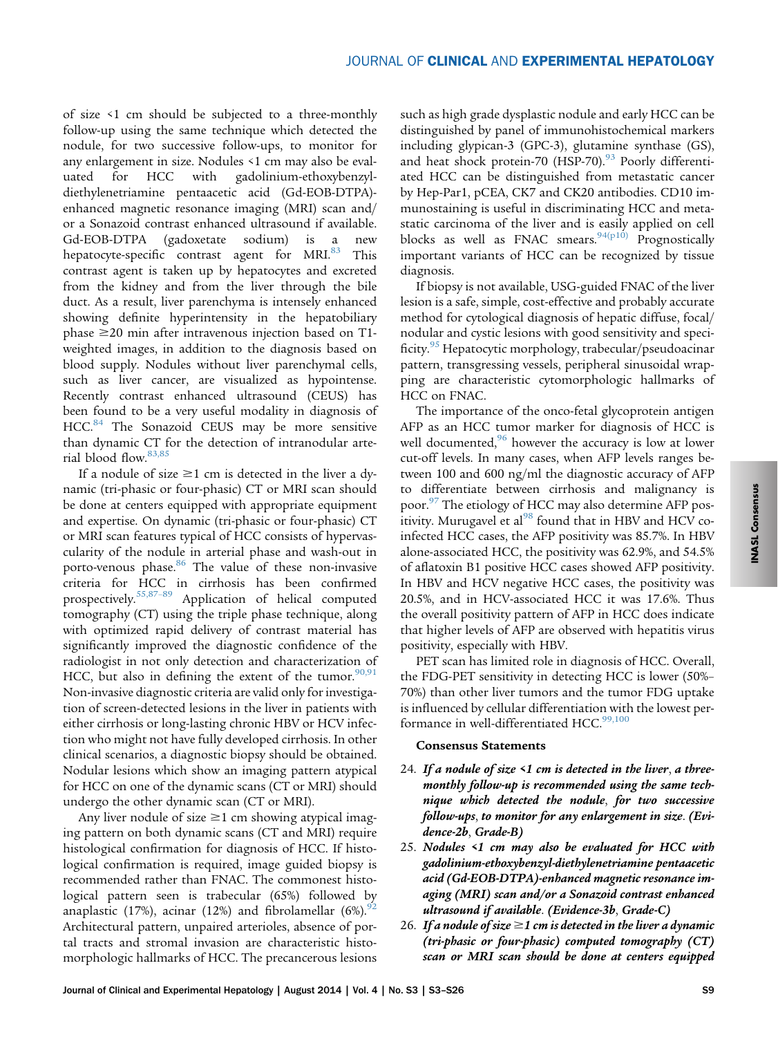of size <1 cm should be subjected to a three-monthly follow-up using the same technique which detected the nodule, for two successive follow-ups, to monitor for any enlargement in size. Nodules <1 cm may also be evaluated for HCC with gadolinium-ethoxybenzyl-diethylenetriamine pentaacetic acid (Gd-EOB-DTPA)-enhanced magnetic resonance imaging (MRI) scan and/or a Sonazoid contrast enhanced ultrasound if available. Gd-EOB-DTPA (gadoxetate sodium) is a new hepatocyte-specific contrast agent for MRI.[83] This contrast agent is taken up by hepatocytes and excreted from the kidney and from the liver through the bile duct. As a result, liver parenchyma is intensely enhanced showing definite hyperintensity in the hepatobiliary phase ≥20 min after intravenous injection based on T1-weighted images, in addition to the diagnosis based on blood supply. Nodules without liver parenchymal cells, such as liver cancer, are visualized as hypointense. Recently contrast enhanced ultrasound (CEUS) has been found to be a very useful modality in diagnosis of HCC.[84] The Sonazoid CEUS may be more sensitive than dynamic CT for the detection of intranodular arterial blood flow.[83,85]

If a nodule of size ≥1 cm is detected in the liver a dynamic (tri-phasic or four-phasic) CT or MRI scan should be done at centers equipped with appropriate equipment and expertise. On dynamic (tri-phasic or four-phasic) CT or MRI scan features typical of HCC consists of hypervascularity of the nodule in arterial phase and wash-out in porto-venous phase.[86] The value of these non-invasive criteria for HCC in cirrhosis has been confirmed prospectively.[55,87–89] Application of helical computed tomography (CT) using the triple phase technique, along with optimized rapid delivery of contrast material has significantly improved the diagnostic confidence of the radiologist in not only detection and characterization of HCC, but also in defining the extent of the tumor.[90,91] Non-invasive diagnostic criteria are valid only for investigation of screen-detected lesions in the liver in patients with either cirrhosis or long-lasting chronic HBV or HCV infection who might not have fully developed cirrhosis. In other clinical scenarios, a diagnostic biopsy should be obtained. Nodular lesions which show an imaging pattern atypical for HCC on one of the dynamic scans (CT or MRI) should undergo the other dynamic scan (CT or MRI).

Any liver nodule of size ≥1 cm showing atypical imaging pattern on both dynamic scans (CT and MRI) require histological confirmation for diagnosis of HCC. If histological confirmation is required, image guided biopsy is recommended rather than FNAC. The commonest histological pattern seen is trabecular (65%) followed by anaplastic (17%), acinar (12%) and fibrolamellar (6%).[92] Architectural pattern, unpaired arterioles, absence of portal tracts and stromal invasion are characteristic histomorphologic hallmarks of HCC. The precancerous lesions such as high grade dysplastic nodule and early HCC can be distinguished by panel of immunohistochemical markers including glypican-3 (GPC-3), glutamine synthase (GS), and heat shock protein-70 (HSP-70).[93] Poorly differentiated HCC can be distinguished from metastatic cancer by Hep-Par1, pCEA, CK7 and CK20 antibodies. CD10 immunostaining is useful in discriminating HCC and metastatic carcinoma of the liver and is easily applied on cell blocks as well as FNAC smears.[94(p10)] Prognostically important variants of HCC can be recognized by tissue diagnosis.

If biopsy is not available, USG-guided FNAC of the liver lesion is a safe, simple, cost-effective and probably accurate method for cytological diagnosis of hepatic diffuse, focal/nodular and cystic lesions with good sensitivity and specificity.[95] Hepatocytic morphology, trabecular/pseudoacinar pattern, transgressing vessels, peripheral sinusoidal wrapping are characteristic cytomorphologic hallmarks of HCC on FNAC.

The importance of the onco-fetal glycoprotein antigen AFP as an HCC tumor marker for diagnosis of HCC is well documented,[96] however the accuracy is low at lower cut-off levels. In many cases, when AFP levels ranges between 100 and 600 ng/ml the diagnostic accuracy of AFP to differentiate between cirrhosis and malignancy is poor.[97] The etiology of HCC may also determine AFP positivity. Murugavel et al[98] found that in HBV and HCV co-infected HCC cases, the AFP positivity was 85.7%. In HBV alone-associated HCC, the positivity was 62.9%, and 54.5% of aflatoxin B1 positive HCC cases showed AFP positivity. In HBV and HCV negative HCC cases, the positivity was 20.5%, and in HCV-associated HCC it was 17.6%. Thus the overall positivity pattern of AFP in HCC does indicate that higher levels of AFP are observed with hepatitis virus positivity, especially with HBV.

PET scan has limited role in diagnosis of HCC. Overall, the FDG-PET sensitivity in detecting HCC is lower (50%–70%) than other liver tumors and the tumor FDG uptake is influenced by cellular differentiation with the lowest performance in well-differentiated HCC.[99,100]

**Consensus Statements**

24. ***If a nodule of size <1 cm is detected in the liver, a three-monthly follow-up is recommended using the same technique which detected the nodule, for two successive follow-ups, to monitor for any enlargement in size. (Evidence-2b, Grade-B)***
25. ***Nodules <1 cm may also be evaluated for HCC with gadolinium-ethoxybenzyl-diethylenetriamine pentaacetic acid (Gd-EOB-DTPA)-enhanced magnetic resonance imaging (MRI) scan and/or a Sonazoid contrast enhanced ultrasound if available. (Evidence-3b, Grade-C)***
26. ***If a nodule of size ≥1 cm is detected in the liver a dynamic (tri-phasic or four-phasic) computed tomography (CT) scan or MRI scan should be done at centers equipped***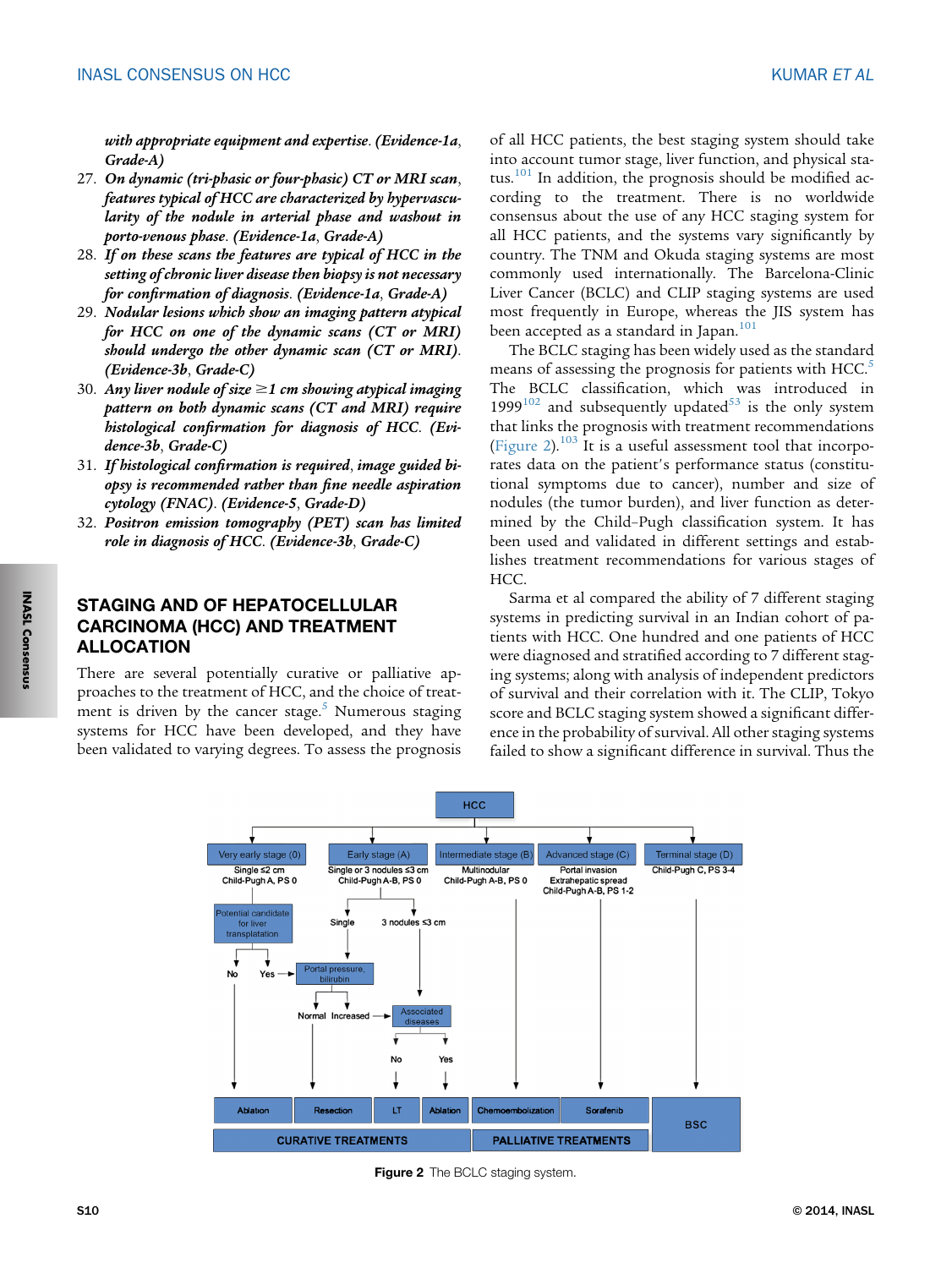*with appropriate equipment and expertise. (Evidence-1a, Grade-A)*

27. ***On dynamic (tri-phasic or four-phasic) CT or MRI scan, features typical of HCC are characterized by hypervascularity of the nodule in arterial phase and washout in porto-venous phase. (Evidence-1a, Grade-A)***
28. ***If on these scans the features are typical of HCC in the setting of chronic liver disease then biopsy is not necessary for confirmation of diagnosis. (Evidence-1a, Grade-A)***
29. ***Nodular lesions which show an imaging pattern atypical for HCC on one of the dynamic scans (CT or MRI) should undergo the other dynamic scan (CT or MRI). (Evidence-3b, Grade-C)***
30. ***Any liver nodule of size ≥1 cm showing atypical imaging pattern on both dynamic scans (CT and MRI) require histological confirmation for diagnosis of HCC. (Evidence-3b, Grade-C)***
31. ***If histological confirmation is required, image guided biopsy is recommended rather than fine needle aspiration cytology (FNAC). (Evidence-5, Grade-D)***
32. ***Positron emission tomography (PET) scan has limited role in diagnosis of HCC. (Evidence-3b, Grade-C)***

## STAGING AND OF HEPATOCELLULAR CARCINOMA (HCC) AND TREATMENT ALLOCATION

There are several potentially curative or palliative approaches to the treatment of HCC, and the choice of treatment is driven by the cancer stage.[5] Numerous staging systems for HCC have been developed, and they have been validated to varying degrees. To assess the prognosis of all HCC patients, the best staging system should take into account tumor stage, liver function, and physical status.[101] In addition, the prognosis should be modified according to the treatment. There is no worldwide consensus about the use of any HCC staging system for all HCC patients, and the systems vary significantly by country. The TNM and Okuda staging systems are most commonly used internationally. The Barcelona-Clinic Liver Cancer (BCLC) and CLIP staging systems are used most frequently in Europe, whereas the JIS system has been accepted as a standard in Japan.[101]

The BCLC staging has been widely used as the standard means of assessing the prognosis for patients with HCC.[5] The BCLC classification, which was introduced in 1999[102] and subsequently updated[53] is the only system that links the prognosis with treatment recommendations (Figure 2).[103] It is a useful assessment tool that incorporates data on the patient's performance status (constitutional symptoms due to cancer), number and size of nodules (the tumor burden), and liver function as determined by the Child–Pugh classification system. It has been used and validated in different settings and establishes treatment recommendations for various stages of HCC.

Sarma et al compared the ability of 7 different staging systems in predicting survival in an Indian cohort of patients with HCC. One hundred and one patients of HCC were diagnosed and stratified according to 7 different staging systems; along with analysis of independent predictors of survival and their correlation with it. The CLIP, Tokyo score and BCLC staging system showed a significant difference in the probability of survival. All other staging systems failed to show a significant difference in survival. Thus the

**Figure 2** The BCLC staging system.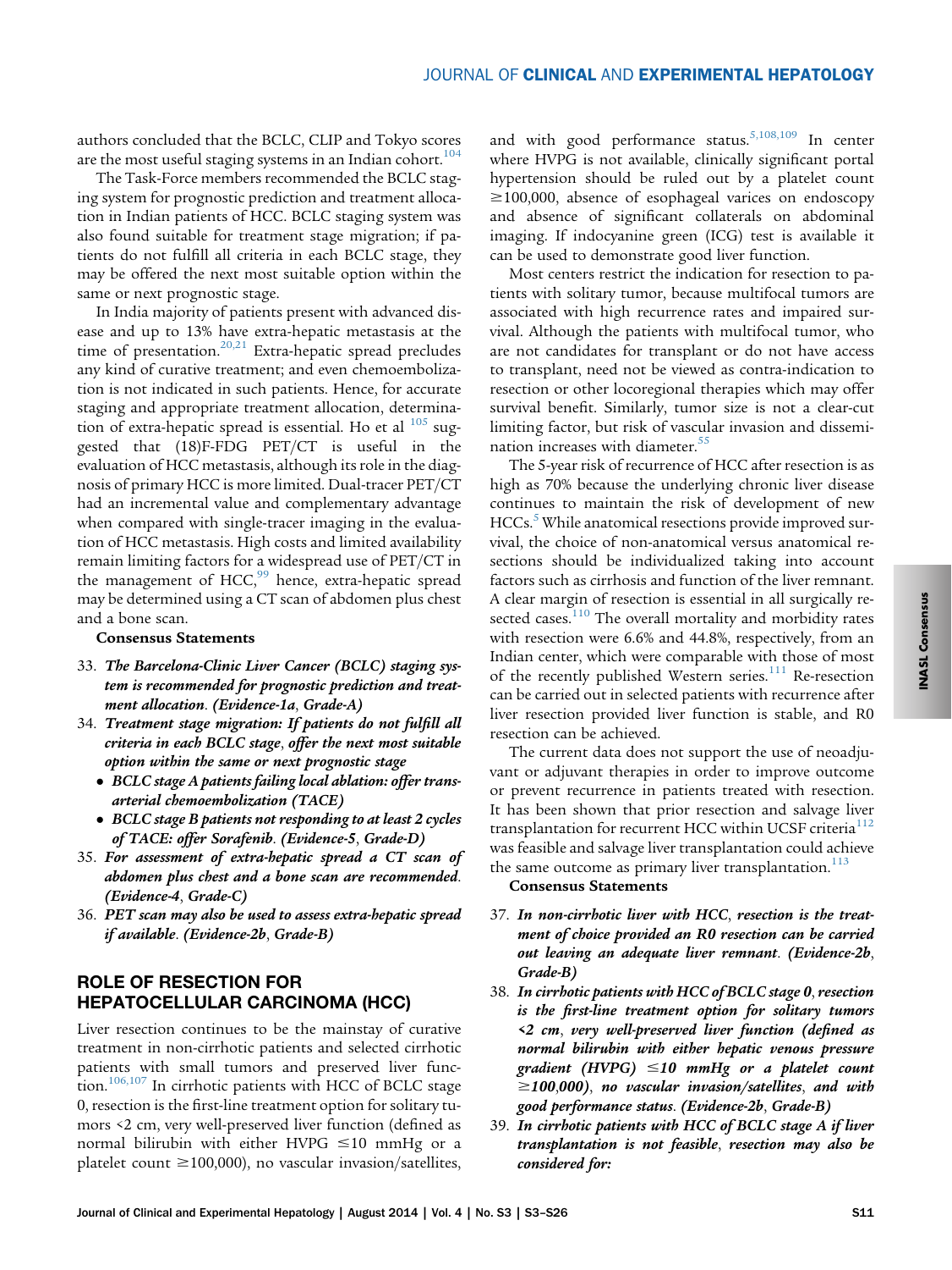authors concluded that the BCLC, CLIP and Tokyo scores are the most useful staging systems in an Indian cohort.[104]

The Task-Force members recommended the BCLC staging system for prognostic prediction and treatment allocation in Indian patients of HCC. BCLC staging system was also found suitable for treatment stage migration; if patients do not fulfill all criteria in each BCLC stage, they may be offered the next most suitable option within the same or next prognostic stage.

In India majority of patients present with advanced disease and up to 13% have extra-hepatic metastasis at the time of presentation.[20,21] Extra-hepatic spread precludes any kind of curative treatment; and even chemoembolization is not indicated in such patients. Hence, for accurate staging and appropriate treatment allocation, determination of extra-hepatic spread is essential. Ho et al [105] suggested that (18)F-FDG PET/CT is useful in the evaluation of HCC metastasis, although its role in the diagnosis of primary HCC is more limited. Dual-tracer PET/CT had an incremental value and complementary advantage when compared with single-tracer imaging in the evaluation of HCC metastasis. High costs and limited availability remain limiting factors for a widespread use of PET/CT in the management of HCC,[99] hence, extra-hepatic spread may be determined using a CT scan of abdomen plus chest and a bone scan.

**Consensus Statements**

33. ***The Barcelona-Clinic Liver Cancer (BCLC) staging system is recommended for prognostic prediction and treatment allocation. (Evidence-1a, Grade-A)***
34. ***Treatment stage migration: If patients do not fulfill all criteria in each BCLC stage, offer the next most suitable option within the same or next prognostic stage***
    - ***BCLC stage A patients failing local ablation: offer trans-arterial chemoembolization (TACE)***
    - ***BCLC stage B patients not responding to at least 2 cycles of TACE: offer Sorafenib. (Evidence-5, Grade-D)***
35. ***For assessment of extra-hepatic spread a CT scan of abdomen plus chest and a bone scan are recommended. (Evidence-4, Grade-C)***
36. ***PET scan may also be used to assess extra-hepatic spread if available. (Evidence-2b, Grade-B)***

## ROLE OF RESECTION FOR HEPATOCELLULAR CARCINOMA (HCC)

Liver resection continues to be the mainstay of curative treatment in non-cirrhotic patients and selected cirrhotic patients with small tumors and preserved liver function.[106,107] In cirrhotic patients with HCC of BCLC stage 0, resection is the first-line treatment option for solitary tumors <2 cm, very well-preserved liver function (defined as normal bilirubin with either HVPG ≤10 mmHg or a platelet count ≥100,000), no vascular invasion/satellites, and with good performance status.[5,108,109] In center where HVPG is not available, clinically significant portal hypertension should be ruled out by a platelet count ≥100,000, absence of esophageal varices on endoscopy and absence of significant collaterals on abdominal imaging. If indocyanine green (ICG) test is available it can be used to demonstrate good liver function.

Most centers restrict the indication for resection to patients with solitary tumor, because multifocal tumors are associated with high recurrence rates and impaired survival. Although the patients with multifocal tumor, who are not candidates for transplant or do not have access to transplant, need not be viewed as contra-indication to resection or other locoregional therapies which may offer survival benefit. Similarly, tumor size is not a clear-cut limiting factor, but risk of vascular invasion and dissemination increases with diameter.[55]

The 5-year risk of recurrence of HCC after resection is as high as 70% because the underlying chronic liver disease continues to maintain the risk of development of new HCCs.[5] While anatomical resections provide improved survival, the choice of non-anatomical versus anatomical resections should be individualized taking into account factors such as cirrhosis and function of the liver remnant. A clear margin of resection is essential in all surgically resected cases.[110] The overall mortality and morbidity rates with resection were 6.6% and 44.8%, respectively, from an Indian center, which were comparable with those of most of the recently published Western series.[111] Re-resection can be carried out in selected patients with recurrence after liver resection provided liver function is stable, and R0 resection can be achieved.

The current data does not support the use of neoadjuvant or adjuvant therapies in order to improve outcome or prevent recurrence in patients treated with resection. It has been shown that prior resection and salvage liver transplantation for recurrent HCC within UCSF criteria[112] was feasible and salvage liver transplantation could achieve the same outcome as primary liver transplantation.[113]

**Consensus Statements**

37. ***In non-cirrhotic liver with HCC, resection is the treatment of choice provided an R0 resection can be carried out leaving an adequate liver remnant. (Evidence-2b, Grade-B)***
38. ***In cirrhotic patients with HCC of BCLC stage 0, resection is the first-line treatment option for solitary tumors <2 cm, very well-preserved liver function (defined as normal bilirubin with either hepatic venous pressure gradient (HVPG) ≤10 mmHg or a platelet count ≥100,000), no vascular invasion/satellites, and with good performance status. (Evidence-2b, Grade-B)***
39. ***In cirrhotic patients with HCC of BCLC stage A if liver transplantation is not feasible, resection may also be considered for:***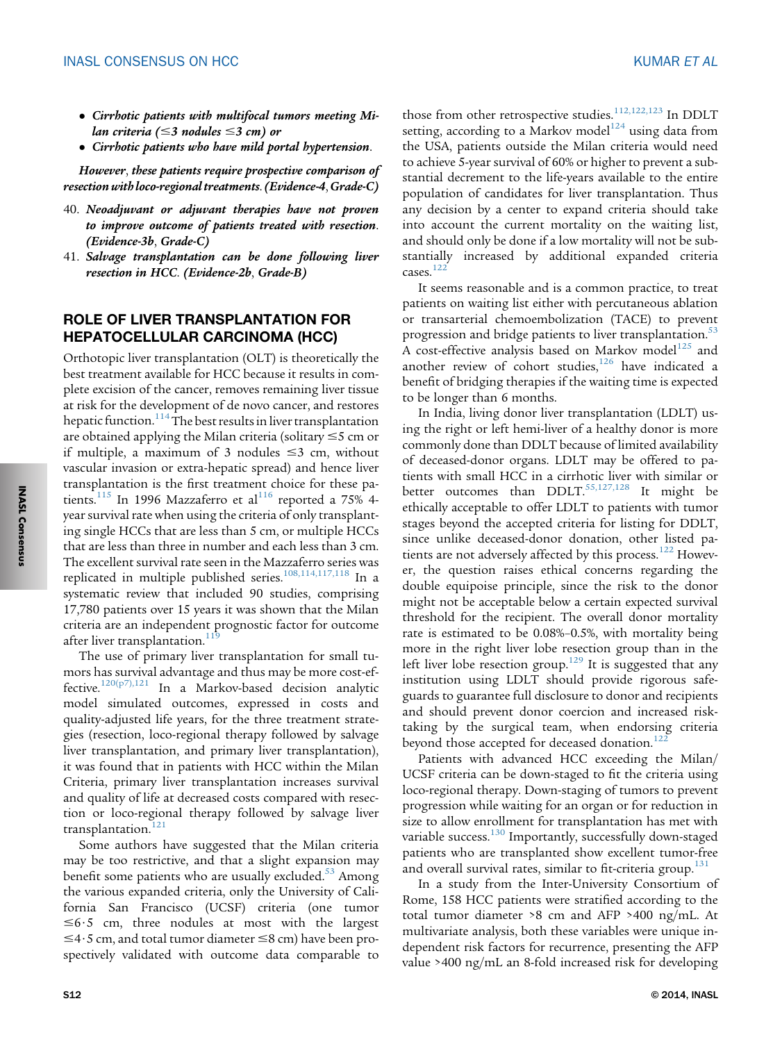- *Cirrhotic patients with multifocal tumors meeting Milan criteria (≤3 nodules ≤3 cm) or*
- *Cirrhotic patients who have mild portal hypertension.*

***However, these patients require prospective comparison of resection with loco-regional treatments. (Evidence-4, Grade-C)***

40. ***Neoadjuvant or adjuvant therapies have not proven to improve outcome of patients treated with resection. (Evidence-3b, Grade-C)***
41. ***Salvage transplantation can be done following liver resection in HCC. (Evidence-2b, Grade-B)***

## ROLE OF LIVER TRANSPLANTATION FOR HEPATOCELLULAR CARCINOMA (HCC)

Orthotopic liver transplantation (OLT) is theoretically the best treatment available for HCC because it results in complete excision of the cancer, removes remaining liver tissue at risk for the development of de novo cancer, and restores hepatic function.[114] The best results in liver transplantation are obtained applying the Milan criteria (solitary ≤5 cm or if multiple, a maximum of 3 nodules ≤3 cm, without vascular invasion or extra-hepatic spread) and hence liver transplantation is the first treatment choice for these patients.[115] In 1996 Mazzaferro et al[116] reported a 75% 4-year survival rate when using the criteria of only transplanting single HCCs that are less than 5 cm, or multiple HCCs that are less than three in number and each less than 3 cm. The excellent survival rate seen in the Mazzaferro series was replicated in multiple published series.[108,114,117,118] In a systematic review that included 90 studies, comprising 17,780 patients over 15 years it was shown that the Milan criteria are an independent prognostic factor for outcome after liver transplantation.[119]

The use of primary liver transplantation for small tumors has survival advantage and thus may be more cost-effective.[120(p7),121] In a Markov-based decision analytic model simulated outcomes, expressed in costs and quality-adjusted life years, for the three treatment strategies (resection, loco-regional therapy followed by salvage liver transplantation, and primary liver transplantation), it was found that in patients with HCC within the Milan Criteria, primary liver transplantation increases survival and quality of life at decreased costs compared with resection or loco-regional therapy followed by salvage liver transplantation.[121]

Some authors have suggested that the Milan criteria may be too restrictive, and that a slight expansion may benefit some patients who are usually excluded.[53] Among the various expanded criteria, only the University of California San Francisco (UCSF) criteria (one tumor ≤6·5 cm, three nodules at most with the largest ≤4·5 cm, and total tumor diameter ≤8 cm) have been prospectively validated with outcome data comparable to those from other retrospective studies.[112,122,123] In DDLT setting, according to a Markov model[124] using data from the USA, patients outside the Milan criteria would need to achieve 5-year survival of 60% or higher to prevent a substantial decrement to the life-years available to the entire population of candidates for liver transplantation. Thus any decision by a center to expand criteria should take into account the current mortality on the waiting list, and should only be done if a low mortality will not be substantially increased by additional expanded criteria cases.[122]

It seems reasonable and is a common practice, to treat patients on waiting list either with percutaneous ablation or transarterial chemoembolization (TACE) to prevent progression and bridge patients to liver transplantation.[53] A cost-effective analysis based on Markov model[125] and another review of cohort studies,[126] have indicated a benefit of bridging therapies if the waiting time is expected to be longer than 6 months.

In India, living donor liver transplantation (LDLT) using the right or left hemi-liver of a healthy donor is more commonly done than DDLT because of limited availability of deceased-donor organs. LDLT may be offered to patients with small HCC in a cirrhotic liver with similar or better outcomes than DDLT.[55,127,128] It might be ethically acceptable to offer LDLT to patients with tumor stages beyond the accepted criteria for listing for DDLT, since unlike deceased-donor donation, other listed patients are not adversely affected by this process.[122] However, the question raises ethical concerns regarding the double equipoise principle, since the risk to the donor might not be acceptable below a certain expected survival threshold for the recipient. The overall donor mortality rate is estimated to be 0.08%–0.5%, with mortality being more in the right liver lobe resection group than in the left liver lobe resection group.[129] It is suggested that any institution using LDLT should provide rigorous safeguards to guarantee full disclosure to donor and recipients and should prevent donor coercion and increased risk-taking by the surgical team, when endorsing criteria beyond those accepted for deceased donation.[122]

Patients with advanced HCC exceeding the Milan/UCSF criteria can be down-staged to fit the criteria using loco-regional therapy. Down-staging of tumors to prevent progression while waiting for an organ or for reduction in size to allow enrollment for transplantation has met with variable success.[130] Importantly, successfully down-staged patients who are transplanted show excellent tumor-free and overall survival rates, similar to fit-criteria group.[131]

In a study from the Inter-University Consortium of Rome, 158 HCC patients were stratified according to the total tumor diameter >8 cm and AFP >400 ng/mL. At multivariate analysis, both these variables were unique independent risk factors for recurrence, presenting the AFP value >400 ng/mL an 8-fold increased risk for developing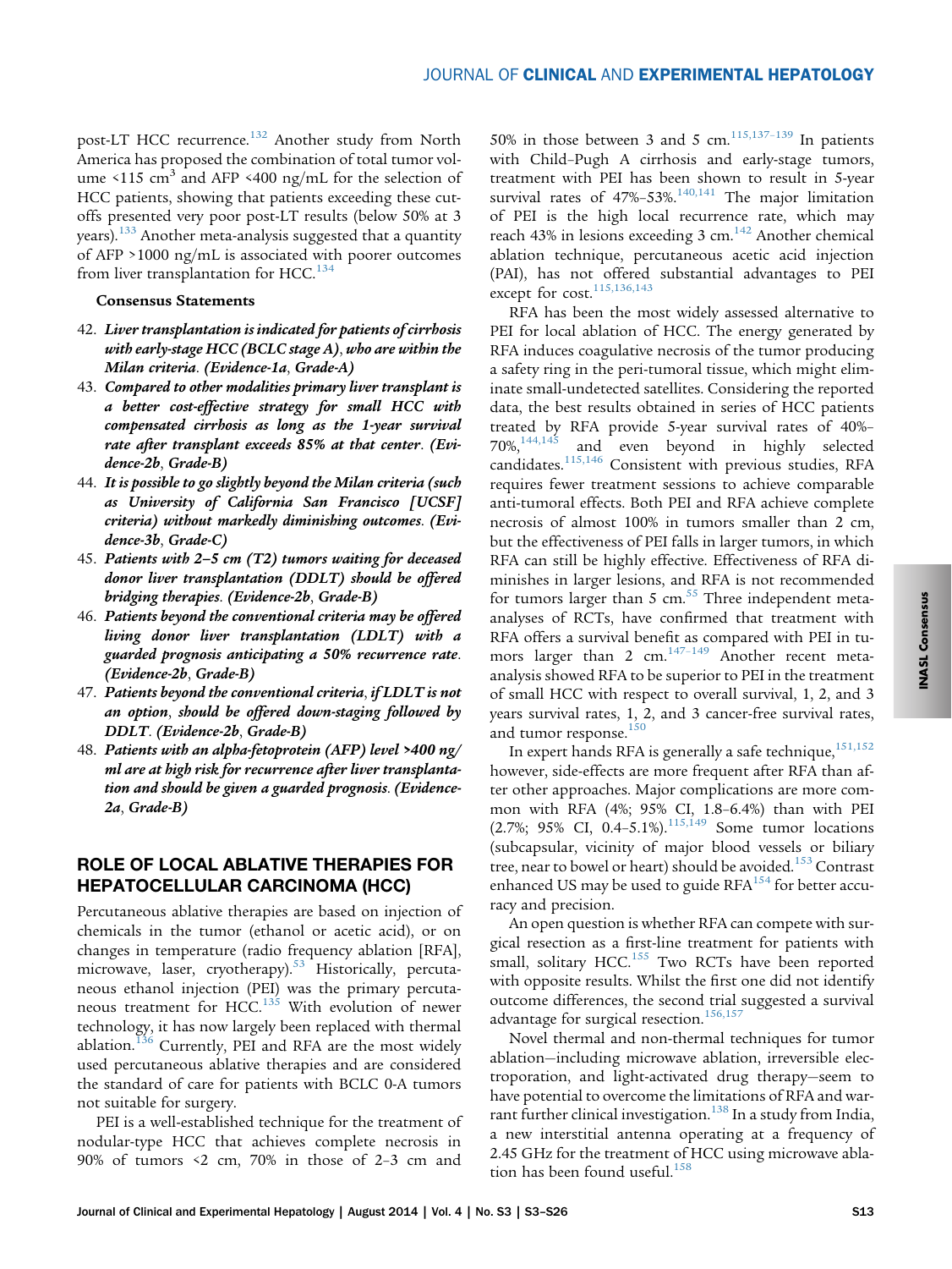post-LT HCC recurrence.[132] Another study from North America has proposed the combination of total tumor volume <115 $cm^3$ and AFP <400 ng/mL for the selection of HCC patients, showing that patients exceeding these cutoffs presented very poor post-LT results (below 50% at 3 years).[133] Another meta-analysis suggested that a quantity of AFP >1000 ng/mL is associated with poorer outcomes from liver transplantation for HCC.[134]

**Consensus Statements**

42. ***Liver transplantation is indicated for patients of cirrhosis with early-stage HCC (BCLC stage A), who are within the Milan criteria. (Evidence-1a, Grade-A)***
43. ***Compared to other modalities primary liver transplant is a better cost-effective strategy for small HCC with compensated cirrhosis as long as the 1-year survival rate after transplant exceeds 85% at that center. (Evidence-2b, Grade-B)***
44. ***It is possible to go slightly beyond the Milan criteria (such as University of California San Francisco [UCSF] criteria) without markedly diminishing outcomes. (Evidence-3b, Grade-C)***
45. ***Patients with 2–5 cm (T2) tumors waiting for deceased donor liver transplantation (DDLT) should be offered bridging therapies. (Evidence-2b, Grade-B)***
46. ***Patients beyond the conventional criteria may be offered living donor liver transplantation (LDLT) with a guarded prognosis anticipating a 50% recurrence rate. (Evidence-2b, Grade-B)***
47. ***Patients beyond the conventional criteria, if LDLT is not an option, should be offered down-staging followed by DDLT. (Evidence-2b, Grade-B)***
48. ***Patients with an alpha-fetoprotein (AFP) level >400 ng/ml are at high risk for recurrence after liver transplantation and should be given a guarded prognosis. (Evidence-2a, Grade-B)***

## ROLE OF LOCAL ABLATIVE THERAPIES FOR HEPATOCELLULAR CARCINOMA (HCC)

Percutaneous ablative therapies are based on injection of chemicals in the tumor (ethanol or acetic acid), or on changes in temperature (radio frequency ablation [RFA], microwave, laser, cryotherapy).[53] Historically, percutaneous ethanol injection (PEI) was the primary percutaneous treatment for HCC.[135] With evolution of newer technology, it has now largely been replaced with thermal ablation.[136] Currently, PEI and RFA are the most widely used percutaneous ablative therapies and are considered the standard of care for patients with BCLC 0-A tumors not suitable for surgery.

PEI is a well-established technique for the treatment of nodular-type HCC that achieves complete necrosis in 90% of tumors <2 cm, 70% in those of 2–3 cm and 50% in those between 3 and 5 cm.[115,137–139] In patients with Child–Pugh A cirrhosis and early-stage tumors, treatment with PEI has been shown to result in 5-year survival rates of 47%–53%.[140,141] The major limitation of PEI is the high local recurrence rate, which may reach 43% in lesions exceeding 3 cm.[142] Another chemical ablation technique, percutaneous acetic acid injection (PAI), has not offered substantial advantages to PEI except for cost.[115,136,143]

RFA has been the most widely assessed alternative to PEI for local ablation of HCC. The energy generated by RFA induces coagulative necrosis of the tumor producing a safety ring in the peri-tumoral tissue, which might eliminate small-undetected satellites. Considering the reported data, the best results obtained in series of HCC patients treated by RFA provide 5-year survival rates of 40%–70%,[144,145] and even beyond in highly selected candidates.[115,146] Consistent with previous studies, RFA requires fewer treatment sessions to achieve comparable anti-tumoral effects. Both PEI and RFA achieve complete necrosis of almost 100% in tumors smaller than 2 cm, but the effectiveness of PEI falls in larger tumors, in which RFA can still be highly effective. Effectiveness of RFA diminishes in larger lesions, and RFA is not recommended for tumors larger than 5 cm.[55] Three independent meta-analyses of RCTs, have confirmed that treatment with RFA offers a survival benefit as compared with PEI in tumors larger than 2 cm.[147–149] Another recent meta-analysis showed RFA to be superior to PEI in the treatment of small HCC with respect to overall survival, 1, 2, and 3 years survival rates, 1, 2, and 3 cancer-free survival rates, and tumor response.[150]

In expert hands RFA is generally a safe technique,[151,152] however, side-effects are more frequent after RFA than after other approaches. Major complications are more common with RFA (4%; 95% CI, 1.8–6.4%) than with PEI (2.7%; 95% CI, 0.4–5.1%).[115,149] Some tumor locations (subcapsular, vicinity of major blood vessels or biliary tree, near to bowel or heart) should be avoided.[153] Contrast enhanced US may be used to guide RFA[154] for better accuracy and precision.

An open question is whether RFA can compete with surgical resection as a first-line treatment for patients with small, solitary HCC.[155] Two RCTs have been reported with opposite results. Whilst the first one did not identify outcome differences, the second trial suggested a survival advantage for surgical resection.[156,157]

Novel thermal and non-thermal techniques for tumor ablation—including microwave ablation, irreversible electroporation, and light-activated drug therapy—seem to have potential to overcome the limitations of RFA and warrant further clinical investigation.[138] In a study from India, a new interstitial antenna operating at a frequency of 2.45 GHz for the treatment of HCC using microwave ablation has been found useful.[158]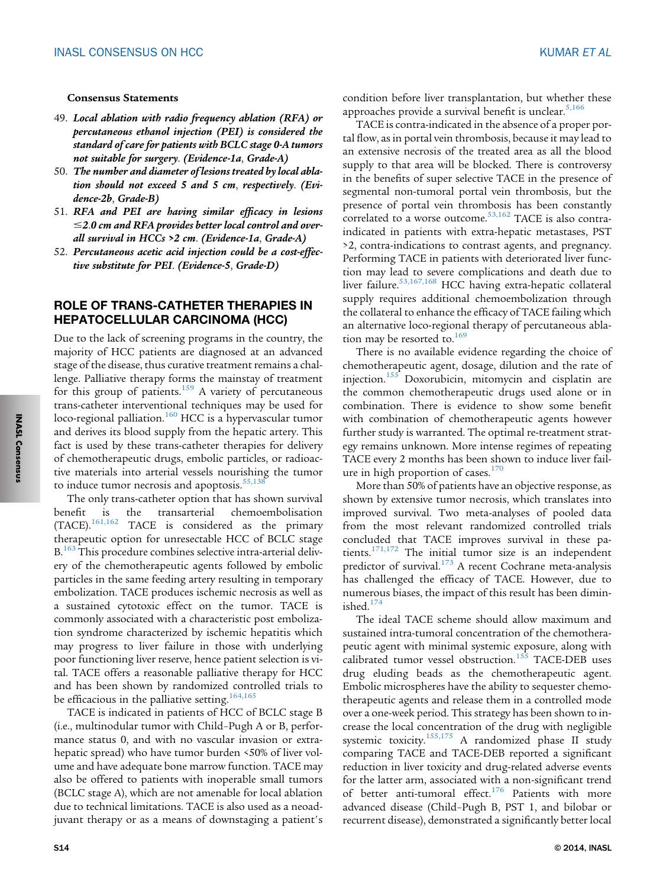**Consensus Statements**

49. ***Local ablation with radio frequency ablation (RFA) or percutaneous ethanol injection (PEI) is considered the standard of care for patients with BCLC stage 0-A tumors not suitable for surgery. (Evidence-1a, Grade-A)***
50. ***The number and diameter of lesions treated by local ablation should not exceed 5 and 5 cm, respectively. (Evidence-2b, Grade-B)***
51. ***RFA and PEI are having similar efficacy in lesions ≤2.0 cm and RFA provides better local control and overall survival in HCCs >2 cm. (Evidence-1a, Grade-A)***
52. ***Percutaneous acetic acid injection could be a cost-effective substitute for PEI. (Evidence-5, Grade-D)***

## ROLE OF TRANS-CATHETER THERAPIES IN HEPATOCELLULAR CARCINOMA (HCC)

Due to the lack of screening programs in the country, the majority of HCC patients are diagnosed at an advanced stage of the disease, thus curative treatment remains a challenge. Palliative therapy forms the mainstay of treatment for this group of patients.[159] A variety of percutaneous trans-catheter interventional techniques may be used for loco-regional palliation.[160] HCC is a hypervascular tumor and derives its blood supply from the hepatic artery. This fact is used by these trans-catheter therapies for delivery of chemotherapeutic drugs, embolic particles, or radioactive materials into arterial vessels nourishing the tumor to induce tumor necrosis and apoptosis.[55,138]

The only trans-catheter option that has shown survival benefit is the transarterial chemoembolisation (TACE).[161,162] TACE is considered as the primary therapeutic option for unresectable HCC of BCLC stage B.[163] This procedure combines selective intra-arterial delivery of the chemotherapeutic agents followed by embolic particles in the same feeding artery resulting in temporary embolization. TACE produces ischemic necrosis as well as a sustained cytotoxic effect on the tumor. TACE is commonly associated with a characteristic post embolization syndrome characterized by ischemic hepatitis which may progress to liver failure in those with underlying poor functioning liver reserve, hence patient selection is vital. TACE offers a reasonable palliative therapy for HCC and has been shown by randomized controlled trials to be efficacious in the palliative setting.[164,165]

TACE is indicated in patients of HCC of BCLC stage B (i.e., multinodular tumor with Child–Pugh A or B, performance status 0, and with no vascular invasion or extrahepatic spread) who have tumor burden <50% of liver volume and have adequate bone marrow function. TACE may also be offered to patients with inoperable small tumors (BCLC stage A), which are not amenable for local ablation due to technical limitations. TACE is also used as a neoadjuvant therapy or as a means of downstaging a patient's condition before liver transplantation, but whether these approaches provide a survival benefit is unclear.[5,166]

TACE is contra-indicated in the absence of a proper portal flow, as in portal vein thrombosis, because it may lead to an extensive necrosis of the treated area as all the blood supply to that area will be blocked. There is controversy in the benefits of super selective TACE in the presence of segmental non-tumoral portal vein thrombosis, but the presence of portal vein thrombosis has been constantly correlated to a worse outcome.[53,162] TACE is also contra-indicated in patients with extra-hepatic metastases, PST >2, contra-indications to contrast agents, and pregnancy. Performing TACE in patients with deteriorated liver function may lead to severe complications and death due to liver failure.[53,167,168] HCC having extra-hepatic collateral supply requires additional chemoembolization through the collateral to enhance the efficacy of TACE failing which an alternative loco-regional therapy of percutaneous ablation may be resorted to.[169]

There is no available evidence regarding the choice of chemotherapeutic agent, dosage, dilution and the rate of injection.[155] Doxorubicin, mitomycin and cisplatin are the common chemotherapeutic drugs used alone or in combination. There is evidence to show some benefit with combination of chemotherapeutic agents however further study is warranted. The optimal re-treatment strategy remains unknown. More intense regimes of repeating TACE every 2 months has been shown to induce liver failure in high proportion of cases.[170]

More than 50% of patients have an objective response, as shown by extensive tumor necrosis, which translates into improved survival. Two meta-analyses of pooled data from the most relevant randomized controlled trials concluded that TACE improves survival in these patients.[171,172] The initial tumor size is an independent predictor of survival.[173] A recent Cochrane meta-analysis has challenged the efficacy of TACE. However, due to numerous biases, the impact of this result has been diminished.[174]

The ideal TACE scheme should allow maximum and sustained intra-tumoral concentration of the chemotherapeutic agent with minimal systemic exposure, along with calibrated tumor vessel obstruction.[155] TACE-DEB uses drug eluding beads as the chemotherapeutic agent. Embolic microspheres have the ability to sequester chemotherapeutic agents and release them in a controlled mode over a one-week period. This strategy has been shown to increase the local concentration of the drug with negligible systemic toxicity.[155,175] A randomized phase II study comparing TACE and TACE-DEB reported a significant reduction in liver toxicity and drug-related adverse events for the latter arm, associated with a non-significant trend of better anti-tumoral effect.[176] Patients with more advanced disease (Child–Pugh B, PST 1, and bilobar or recurrent disease), demonstrated a significantly better local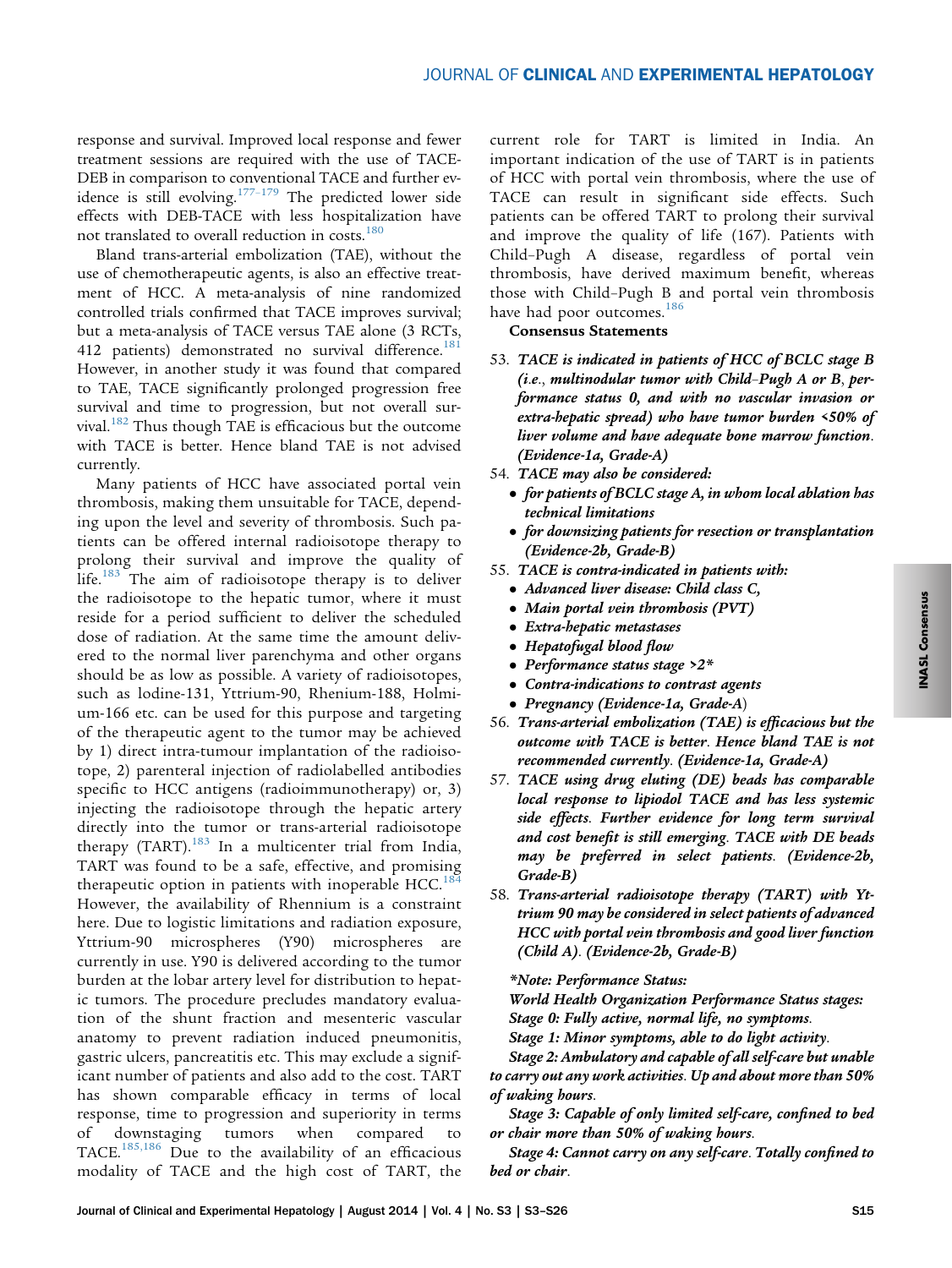response and survival. Improved local response and fewer treatment sessions are required with the use of TACE-DEB in comparison to conventional TACE and further evidence is still evolving.[177–179] The predicted lower side effects with DEB-TACE with less hospitalization have not translated to overall reduction in costs.[180]

Bland trans-arterial embolization (TAE), without the use of chemotherapeutic agents, is also an effective treatment of HCC. A meta-analysis of nine randomized controlled trials confirmed that TACE improves survival; but a meta-analysis of TACE versus TAE alone (3 RCTs, 412 patients) demonstrated no survival difference.[181] However, in another study it was found that compared to TAE, TACE significantly prolonged progression free survival and time to progression, but not overall survival.[182] Thus though TAE is efficacious but the outcome with TACE is better. Hence bland TAE is not advised currently.

Many patients of HCC have associated portal vein thrombosis, making them unsuitable for TACE, depending upon the level and severity of thrombosis. Such patients can be offered internal radioisotope therapy to prolong their survival and improve the quality of life.[183] The aim of radioisotope therapy is to deliver the radioisotope to the hepatic tumor, where it must reside for a period sufficient to deliver the scheduled dose of radiation. At the same time the amount delivered to the normal liver parenchyma and other organs should be as low as possible. A variety of radioisotopes, such as Iodine-131, Yttrium-90, Rhenium-188, Holmium-166 etc. can be used for this purpose and targeting of the therapeutic agent to the tumor may be achieved by 1) direct intra-tumour implantation of the radioisotope, 2) parenteral injection of radiolabelled antibodies specific to HCC antigens (radioimmunotherapy) or, 3) injecting the radioisotope through the hepatic artery directly into the tumor or trans-arterial radioisotope therapy (TART).[183] In a multicenter trial from India, TART was found to be a safe, effective, and promising therapeutic option in patients with inoperable HCC.[184] However, the availability of Rhennium is a constraint here. Due to logistic limitations and radiation exposure, Yttrium-90 microspheres (Y90) microspheres are currently in use. Y90 is delivered according to the tumor burden at the lobar artery level for distribution to hepatic tumors. The procedure precludes mandatory evaluation of the shunt fraction and mesenteric vascular anatomy to prevent radiation induced pneumonitis, gastric ulcers, pancreatitis etc. This may exclude a significant number of patients and also add to the cost. TART has shown comparable efficacy in terms of local response, time to progression and superiority in terms of downstaging tumors when compared to TACE.[185,186] Due to the availability of an efficacious modality of TACE and the high cost of TART, the current role for TART is limited in India. An important indication of the use of TART is in patients of HCC with portal vein thrombosis, where the use of TACE can result in significant side effects. Such patients can be offered TART to prolong their survival and improve the quality of life (167). Patients with Child–Pugh A disease, regardless of portal vein thrombosis, have derived maximum benefit, whereas those with Child–Pugh B and portal vein thrombosis have had poor outcomes.[186]

**Consensus Statements**

53. ***TACE is indicated in patients of HCC of BCLC stage B (i.e., multinodular tumor with Child–Pugh A or B, performance status 0, and with no vascular invasion or extra-hepatic spread) who have tumor burden <50% of liver volume and have adequate bone marrow function. (Evidence-1a, Grade-A)***
54. ***TACE may also be considered:***
    - ***for patients of BCLC stage A, in whom local ablation has technical limitations***
    - ***for downsizing patients for resection or transplantation (Evidence-2b, Grade-B)***
55. ***TACE is contra-indicated in patients with:***
    - ***Advanced liver disease: Child class C,***
    - ***Main portal vein thrombosis (PVT)***
    - ***Extra-hepatic metastases***
    - ***Hepatofugal blood flow***
    - ***Performance status stage >2****
    - ***Contra-indications to contrast agents***
    - ***Pregnancy (Evidence-1a, Grade-A)***
56. ***Trans-arterial embolization (TAE) is efficacious but the outcome with TACE is better. Hence bland TAE is not recommended currently. (Evidence-1a, Grade-A)***
57. ***TACE using drug eluting (DE) beads has comparable local response to lipiodol TACE and has less systemic side effects. Further evidence for long term survival and cost benefit is still emerging. TACE with DE beads may be preferred in select patients. (Evidence-2b, Grade-B)***
58. ***Trans-arterial radioisotope therapy (TART) with Yttrium 90 may be considered in select patients of advanced HCC with portal vein thrombosis and good liver function (Child A). (Evidence-2b, Grade-B)***

****Note: Performance Status:***

***World Health Organization Performance Status stages:***

***Stage 0: Fully active, normal life, no symptoms.***

***Stage 1: Minor symptoms, able to do light activity.***

***Stage 2: Ambulatory and capable of all self-care but unable to carry out any work activities. Up and about more than 50% of waking hours.***

***Stage 3: Capable of only limited self-care, confined to bed or chair more than 50% of waking hours.***

***Stage 4: Cannot carry on any self-care. Totally confined to bed or chair.***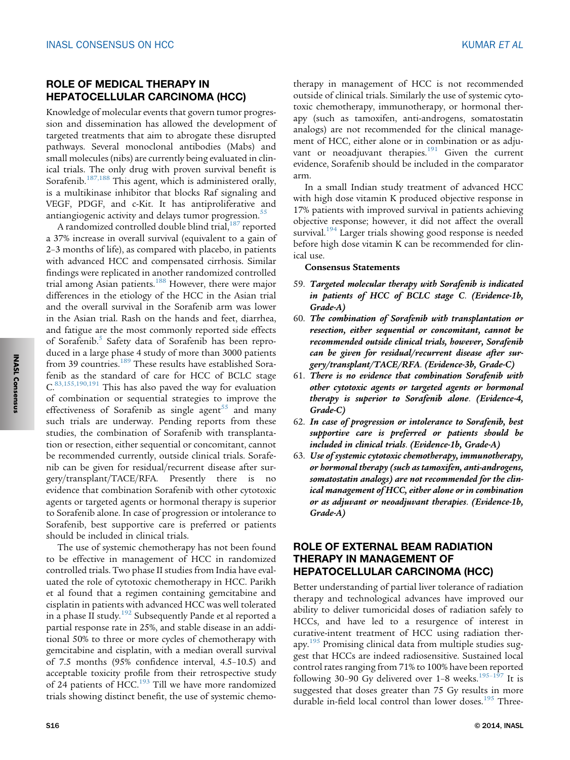## ROLE OF MEDICAL THERAPY IN HEPATOCELLULAR CARCINOMA (HCC)

Knowledge of molecular events that govern tumor progression and dissemination has allowed the development of targeted treatments that aim to abrogate these disrupted pathways. Several monoclonal antibodies (Mabs) and small molecules (nibs) are currently being evaluated in clinical trials. The only drug with proven survival benefit is Sorafenib.[187,188] This agent, which is administered orally, is a multikinase inhibitor that blocks Raf signaling and VEGF, PDGF, and c-Kit. It has antiproliferative and antiangiogenic activity and delays tumor progression.[55]

A randomized controlled double blind trial,[187] reported a 37% increase in overall survival (equivalent to a gain of 2–3 months of life), as compared with placebo, in patients with advanced HCC and compensated cirrhosis. Similar findings were replicated in another randomized controlled trial among Asian patients.[188] However, there were major differences in the etiology of the HCC in the Asian trial and the overall survival in the Sorafenib arm was lower in the Asian trial. Rash on the hands and feet, diarrhea, and fatigue are the most commonly reported side effects of Sorafenib.[5] Safety data of Sorafenib has been reproduced in a large phase 4 study of more than 3000 patients from 39 countries.[189] These results have established Sorafenib as the standard of care for HCC of BCLC stage C.[83,155,190,191] This has also paved the way for evaluation of combination or sequential strategies to improve the effectiveness of Sorafenib as single agent[55] and many such trials are underway. Pending reports from these studies, the combination of Sorafenib with transplantation or resection, either sequential or concomitant, cannot be recommended currently, outside clinical trials. Sorafenib can be given for residual/recurrent disease after surgery/transplant/TACE/RFA. Presently there is no evidence that combination Sorafenib with other cytotoxic agents or targeted agents or hormonal therapy is superior to Sorafenib alone. In case of progression or intolerance to Sorafenib, best supportive care is preferred or patients should be included in clinical trials.

The use of systemic chemotherapy has not been found to be effective in management of HCC in randomized controlled trials. Two phase II studies from India have evaluated the role of cytotoxic chemotherapy in HCC. Parikh et al found that a regimen containing gemcitabine and cisplatin in patients with advanced HCC was well tolerated in a phase II study.[192] Subsequently Pande et al reported a partial response rate in 25%, and stable disease in an additional 50% to three or more cycles of chemotherapy with gemcitabine and cisplatin, with a median overall survival of 7.5 months (95% confidence interval, 4.5–10.5) and acceptable toxicity profile from their retrospective study of 24 patients of HCC.[193] Till we have more randomized trials showing distinct benefit, the use of systemic chemotherapy in management of HCC is not recommended outside of clinical trials. Similarly the use of systemic cytotoxic chemotherapy, immunotherapy, or hormonal therapy (such as tamoxifen, anti-androgens, somatostatin analogs) are not recommended for the clinical management of HCC, either alone or in combination or as adjuvant or neoadjuvant therapies.[191] Given the current evidence, Sorafenib should be included in the comparator arm.

In a small Indian study treatment of advanced HCC with high dose vitamin K produced objective response in 17% patients with improved survival in patients achieving objective response; however, it did not affect the overall survival.[194] Larger trials showing good response is needed before high dose vitamin K can be recommended for clinical use.

**Consensus Statements**

59. ***Targeted molecular therapy with Sorafenib is indicated in patients of HCC of BCLC stage C. (Evidence-1b, Grade-A)***
60. ***The combination of Sorafenib with transplantation or resection, either sequential or concomitant, cannot be recommended outside clinical trials, however, Sorafenib can be given for residual/recurrent disease after surgery/transplant/TACE/RFA. (Evidence-3b, Grade-C)***
61. ***There is no evidence that combination Sorafenib with other cytotoxic agents or targeted agents or hormonal therapy is superior to Sorafenib alone. (Evidence-4, Grade-C)***
62. ***In case of progression or intolerance to Sorafenib, best supportive care is preferred or patients should be included in clinical trials. (Evidence-1b, Grade-A)***
63. ***Use of systemic cytotoxic chemotherapy, immunotherapy, or hormonal therapy (such as tamoxifen, anti-androgens, somatostatin analogs) are not recommended for the clinical management of HCC, either alone or in combination or as adjuvant or neoadjuvant therapies. (Evidence-1b, Grade-A)***

## ROLE OF EXTERNAL BEAM RADIATION THERAPY IN MANAGEMENT OF HEPATOCELLULAR CARCINOMA (HCC)

Better understanding of partial liver tolerance of radiation therapy and technological advances have improved our ability to deliver tumoricidal doses of radiation safely to HCCs, and have led to a resurgence of interest in curative-intent treatment of HCC using radiation therapy.[195] Promising clinical data from multiple studies suggest that HCCs are indeed radiosensitive. Sustained local control rates ranging from 71% to 100% have been reported following 30–90 Gy delivered over 1–8 weeks.[195–197] It is suggested that doses greater than 75 Gy results in more durable in-field local control than lower doses.[195] Three-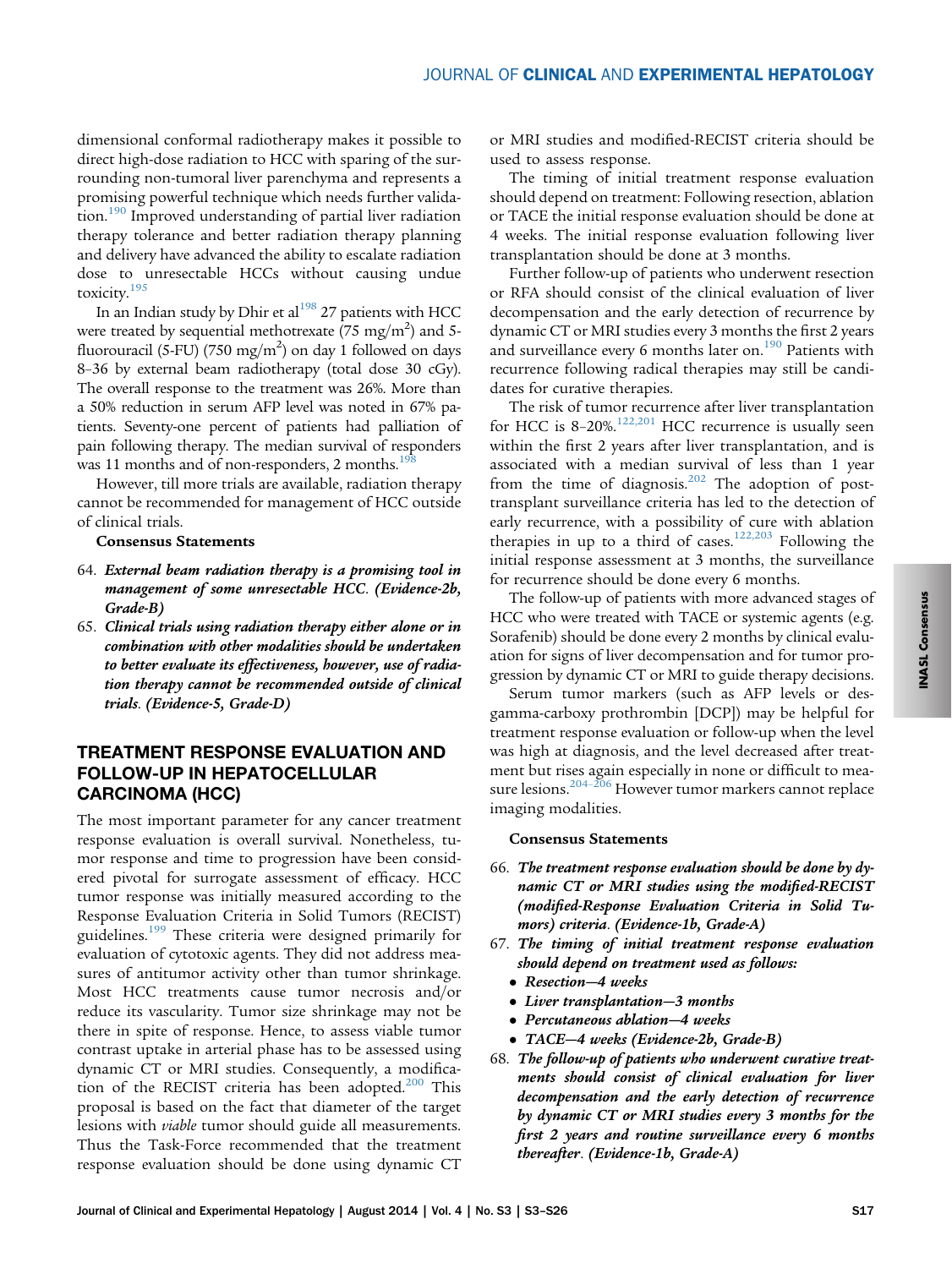dimensional conformal radiotherapy makes it possible to direct high-dose radiation to HCC with sparing of the surrounding non-tumoral liver parenchyma and represents a promising powerful technique which needs further validation.[190] Improved understanding of partial liver radiation therapy tolerance and better radiation therapy planning and delivery have advanced the ability to escalate radiation dose to unresectable HCCs without causing undue toxicity.[195]

In an Indian study by Dhir et al[198] 27 patients with HCC were treated by sequential methotrexate (75 mg/m$^2$) and 5-fluorouracil (5-FU) (750 mg/m$^2$) on day 1 followed on days 8–36 by external beam radiotherapy (total dose 30 cGy). The overall response to the treatment was 26%. More than a 50% reduction in serum AFP level was noted in 67% patients. Seventy-one percent of patients had palliation of pain following therapy. The median survival of responders was 11 months and of non-responders, 2 months.[198]

However, till more trials are available, radiation therapy cannot be recommended for management of HCC outside of clinical trials.

**Consensus Statements**

64. ***External beam radiation therapy is a promising tool in management of some unresectable HCC. (Evidence-2b, Grade-B)***
65. ***Clinical trials using radiation therapy either alone or in combination with other modalities should be undertaken to better evaluate its effectiveness, however, use of radiation therapy cannot be recommended outside of clinical trials. (Evidence-5, Grade-D)***

## TREATMENT RESPONSE EVALUATION AND FOLLOW-UP IN HEPATOCELLULAR CARCINOMA (HCC)

The most important parameter for any cancer treatment response evaluation is overall survival. Nonetheless, tumor response and time to progression have been considered pivotal for surrogate assessment of efficacy. HCC tumor response was initially measured according to the Response Evaluation Criteria in Solid Tumors (RECIST) guidelines.[199] These criteria were designed primarily for evaluation of cytotoxic agents. They did not address measures of antitumor activity other than tumor shrinkage. Most HCC treatments cause tumor necrosis and/or reduce its vascularity. Tumor size shrinkage may not be there in spite of response. Hence, to assess viable tumor contrast uptake in arterial phase has to be assessed using dynamic CT or MRI studies. Consequently, a modification of the RECIST criteria has been adopted.[200] This proposal is based on the fact that diameter of the target lesions with *viable* tumor should guide all measurements. Thus the Task-Force recommended that the treatment response evaluation should be done using dynamic CT or MRI studies and modified-RECIST criteria should be used to assess response.

The timing of initial treatment response evaluation should depend on treatment: Following resection, ablation or TACE the initial response evaluation should be done at 4 weeks. The initial response evaluation following liver transplantation should be done at 3 months.

Further follow-up of patients who underwent resection or RFA should consist of the clinical evaluation of liver decompensation and the early detection of recurrence by dynamic CT or MRI studies every 3 months the first 2 years and surveillance every 6 months later on.[190] Patients with recurrence following radical therapies may still be candidates for curative therapies.

The risk of tumor recurrence after liver transplantation for HCC is 8–20%.[122,201] HCC recurrence is usually seen within the first 2 years after liver transplantation, and is associated with a median survival of less than 1 year from the time of diagnosis.[202] The adoption of post-transplant surveillance criteria has led to the detection of early recurrence, with a possibility of cure with ablation therapies in up to a third of cases.[122,203] Following the initial response assessment at 3 months, the surveillance for recurrence should be done every 6 months.

The follow-up of patients with more advanced stages of HCC who were treated with TACE or systemic agents (e.g. Sorafenib) should be done every 2 months by clinical evaluation for signs of liver decompensation and for tumor progression by dynamic CT or MRI to guide therapy decisions.

Serum tumor markers (such as AFP levels or des-gamma-carboxy prothrombin [DCP]) may be helpful for treatment response evaluation or follow-up when the level was high at diagnosis, and the level decreased after treatment but rises again especially in none or difficult to measure lesions.[204–206] However tumor markers cannot replace imaging modalities.

**Consensus Statements**

66. ***The treatment response evaluation should be done by dynamic CT or MRI studies using the modified-RECIST (modified-Response Evaluation Criteria in Solid Tumors) criteria. (Evidence-1b, Grade-A)***
67. ***The timing of initial treatment response evaluation should depend on treatment used as follows:***
    - ***Resection—4 weeks***
    - ***Liver transplantation—3 months***
    - ***Percutaneous ablation—4 weeks***
    - ***TACE—4 weeks (Evidence-2b, Grade-B)***
68. ***The follow-up of patients who underwent curative treatments should consist of clinical evaluation for liver decompensation and the early detection of recurrence by dynamic CT or MRI studies every 3 months for the first 2 years and routine surveillance every 6 months thereafter. (Evidence-1b, Grade-A)***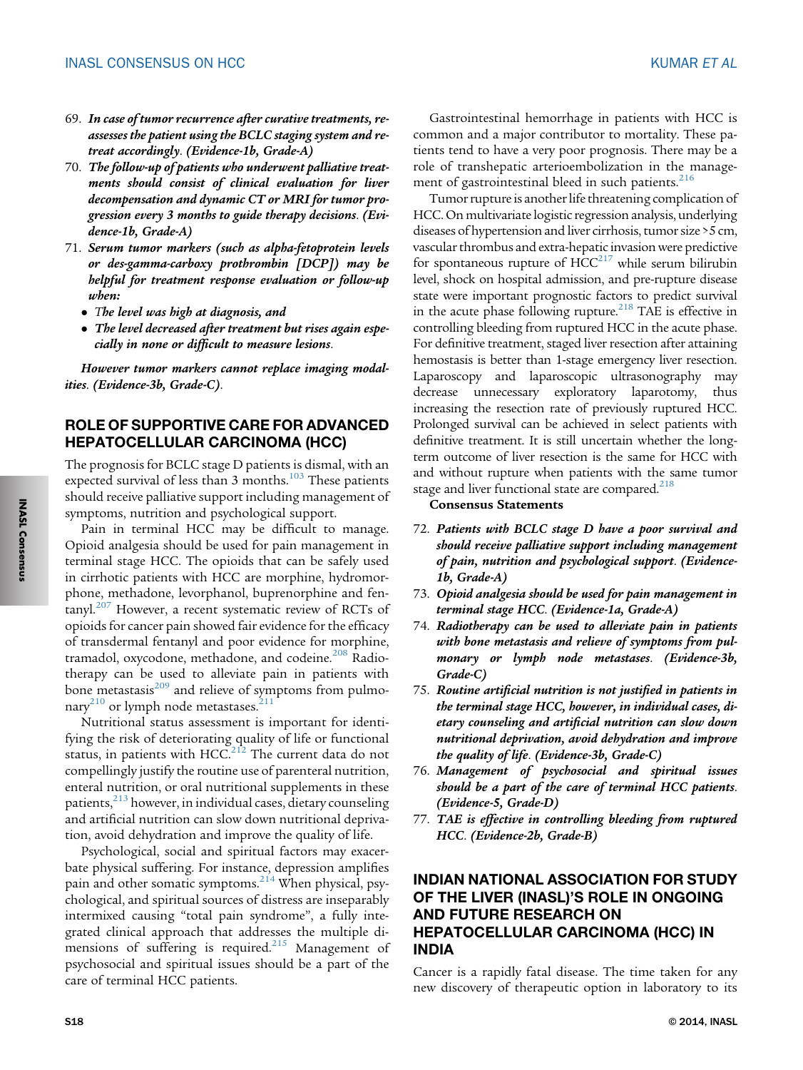69. ***In case of tumor recurrence after curative treatments, reassesses the patient using the BCLC staging system and retreat accordingly. (Evidence-1b, Grade-A)***
70. ***The follow-up of patients who underwent palliative treatments should consist of clinical evaluation for liver decompensation and dynamic CT or MRI for tumor progression every 3 months to guide therapy decisions. (Evidence-1b, Grade-A)***
71. ***Serum tumor markers (such as alpha-fetoprotein levels or des-gamma-carboxy prothrombin [DCP]) may be helpful for treatment response evaluation or follow-up when:***
    - ***The level was high at diagnosis, and***
    - ***The level decreased after treatment but rises again especially in none or difficult to measure lesions.***

***However tumor markers cannot replace imaging modalities. (Evidence-3b, Grade-C).***

## ROLE OF SUPPORTIVE CARE FOR ADVANCED HEPATOCELLULAR CARCINOMA (HCC)

The prognosis for BCLC stage D patients is dismal, with an expected survival of less than 3 months.[103] These patients should receive palliative support including management of symptoms, nutrition and psychological support.

Pain in terminal HCC may be difficult to manage. Opioid analgesia should be used for pain management in terminal stage HCC. The opioids that can be safely used in cirrhotic patients with HCC are morphine, hydromorphone, methadone, levorphanol, buprenorphine and fentanyl.[207] However, a recent systematic review of RCTs of opioids for cancer pain showed fair evidence for the efficacy of transdermal fentanyl and poor evidence for morphine, tramadol, oxycodone, methadone, and codeine.[208] Radiotherapy can be used to alleviate pain in patients with bone metastasis[209] and relieve of symptoms from pulmonary[210] or lymph node metastases.[211]

Nutritional status assessment is important for identifying the risk of deteriorating quality of life or functional status, in patients with HCC.[212] The current data do not compellingly justify the routine use of parenteral nutrition, enteral nutrition, or oral nutritional supplements in these patients,[213] however, in individual cases, dietary counseling and artificial nutrition can slow down nutritional deprivation, avoid dehydration and improve the quality of life.

Psychological, social and spiritual factors may exacerbate physical suffering. For instance, depression amplifies pain and other somatic symptoms.[214] When physical, psychological, and spiritual sources of distress are inseparably intermixed causing "total pain syndrome", a fully integrated clinical approach that addresses the multiple dimensions of suffering is required.[215] Management of psychosocial and spiritual issues should be a part of the care of terminal HCC patients.

Gastrointestinal hemorrhage in patients with HCC is common and a major contributor to mortality. These patients tend to have a very poor prognosis. There may be a role of transhepatic arterioembolization in the management of gastrointestinal bleed in such patients.[216]

Tumor rupture is another life threatening complication of HCC. On multivariate logistic regression analysis, underlying diseases of hypertension and liver cirrhosis, tumor size >5 cm, vascular thrombus and extra-hepatic invasion were predictive for spontaneous rupture of HCC[217] while serum bilirubin level, shock on hospital admission, and pre-rupture disease state were important prognostic factors to predict survival in the acute phase following rupture.[218] TAE is effective in controlling bleeding from ruptured HCC in the acute phase. For definitive treatment, staged liver resection after attaining hemostasis is better than 1-stage emergency liver resection. Laparoscopy and laparoscopic ultrasonography may decrease unnecessary exploratory laparotomy, thus increasing the resection rate of previously ruptured HCC. Prolonged survival can be achieved in select patients with definitive treatment. It is still uncertain whether the long-term outcome of liver resection is the same for HCC with and without rupture when patients with the same tumor stage and liver functional state are compared.[218]

**Consensus Statements**

72. ***Patients with BCLC stage D have a poor survival and should receive palliative support including management of pain, nutrition and psychological support. (Evidence-1b, Grade-A)***
73. ***Opioid analgesia should be used for pain management in terminal stage HCC. (Evidence-1a, Grade-A)***
74. ***Radiotherapy can be used to alleviate pain in patients with bone metastasis and relieve of symptoms from pulmonary or lymph node metastases. (Evidence-3b, Grade-C)***
75. ***Routine artificial nutrition is not justified in patients in the terminal stage HCC, however, in individual cases, dietary counseling and artificial nutrition can slow down nutritional deprivation, avoid dehydration and improve the quality of life. (Evidence-3b, Grade-C)***
76. ***Management of psychosocial and spiritual issues should be a part of the care of terminal HCC patients. (Evidence-5, Grade-D)***
77. ***TAE is effective in controlling bleeding from ruptured HCC. (Evidence-2b, Grade-B)***

## INDIAN NATIONAL ASSOCIATION FOR STUDY OF THE LIVER (INASL)'S ROLE IN ONGOING AND FUTURE RESEARCH ON HEPATOCELLULAR CARCINOMA (HCC) IN INDIA

Cancer is a rapidly fatal disease. The time taken for any new discovery of therapeutic option in laboratory to its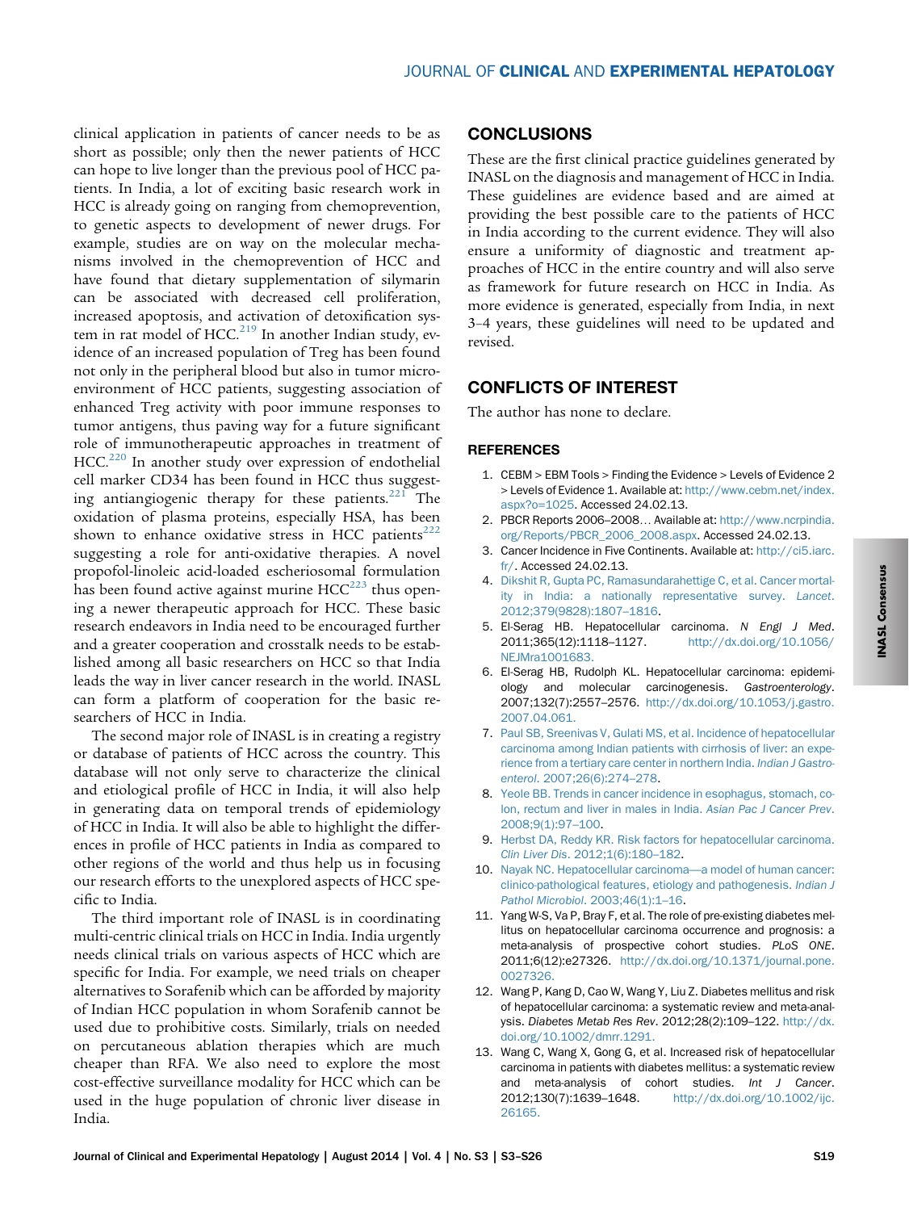clinical application in patients of cancer needs to be as short as possible; only then the newer patients of HCC can hope to live longer than the previous pool of HCC patients. In India, a lot of exciting basic research work in HCC is already going on ranging from chemoprevention, to genetic aspects to development of newer drugs. For example, studies are on way on the molecular mechanisms involved in the chemoprevention of HCC and have found that dietary supplementation of silymarin can be associated with decreased cell proliferation, increased apoptosis, and activation of detoxification system in rat model of HCC.[219] In another Indian study, evidence of an increased population of Treg has been found not only in the peripheral blood but also in tumor microenvironment of HCC patients, suggesting association of enhanced Treg activity with poor immune responses to tumor antigens, thus paving way for a future significant role of immunotherapeutic approaches in treatment of HCC.[220] In another study over expression of endothelial cell marker CD34 has been found in HCC thus suggesting antiangiogenic therapy for these patients.[221] The oxidation of plasma proteins, especially HSA, has been shown to enhance oxidative stress in HCC patients[222] suggesting a role for anti-oxidative therapies. A novel propofol-linoleic acid-loaded escheriosomal formulation has been found active against murine HCC[223] thus opening a newer therapeutic approach for HCC. These basic research endeavors in India need to be encouraged further and a greater cooperation and crosstalk needs to be established among all basic researchers on HCC so that India leads the way in liver cancer research in the world. INASL can form a platform of cooperation for the basic researchers of HCC in India.

The second major role of INASL is in creating a registry or database of patients of HCC across the country. This database will not only serve to characterize the clinical and etiological profile of HCC in India, it will also help in generating data on temporal trends of epidemiology of HCC in India. It will also be able to highlight the differences in profile of HCC patients in India as compared to other regions of the world and thus help us in focusing our research efforts to the unexplored aspects of HCC specific to India.

The third important role of INASL is in coordinating multi-centric clinical trials on HCC in India. India urgently needs clinical trials on various aspects of HCC which are specific for India. For example, we need trials on cheaper alternatives to Sorafenib which can be afforded by majority of Indian HCC population in whom Sorafenib cannot be used due to prohibitive costs. Similarly, trials on needed on percutaneous ablation therapies which are much cheaper than RFA. We also need to explore the most cost-effective surveillance modality for HCC which can be used in the huge population of chronic liver disease in India.

## CONCLUSIONS

These are the first clinical practice guidelines generated by INASL on the diagnosis and management of HCC in India. These guidelines are evidence based and are aimed at providing the best possible care to the patients of HCC in India according to the current evidence. They will also ensure a uniformity of diagnostic and treatment approaches of HCC in the entire country and will also serve as framework for future research on HCC in India. As more evidence is generated, especially from India, in next 3–4 years, these guidelines will need to be updated and revised.

## CONFLICTS OF INTEREST

The author has none to declare.

### REFERENCES

1. CEBM > EBM Tools > Finding the Evidence > Levels of Evidence 2 > Levels of Evidence 1. Available at: http://www.cebm.net/index.aspx?o=1025. Accessed 24.02.13.
2. PBCR Reports 2006–2008… Available at: http://www.ncrpindia.org/Reports/PBCR_2006_2008.aspx. Accessed 24.02.13.
3. Cancer Incidence in Five Continents. Available at: http://ci5.iarc.fr/. Accessed 24.02.13.
4. Dikshit R, Gupta PC, Ramasundarahettige C, et al. Cancer mortality in India: a nationally representative survey. *Lancet*. 2012;379(9828):1807–1816.
5. El-Serag HB. Hepatocellular carcinoma. *N Engl J Med*. 2011;365(12):1118–1127. http://dx.doi.org/10.1056/NEJMra1001683.
6. El-Serag HB, Rudolph KL. Hepatocellular carcinoma: epidemiology and molecular carcinogenesis. *Gastroenterology*. 2007;132(7):2557–2576. http://dx.doi.org/10.1053/j.gastro.2007.04.061.
7. Paul SB, Sreenivas V, Gulati MS, et al. Incidence of hepatocellular carcinoma among Indian patients with cirrhosis of liver: an experience from a tertiary care center in northern India. *Indian J Gastroenterol*. 2007;26(6):274–278.
8. Yeole BB. Trends in cancer incidence in esophagus, stomach, colon, rectum and liver in males in India. *Asian Pac J Cancer Prev*. 2008;9(1):97–100.
9. Herbst DA, Reddy KR. Risk factors for hepatocellular carcinoma. *Clin Liver Dis*. 2012;1(6):180–182.
10. Nayak NC. Hepatocellular carcinoma—a model of human cancer: clinico-pathological features, etiology and pathogenesis. *Indian J Pathol Microbiol*. 2003;46(1):1–16.
11. Yang W-S, Va P, Bray F, et al. The role of pre-existing diabetes mellitus on hepatocellular carcinoma occurrence and prognosis: a meta-analysis of prospective cohort studies. *PLoS ONE*. 2011;6(12):e27326. http://dx.doi.org/10.1371/journal.pone.0027326.
12. Wang P, Kang D, Cao W, Wang Y, Liu Z. Diabetes mellitus and risk of hepatocellular carcinoma: a systematic review and meta-analysis. *Diabetes Metab Res Rev*. 2012;28(2):109–122. http://dx.doi.org/10.1002/dmrr.1291.
13. Wang C, Wang X, Gong G, et al. Increased risk of hepatocellular carcinoma in patients with diabetes mellitus: a systematic review and meta-analysis of cohort studies. *Int J Cancer*. 2012;130(7):1639–1648. http://dx.doi.org/10.1002/ijc.26165.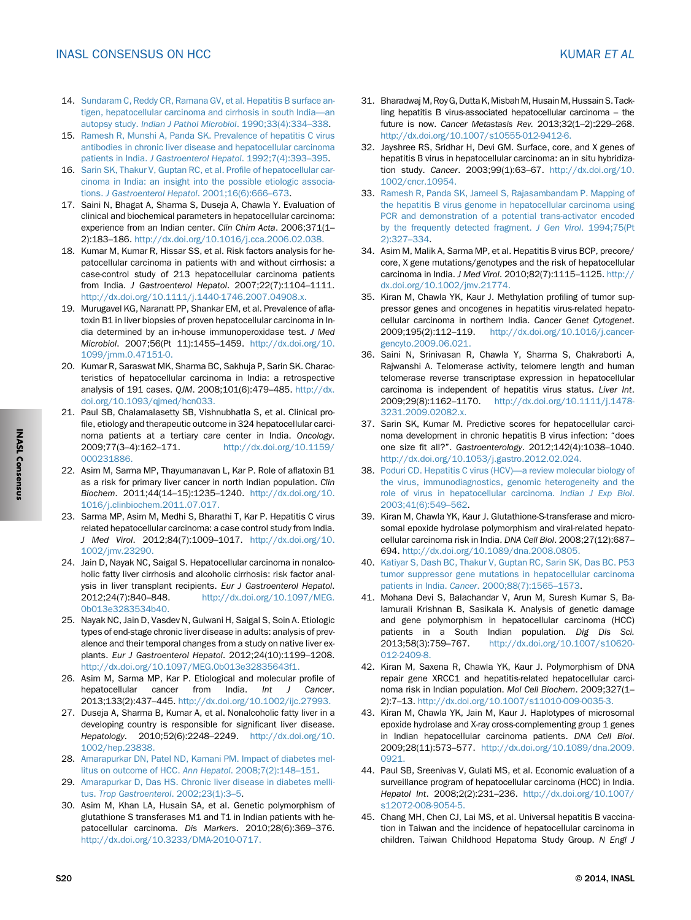14. Sundaram C, Reddy CR, Ramana GV, et al. Hepatitis B surface antigen, hepatocellular carcinoma and cirrhosis in south India—an autopsy study. *Indian J Pathol Microbiol*. 1990;33(4):334–338.
15. Ramesh R, Munshi A, Panda SK. Prevalence of hepatitis C virus antibodies in chronic liver disease and hepatocellular carcinoma patients in India. *J Gastroenterol Hepatol*. 1992;7(4):393–395.
16. Sarin SK, Thakur V, Guptan RC, et al. Profile of hepatocellular carcinoma in India: an insight into the possible etiologic associations. *J Gastroenterol Hepatol*. 2001;16(6):666–673.
17. Saini N, Bhagat A, Sharma S, Duseja A, Chawla Y. Evaluation of clinical and biochemical parameters in hepatocellular carcinoma: experience from an Indian center. *Clin Chim Acta*. 2006;371(1–2):183–186. http://dx.doi.org/10.1016/j.cca.2006.02.038.
18. Kumar M, Kumar R, Hissar SS, et al. Risk factors analysis for hepatocellular carcinoma in patients with and without cirrhosis: a case-control study of 213 hepatocellular carcinoma patients from India. *J Gastroenterol Hepatol*. 2007;22(7):1104–1111. http://dx.doi.org/10.1111/j.1440-1746.2007.04908.x.
19. Murugavel KG, Naranatt PP, Shankar EM, et al. Prevalence of aflatoxin B1 in liver biopsies of proven hepatocellular carcinoma in India determined by an in-house immunoperoxidase test. *J Med Microbiol*. 2007;56(Pt 11):1455–1459. http://dx.doi.org/10.1099/jmm.0.47151-0.
20. Kumar R, Saraswat MK, Sharma BC, Sakhuja P, Sarin SK. Characteristics of hepatocellular carcinoma in India: a retrospective analysis of 191 cases. *QJM*. 2008;101(6):479–485. http://dx.doi.org/10.1093/qjmed/hcn033.
21. Paul SB, Chalamalasetty SB, Vishnubhatla S, et al. Clinical profile, etiology and therapeutic outcome in 324 hepatocellular carcinoma patients at a tertiary care center in India. *Oncology*. 2009;77(3–4):162–171. http://dx.doi.org/10.1159/000231886.
22. Asim M, Sarma MP, Thayumanavan L, Kar P. Role of aflatoxin B1 as a risk for primary liver cancer in north Indian population. *Clin Biochem*. 2011;44(14–15):1235–1240. http://dx.doi.org/10.1016/j.clinbiochem.2011.07.017.
23. Sarma MP, Asim M, Medhi S, Bharathi T, Kar P. Hepatitis C virus related hepatocellular carcinoma: a case control study from India. *J Med Virol*. 2012;84(7):1009–1017. http://dx.doi.org/10.1002/jmv.23290.
24. Jain D, Nayak NC, Saigal S. Hepatocellular carcinoma in nonalcoholic fatty liver cirrhosis and alcoholic cirrhosis: risk factor analysis in liver transplant recipients. *Eur J Gastroenterol Hepatol*. 2012;24(7):840–848. http://dx.doi.org/10.1097/MEG.0b013e3283534b40.
25. Nayak NC, Jain D, Vasdev N, Gulwani H, Saigal S, Soin A. Etiologic types of end-stage chronic liver disease in adults: analysis of prevalence and their temporal changes from a study on native liver explants. *Eur J Gastroenterol Hepatol*. 2012;24(10):1199–1208. http://dx.doi.org/10.1097/MEG.0b013e32835643f1.
26. Asim M, Sarma MP, Kar P. Etiological and molecular profile of hepatocellular cancer from India. *Int J Cancer*. 2013;133(2):437–445. http://dx.doi.org/10.1002/ijc.27993.
27. Duseja A, Sharma B, Kumar A, et al. Nonalcoholic fatty liver in a developing country is responsible for significant liver disease. *Hepatology*. 2010;52(6):2248–2249. http://dx.doi.org/10.1002/hep.23838.
28. Amarapurkar DN, Patel ND, Kamani PM. Impact of diabetes mellitus on outcome of HCC. *Ann Hepatol*. 2008;7(2):148–151.
29. Amarapurkar D, Das HS. Chronic liver disease in diabetes mellitus. *Trop Gastroenterol*. 2002;23(1):3–5.
30. Asim M, Khan LA, Husain SA, et al. Genetic polymorphism of glutathione S transferases M1 and T1 in Indian patients with hepatocellular carcinoma. *Dis Markers*. 2010;28(6):369–376. http://dx.doi.org/10.3233/DMA-2010-0717.
31. Bharadwaj M, Roy G, Dutta K, Misbah M, Husain M, Hussain S. Tackling hepatitis B virus-associated hepatocellular carcinoma – the future is now. *Cancer Metastasis Rev*. 2013;32(1–2):229–268. http://dx.doi.org/10.1007/s10555-012-9412-6.
32. Jayshree RS, Sridhar H, Devi GM. Surface, core, and X genes of hepatitis B virus in hepatocellular carcinoma: an in situ hybridization study. *Cancer*. 2003;99(1):63–67. http://dx.doi.org/10.1002/cncr.10954.
33. Ramesh R, Panda SK, Jameel S, Rajasambandam P. Mapping of the hepatitis B virus genome in hepatocellular carcinoma using PCR and demonstration of a potential trans-activator encoded by the frequently detected fragment. *J Gen Virol*. 1994;75(Pt 2):327–334.
34. Asim M, Malik A, Sarma MP, et al. Hepatitis B virus BCP, precore/core, X gene mutations/genotypes and the risk of hepatocellular carcinoma in India. *J Med Virol*. 2010;82(7):1115–1125. http://dx.doi.org/10.1002/jmv.21774.
35. Kiran M, Chawla YK, Kaur J. Methylation profiling of tumor suppressor genes and oncogenes in hepatitis virus-related hepatocellular carcinoma in northern India. *Cancer Genet Cytogenet*. 2009;195(2):112–119. http://dx.doi.org/10.1016/j.cancergencyto.2009.06.021.
36. Saini N, Srinivasan R, Chawla Y, Sharma S, Chakraborti A, Rajwanshi A. Telomerase activity, telomere length and human telomerase reverse transcriptase expression in hepatocellular carcinoma is independent of hepatitis virus status. *Liver Int*. 2009;29(8):1162–1170. http://dx.doi.org/10.1111/j.1478-3231.2009.02082.x.
37. Sarin SK, Kumar M. Predictive scores for hepatocellular carcinoma development in chronic hepatitis B virus infection: "does one size fit all?". *Gastroenterology*. 2012;142(4):1038–1040. http://dx.doi.org/10.1053/j.gastro.2012.02.024.
38. Poduri CD. Hepatitis C virus (HCV)—a review molecular biology of the virus, immunodiagnostics, genomic heterogeneity and the role of virus in hepatocellular carcinoma. *Indian J Exp Biol*. 2003;41(6):549–562.
39. Kiran M, Chawla YK, Kaur J. Glutathione-S-transferase and microsomal epoxide hydrolase polymorphism and viral-related hepatocellular carcinoma risk in India. *DNA Cell Biol*. 2008;27(12):687–694. http://dx.doi.org/10.1089/dna.2008.0805.
40. Katiyar S, Dash BC, Thakur V, Guptan RC, Sarin SK, Das BC. P53 tumor suppressor gene mutations in hepatocellular carcinoma patients in India. *Cancer*. 2000;88(7):1565–1573.
41. Mohana Devi S, Balachandar V, Arun M, Suresh Kumar S, Balamurali Krishnan B, Sasikala K. Analysis of genetic damage and gene polymorphism in hepatocellular carcinoma (HCC) patients in a South Indian population. *Dig Dis Sci*. 2013;58(3):759–767. http://dx.doi.org/10.1007/s10620-012-2409-8.
42. Kiran M, Saxena R, Chawla YK, Kaur J. Polymorphism of DNA repair gene XRCC1 and hepatitis-related hepatocellular carcinoma risk in Indian population. *Mol Cell Biochem*. 2009;327(1–2):7–13. http://dx.doi.org/10.1007/s11010-009-0035-3.
43. Kiran M, Chawla YK, Jain M, Kaur J. Haplotypes of microsomal epoxide hydrolase and X-ray cross-complementing group 1 genes in Indian hepatocellular carcinoma patients. *DNA Cell Biol*. 2009;28(11):573–577. http://dx.doi.org/10.1089/dna.2009.0921.
44. Paul SB, Sreenivas V, Gulati MS, et al. Economic evaluation of a surveillance program of hepatocellular carcinoma (HCC) in India. *Hepatol Int*. 2008;2(2):231–236. http://dx.doi.org/10.1007/s12072-008-9054-5.
45. Chang MH, Chen CJ, Lai MS, et al. Universal hepatitis B vaccination in Taiwan and the incidence of hepatocellular carcinoma in children. Taiwan Childhood Hepatoma Study Group. *N Engl J*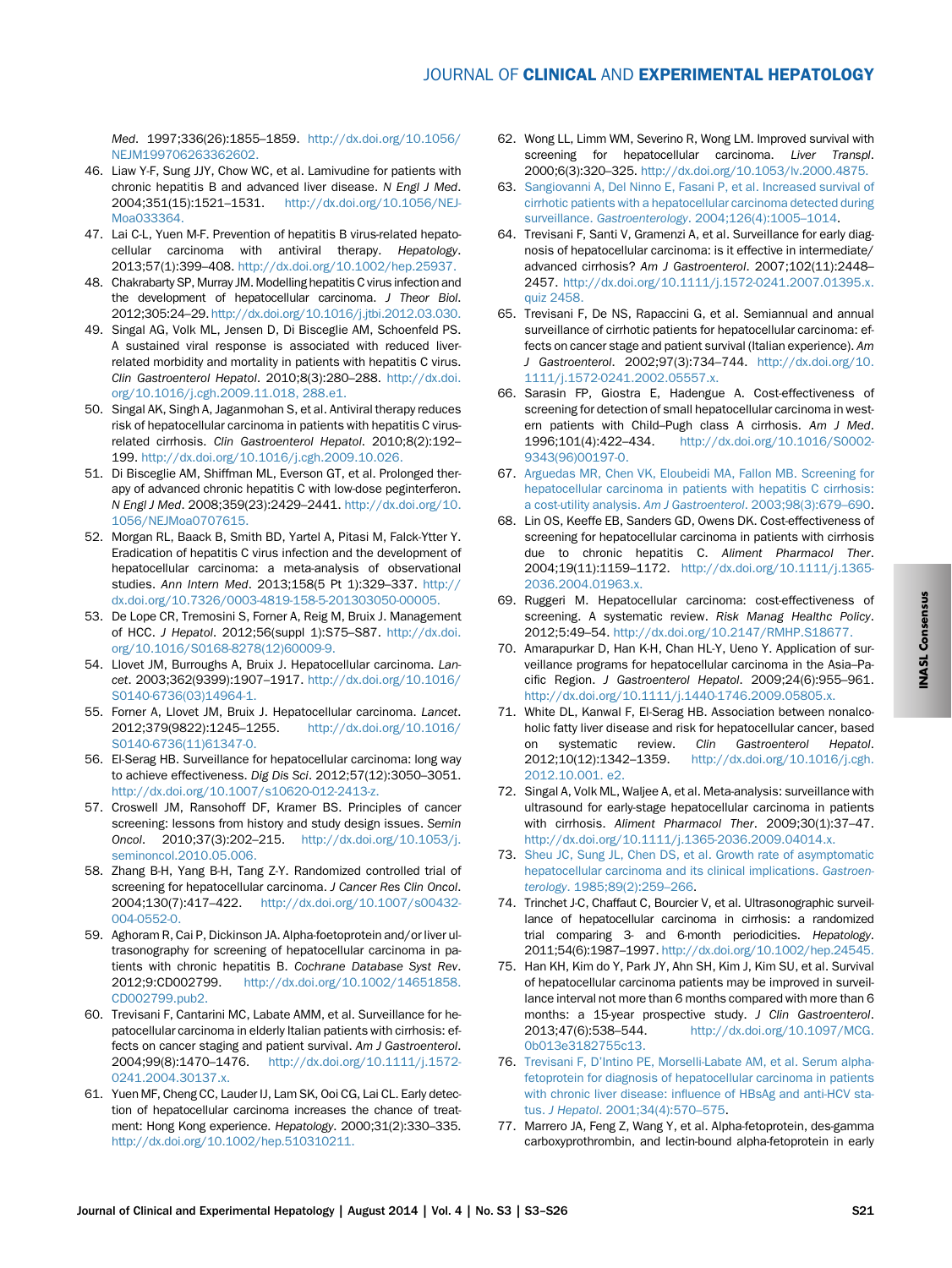*Med*. 1997;336(26):1855–1859. http://dx.doi.org/10.1056/NEJM199706263362602.

46. Liaw Y-F, Sung JJY, Chow WC, et al. Lamivudine for patients with chronic hepatitis B and advanced liver disease. *N Engl J Med*. 2004;351(15):1521–1531. http://dx.doi.org/10.1056/NEJMoa033364.
47. Lai C-L, Yuen M-F. Prevention of hepatitis B virus-related hepatocellular carcinoma with antiviral therapy. *Hepatology*. 2013;57(1):399–408. http://dx.doi.org/10.1002/hep.25937.
48. Chakrabarty SP, Murray JM. Modelling hepatitis C virus infection and the development of hepatocellular carcinoma. *J Theor Biol*. 2012;305:24–29. http://dx.doi.org/10.1016/j.jtbi.2012.03.030.
49. Singal AG, Volk ML, Jensen D, Di Bisceglie AM, Schoenfeld PS. A sustained viral response is associated with reduced liver-related morbidity and mortality in patients with hepatitis C virus. *Clin Gastroenterol Hepatol*. 2010;8(3):280–288. http://dx.doi.org/10.1016/j.cgh.2009.11.018, 288.e1.
50. Singal AK, Singh A, Jaganmohan S, et al. Antiviral therapy reduces risk of hepatocellular carcinoma in patients with hepatitis C virus-related cirrhosis. *Clin Gastroenterol Hepatol*. 2010;8(2):192–199. http://dx.doi.org/10.1016/j.cgh.2009.10.026.
51. Di Bisceglie AM, Shiffman ML, Everson GT, et al. Prolonged therapy of advanced chronic hepatitis C with low-dose peginterferon. *N Engl J Med*. 2008;359(23):2429–2441. http://dx.doi.org/10.1056/NEJMoa0707615.
52. Morgan RL, Baack B, Smith BD, Yartel A, Pitasi M, Falck-Ytter Y. Eradication of hepatitis C virus infection and the development of hepatocellular carcinoma: a meta-analysis of observational studies. *Ann Intern Med*. 2013;158(5 Pt 1):329–337. http://dx.doi.org/10.7326/0003-4819-158-5-201303050-00005.
53. De Lope CR, Tremosini S, Forner A, Reig M, Bruix J. Management of HCC. *J Hepatol*. 2012;56(suppl 1):S75–S87. http://dx.doi.org/10.1016/S0168-8278(12)60009-9.
54. Llovet JM, Burroughs A, Bruix J. Hepatocellular carcinoma. *Lancet*. 2003;362(9399):1907–1917. http://dx.doi.org/10.1016/S0140-6736(03)14964-1.
55. Forner A, Llovet JM, Bruix J. Hepatocellular carcinoma. *Lancet*. 2012;379(9822):1245–1255. http://dx.doi.org/10.1016/S0140-6736(11)61347-0.
56. El-Serag HB. Surveillance for hepatocellular carcinoma: long way to achieve effectiveness. *Dig Dis Sci*. 2012;57(12):3050–3051. http://dx.doi.org/10.1007/s10620-012-2413-z.
57. Croswell JM, Ransohoff DF, Kramer BS. Principles of cancer screening: lessons from history and study design issues. *Semin Oncol*. 2010;37(3):202–215. http://dx.doi.org/10.1053/j.seminoncol.2010.05.006.
58. Zhang B-H, Yang B-H, Tang Z-Y. Randomized controlled trial of screening for hepatocellular carcinoma. *J Cancer Res Clin Oncol*. 2004;130(7):417–422. http://dx.doi.org/10.1007/s00432-004-0552-0.
59. Aghoram R, Cai P, Dickinson JA. Alpha-foetoprotein and/or liver ultrasonography for screening of hepatocellular carcinoma in patients with chronic hepatitis B. *Cochrane Database Syst Rev*. 2012;9:CD002799. http://dx.doi.org/10.1002/14651858.CD002799.pub2.
60. Trevisani F, Cantarini MC, Labate AMM, et al. Surveillance for hepatocellular carcinoma in elderly Italian patients with cirrhosis: effects on cancer staging and patient survival. *Am J Gastroenterol*. 2004;99(8):1470–1476. http://dx.doi.org/10.1111/j.1572-0241.2004.30137.x.
61. Yuen MF, Cheng CC, Lauder IJ, Lam SK, Ooi CG, Lai CL. Early detection of hepatocellular carcinoma increases the chance of treatment: Hong Kong experience. *Hepatology*. 2000;31(2):330–335. http://dx.doi.org/10.1002/hep.510310211.
62. Wong LL, Limm WM, Severino R, Wong LM. Improved survival with screening for hepatocellular carcinoma. *Liver Transpl*. 2000;6(3):320–325. http://dx.doi.org/10.1053/lv.2000.4875.
63. Sangiovanni A, Del Ninno E, Fasani P, et al. Increased survival of cirrhotic patients with a hepatocellular carcinoma detected during surveillance. *Gastroenterology*. 2004;126(4):1005–1014.
64. Trevisani F, Santi V, Gramenzi A, et al. Surveillance for early diagnosis of hepatocellular carcinoma: is it effective in intermediate/advanced cirrhosis? *Am J Gastroenterol*. 2007;102(11):2448–2457. http://dx.doi.org/10.1111/j.1572-0241.2007.01395.x. quiz 2458.
65. Trevisani F, De NS, Rapaccini G, et al. Semiannual and annual surveillance of cirrhotic patients for hepatocellular carcinoma: effects on cancer stage and patient survival (Italian experience). *Am J Gastroenterol*. 2002;97(3):734–744. http://dx.doi.org/10.1111/j.1572-0241.2002.05557.x.
66. Sarasin FP, Giostra E, Hadengue A. Cost-effectiveness of screening for detection of small hepatocellular carcinoma in western patients with Child–Pugh class A cirrhosis. *Am J Med*. 1996;101(4):422–434. http://dx.doi.org/10.1016/S0002-9343(96)00197-0.
67. Arguedas MR, Chen VK, Eloubeidi MA, Fallon MB. Screening for hepatocellular carcinoma in patients with hepatitis C cirrhosis: a cost-utility analysis. *Am J Gastroenterol*. 2003;98(3):679–690.
68. Lin OS, Keeffe EB, Sanders GD, Owens DK. Cost-effectiveness of screening for hepatocellular carcinoma in patients with cirrhosis due to chronic hepatitis C. *Aliment Pharmacol Ther*. 2004;19(11):1159–1172. http://dx.doi.org/10.1111/j.1365-2036.2004.01963.x.
69. Ruggeri M. Hepatocellular carcinoma: cost-effectiveness of screening. A systematic review. *Risk Manag Healthc Policy*. 2012;5:49–54. http://dx.doi.org/10.2147/RMHP.S18677.
70. Amarapurkar D, Han K-H, Chan HL-Y, Ueno Y. Application of surveillance programs for hepatocellular carcinoma in the Asia–Pacific Region. *J Gastroenterol Hepatol*. 2009;24(6):955–961. http://dx.doi.org/10.1111/j.1440-1746.2009.05805.x.
71. White DL, Kanwal F, El-Serag HB. Association between nonalcoholic fatty liver disease and risk for hepatocellular cancer, based on systematic review. *Clin Gastroenterol Hepatol*. 2012;10(12):1342–1359. http://dx.doi.org/10.1016/j.cgh.2012.10.001. e2.
72. Singal A, Volk ML, Waljee A, et al. Meta-analysis: surveillance with ultrasound for early-stage hepatocellular carcinoma in patients with cirrhosis. *Aliment Pharmacol Ther*. 2009;30(1):37–47. http://dx.doi.org/10.1111/j.1365-2036.2009.04014.x.
73. Sheu JC, Sung JL, Chen DS, et al. Growth rate of asymptomatic hepatocellular carcinoma and its clinical implications. *Gastroenterology*. 1985;89(2):259–266.
74. Trinchet J-C, Chaffaut C, Bourcier V, et al. Ultrasonographic surveillance of hepatocellular carcinoma in cirrhosis: a randomized trial comparing 3- and 6-month periodicities. *Hepatology*. 2011;54(6):1987–1997. http://dx.doi.org/10.1002/hep.24545.
75. Han KH, Kim do Y, Park JY, Ahn SH, Kim J, Kim SU, et al. Survival of hepatocellular carcinoma patients may be improved in surveillance interval not more than 6 months compared with more than 6 months: a 15-year prospective study. *J Clin Gastroenterol*. 2013;47(6):538–544. http://dx.doi.org/10.1097/MCG.0b013e3182755c13.
76. Trevisani F, D'Intino PE, Morselli-Labate AM, et al. Serum alpha-fetoprotein for diagnosis of hepatocellular carcinoma in patients with chronic liver disease: influence of HBsAg and anti-HCV status. *J Hepatol*. 2001;34(4):570–575.
77. Marrero JA, Feng Z, Wang Y, et al. Alpha-fetoprotein, des-gamma carboxyprothrombin, and lectin-bound alpha-fetoprotein in early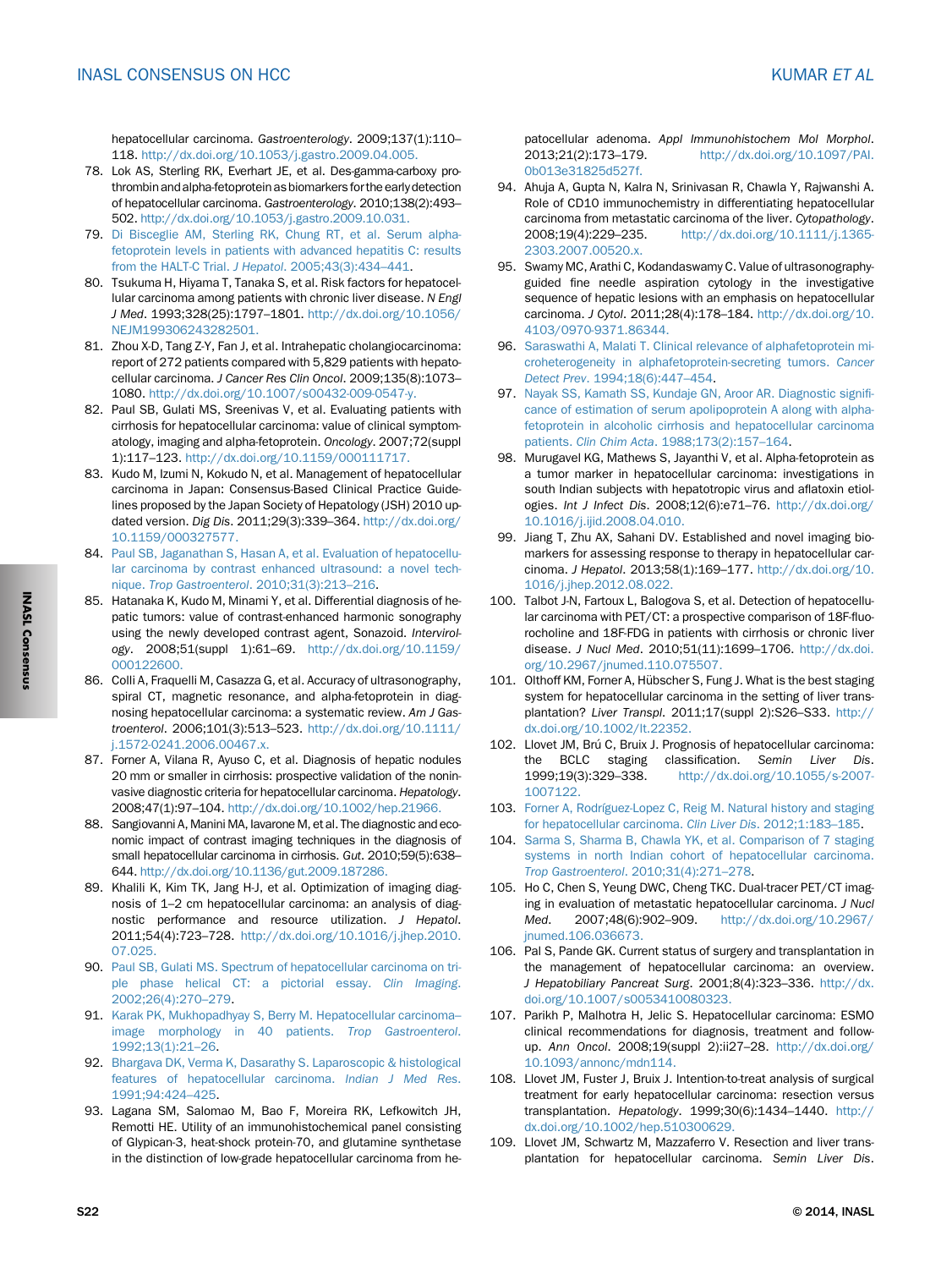hepatocellular carcinoma. *Gastroenterology*. 2009;137(1):110–118. http://dx.doi.org/10.1053/j.gastro.2009.04.005.

78. Lok AS, Sterling RK, Everhart JE, et al. Des-gamma-carboxy prothrombin and alpha-fetoprotein as biomarkers for the early detection of hepatocellular carcinoma. *Gastroenterology*. 2010;138(2):493–502. http://dx.doi.org/10.1053/j.gastro.2009.10.031.
79. Di Bisceglie AM, Sterling RK, Chung RT, et al. Serum alpha-fetoprotein levels in patients with advanced hepatitis C: results from the HALT-C Trial. *J Hepatol*. 2005;43(3):434–441.
80. Tsukuma H, Hiyama T, Tanaka S, et al. Risk factors for hepatocellular carcinoma among patients with chronic liver disease. *N Engl J Med*. 1993;328(25):1797–1801. http://dx.doi.org/10.1056/NEJM199306243282501.
81. Zhou X-D, Tang Z-Y, Fan J, et al. Intrahepatic cholangiocarcinoma: report of 272 patients compared with 5,829 patients with hepatocellular carcinoma. *J Cancer Res Clin Oncol*. 2009;135(8):1073–1080. http://dx.doi.org/10.1007/s00432-009-0547-y.
82. Paul SB, Gulati MS, Sreenivas V, et al. Evaluating patients with cirrhosis for hepatocellular carcinoma: value of clinical symptomatology, imaging and alpha-fetoprotein. *Oncology*. 2007;72(suppl 1):117–123. http://dx.doi.org/10.1159/000111717.
83. Kudo M, Izumi N, Kokudo N, et al. Management of hepatocellular carcinoma in Japan: Consensus-Based Clinical Practice Guidelines proposed by the Japan Society of Hepatology (JSH) 2010 updated version. *Dig Dis*. 2011;29(3):339–364. http://dx.doi.org/10.1159/000327577.
84. Paul SB, Jaganathan S, Hasan A, et al. Evaluation of hepatocellular carcinoma by contrast enhanced ultrasound: a novel technique. *Trop Gastroenterol*. 2010;31(3):213–216.
85. Hatanaka K, Kudo M, Minami Y, et al. Differential diagnosis of hepatic tumors: value of contrast-enhanced harmonic sonography using the newly developed contrast agent, Sonazoid. *Intervirology*. 2008;51(suppl 1):61–69. http://dx.doi.org/10.1159/000122600.
86. Colli A, Fraquelli M, Casazza G, et al. Accuracy of ultrasonography, spiral CT, magnetic resonance, and alpha-fetoprotein in diagnosing hepatocellular carcinoma: a systematic review. *Am J Gastroenterol*. 2006;101(3):513–523. http://dx.doi.org/10.1111/j.1572-0241.2006.00467.x.
87. Forner A, Vilana R, Ayuso C, et al. Diagnosis of hepatic nodules 20 mm or smaller in cirrhosis: prospective validation of the noninvasive diagnostic criteria for hepatocellular carcinoma. *Hepatology*. 2008;47(1):97–104. http://dx.doi.org/10.1002/hep.21966.
88. Sangiovanni A, Manini MA, Iavarone M, et al. The diagnostic and economic impact of contrast imaging techniques in the diagnosis of small hepatocellular carcinoma in cirrhosis. *Gut*. 2010;59(5):638–644. http://dx.doi.org/10.1136/gut.2009.187286.
89. Khalili K, Kim TK, Jang H-J, et al. Optimization of imaging diagnosis of 1–2 cm hepatocellular carcinoma: an analysis of diagnostic performance and resource utilization. *J Hepatol*. 2011;54(4):723–728. http://dx.doi.org/10.1016/j.jhep.2010.07.025.
90. Paul SB, Gulati MS. Spectrum of hepatocellular carcinoma on triple phase helical CT: a pictorial essay. *Clin Imaging*. 2002;26(4):270–279.
91. Karak PK, Mukhopadhyay S, Berry M. Hepatocellular carcinoma–image morphology in 40 patients. *Trop Gastroenterol*. 1992;13(1):21–26.
92. Bhargava DK, Verma K, Dasarathy S. Laparoscopic & histological features of hepatocellular carcinoma. *Indian J Med Res*. 1991;94:424–425.
93. Lagana SM, Salomao M, Bao F, Moreira RK, Lefkowitch JH, Remotti HE. Utility of an immunohistochemical panel consisting of Glypican-3, heat-shock protein-70, and glutamine synthetase in the distinction of low-grade hepatocellular carcinoma from hepatocellular adenoma. *Appl Immunohistochem Mol Morphol*. 2013;21(2):173–179. http://dx.doi.org/10.1097/PAI.0b013e31825d527f.
94. Ahuja A, Gupta N, Kalra N, Srinivasan R, Chawla Y, Rajwanshi A. Role of CD10 immunochemistry in differentiating hepatocellular carcinoma from metastatic carcinoma of the liver. *Cytopathology*. 2008;19(4):229–235. http://dx.doi.org/10.1111/j.1365-2303.2007.00520.x.
95. Swamy MC, Arathi C, Kodandaswamy C. Value of ultrasonography-guided fine needle aspiration cytology in the investigative sequence of hepatic lesions with an emphasis on hepatocellular carcinoma. *J Cytol*. 2011;28(4):178–184. http://dx.doi.org/10.4103/0970-9371.86344.
96. Saraswathi A, Malati T. Clinical relevance of alphafetoprotein microheterogeneity in alphafetoprotein-secreting tumors. *Cancer Detect Prev*. 1994;18(6):447–454.
97. Nayak SS, Kamath SS, Kundaje GN, Aroor AR. Diagnostic significance of estimation of serum apolipoprotein A along with alpha-fetoprotein in alcoholic cirrhosis and hepatocellular carcinoma patients. *Clin Chim Acta*. 1988;173(2):157–164.
98. Murugavel KG, Mathews S, Jayanthi V, et al. Alpha-fetoprotein as a tumor marker in hepatocellular carcinoma: investigations in south Indian subjects with hepatotropic virus and aflatoxin etiologies. *Int J Infect Dis*. 2008;12(6):e71–76. http://dx.doi.org/10.1016/j.ijid.2008.04.010.
99. Jiang T, Zhu AX, Sahani DV. Established and novel imaging biomarkers for assessing response to therapy in hepatocellular carcinoma. *J Hepatol*. 2013;58(1):169–177. http://dx.doi.org/10.1016/j.jhep.2012.08.022.
100. Talbot J-N, Fartoux L, Balogova S, et al. Detection of hepatocellular carcinoma with PET/CT: a prospective comparison of 18F-fluorocholine and 18F-FDG in patients with cirrhosis or chronic liver disease. *J Nucl Med*. 2010;51(11):1699–1706. http://dx.doi.org/10.2967/jnumed.110.075507.
101. Olthoff KM, Forner A, Hübscher S, Fung J. What is the best staging system for hepatocellular carcinoma in the setting of liver transplantation? *Liver Transpl*. 2011;17(suppl 2):S26–S33. http://dx.doi.org/10.1002/lt.22352.
102. Llovet JM, Brú C, Bruix J. Prognosis of hepatocellular carcinoma: the BCLC staging classification. *Semin Liver Dis*. 1999;19(3):329–338. http://dx.doi.org/10.1055/s-2007-1007122.
103. Forner A, Rodríguez-Lopez C, Reig M. Natural history and staging for hepatocellular carcinoma. *Clin Liver Dis*. 2012;1:183–185.
104. Sarma S, Sharma B, Chawla YK, et al. Comparison of 7 staging systems in north Indian cohort of hepatocellular carcinoma. *Trop Gastroenterol*. 2010;31(4):271–278.
105. Ho C, Chen S, Yeung DWC, Cheng TKC. Dual-tracer PET/CT imaging in evaluation of metastatic hepatocellular carcinoma. *J Nucl Med*. 2007;48(6):902–909. http://dx.doi.org/10.2967/jnumed.106.036673.
106. Pal S, Pande GK. Current status of surgery and transplantation in the management of hepatocellular carcinoma: an overview. *J Hepatobiliary Pancreat Surg*. 2001;8(4):323–336. http://dx.doi.org/10.1007/s0053410080323.
107. Parikh P, Malhotra H, Jelic S. Hepatocellular carcinoma: ESMO clinical recommendations for diagnosis, treatment and follow-up. *Ann Oncol*. 2008;19(suppl 2):ii27–28. http://dx.doi.org/10.1093/annonc/mdn114.
108. Llovet JM, Fuster J, Bruix J. Intention-to-treat analysis of surgical treatment for early hepatocellular carcinoma: resection versus transplantation. *Hepatology*. 1999;30(6):1434–1440. http://dx.doi.org/10.1002/hep.510300629.
109. Llovet JM, Schwartz M, Mazzaferro V. Resection and liver transplantation for hepatocellular carcinoma. *Semin Liver Dis*.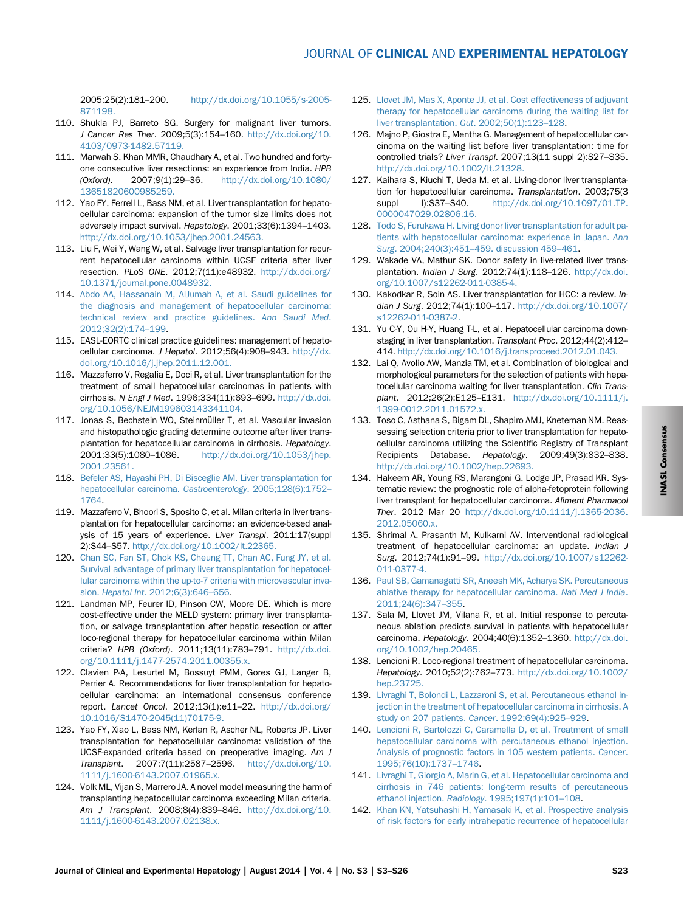2005;25(2):181–200. http://dx.doi.org/10.1055/s-2005-871198.

110. Shukla PJ, Barreto SG. Surgery for malignant liver tumors. *J Cancer Res Ther*. 2009;5(3):154–160. http://dx.doi.org/10.4103/0973-1482.57119.
111. Marwah S, Khan MMR, Chaudhary A, et al. Two hundred and forty-one consecutive liver resections: an experience from India. *HPB (Oxford)*. 2007;9(1):29–36. http://dx.doi.org/10.1080/13651820600985259.
112. Yao FY, Ferrell L, Bass NM, et al. Liver transplantation for hepatocellular carcinoma: expansion of the tumor size limits does not adversely impact survival. *Hepatology*. 2001;33(6):1394–1403. http://dx.doi.org/10.1053/jhep.2001.24563.
113. Liu F, Wei Y, Wang W, et al. Salvage liver transplantation for recurrent hepatocellular carcinoma within UCSF criteria after liver resection. *PLoS ONE*. 2012;7(11):e48932. http://dx.doi.org/10.1371/journal.pone.0048932.
114. Abdo AA, Hassanain M, AlJumah A, et al. Saudi guidelines for the diagnosis and management of hepatocellular carcinoma: technical review and practice guidelines. *Ann Saudi Med*. 2012;32(2):174–199.
115. EASL-EORTC clinical practice guidelines: management of hepatocellular carcinoma. *J Hepatol*. 2012;56(4):908–943. http://dx.doi.org/10.1016/j.jhep.2011.12.001.
116. Mazzaferro V, Regalia E, Doci R, et al. Liver transplantation for the treatment of small hepatocellular carcinomas in patients with cirrhosis. *N Engl J Med*. 1996;334(11):693–699. http://dx.doi.org/10.1056/NEJM199603143341104.
117. Jonas S, Bechstein WO, Steinmüller T, et al. Vascular invasion and histopathologic grading determine outcome after liver transplantation for hepatocellular carcinoma in cirrhosis. *Hepatology*. 2001;33(5):1080–1086. http://dx.doi.org/10.1053/jhep.2001.23561.
118. Befeler AS, Hayashi PH, Di Bisceglie AM. Liver transplantation for hepatocellular carcinoma. *Gastroenterology*. 2005;128(6):1752–1764.
119. Mazzaferro V, Bhoori S, Sposito C, et al. Milan criteria in liver transplantation for hepatocellular carcinoma: an evidence-based analysis of 15 years of experience. *Liver Transpl*. 2011;17(suppl 2):S44–S57. http://dx.doi.org/10.1002/lt.22365.
120. Chan SC, Fan ST, Chok KS, Cheung TT, Chan AC, Fung JY, et al. Survival advantage of primary liver transplantation for hepatocellular carcinoma within the up-to-7 criteria with microvascular invasion. *Hepatol Int*. 2012;6(3):646–656.
121. Landman MP, Feurer ID, Pinson CW, Moore DE. Which is more cost-effective under the MELD system: primary liver transplantation, or salvage transplantation after hepatic resection or after loco-regional therapy for hepatocellular carcinoma within Milan criteria? *HPB (Oxford)*. 2011;13(11):783–791. http://dx.doi.org/10.1111/j.1477-2574.2011.00355.x.
122. Clavien P-A, Lesurtel M, Bossuyt PMM, Gores GJ, Langer B, Perrier A. Recommendations for liver transplantation for hepatocellular carcinoma: an international consensus conference report. *Lancet Oncol*. 2012;13(1):e11–22. http://dx.doi.org/10.1016/S1470-2045(11)70175-9.
123. Yao FY, Xiao L, Bass NM, Kerlan R, Ascher NL, Roberts JP. Liver transplantation for hepatocellular carcinoma: validation of the UCSF-expanded criteria based on preoperative imaging. *Am J Transplant*. 2007;7(11):2587–2596. http://dx.doi.org/10.1111/j.1600-6143.2007.01965.x.
124. Volk ML, Vijan S, Marrero JA. A novel model measuring the harm of transplanting hepatocellular carcinoma exceeding Milan criteria. *Am J Transplant*. 2008;8(4):839–846. http://dx.doi.org/10.1111/j.1600-6143.2007.02138.x.
125. Llovet JM, Mas X, Aponte JJ, et al. Cost effectiveness of adjuvant therapy for hepatocellular carcinoma during the waiting list for liver transplantation. *Gut*. 2002;50(1):123–128.
126. Majno P, Giostra E, Mentha G. Management of hepatocellular carcinoma on the waiting list before liver transplantation: time for controlled trials? *Liver Transpl*. 2007;13(11 suppl 2):S27–S35. http://dx.doi.org/10.1002/lt.21328.
127. Kaihara S, Kiuchi T, Ueda M, et al. Living-donor liver transplantation for hepatocellular carcinoma. *Transplantation*. 2003;75(3 suppl l):S37–S40. http://dx.doi.org/10.1097/01.TP.0000047029.02806.16.
128. Todo S, Furukawa H. Living donor liver transplantation for adult patients with hepatocellular carcinoma: experience in Japan. *Ann Surg*. 2004;240(3):451–459. discussion 459–461.
129. Wakade VA, Mathur SK. Donor safety in live-related liver transplantation. *Indian J Surg*. 2012;74(1):118–126. http://dx.doi.org/10.1007/s12262-011-0385-4.
130. Kakodkar R, Soin AS. Liver transplantation for HCC: a review. *Indian J Surg*. 2012;74(1):100–117. http://dx.doi.org/10.1007/s12262-011-0387-2.
131. Yu C-Y, Ou H-Y, Huang T-L, et al. Hepatocellular carcinoma downstaging in liver transplantation. *Transplant Proc*. 2012;44(2):412–414. http://dx.doi.org/10.1016/j.transproceed.2012.01.043.
132. Lai Q, Avolio AW, Manzia TM, et al. Combination of biological and morphological parameters for the selection of patients with hepatocellular carcinoma waiting for liver transplantation. *Clin Transplant*. 2012;26(2):E125–E131. http://dx.doi.org/10.1111/j.1399-0012.2011.01572.x.
133. Toso C, Asthana S, Bigam DL, Shapiro AMJ, Kneteman NM. Reassessing selection criteria prior to liver transplantation for hepatocellular carcinoma utilizing the Scientific Registry of Transplant Recipients Database. *Hepatology*. 2009;49(3):832–838. http://dx.doi.org/10.1002/hep.22693.
134. Hakeem AR, Young RS, Marangoni G, Lodge JP, Prasad KR. Systematic review: the prognostic role of alpha-fetoprotein following liver transplant for hepatocellular carcinoma. *Aliment Pharmacol Ther*. 2012 Mar 20 http://dx.doi.org/10.1111/j.1365-2036.2012.05060.x.
135. Shrimal A, Prasanth M, Kulkarni AV. Interventional radiological treatment of hepatocellular carcinoma: an update. *Indian J Surg*. 2012;74(1):91–99. http://dx.doi.org/10.1007/s12262-011-0377-4.
136. Paul SB, Gamanagatti SR, Aneesh MK, Acharya SK. Percutaneous ablative therapy for hepatocellular carcinoma. *Natl Med J India*. 2011;24(6):347–355.
137. Sala M, Llovet JM, Vilana R, et al. Initial response to percutaneous ablation predicts survival in patients with hepatocellular carcinoma. *Hepatology*. 2004;40(6):1352–1360. http://dx.doi.org/10.1002/hep.20465.
138. Lencioni R. Loco-regional treatment of hepatocellular carcinoma. *Hepatology*. 2010;52(2):762–773. http://dx.doi.org/10.1002/hep.23725.
139. Livraghi T, Bolondi L, Lazzaroni S, et al. Percutaneous ethanol injection in the treatment of hepatocellular carcinoma in cirrhosis. A study on 207 patients. *Cancer*. 1992;69(4):925–929.
140. Lencioni R, Bartolozzi C, Caramella D, et al. Treatment of small hepatocellular carcinoma with percutaneous ethanol injection. Analysis of prognostic factors in 105 western patients. *Cancer*. 1995;76(10):1737–1746.
141. Livraghi T, Giorgio A, Marin G, et al. Hepatocellular carcinoma and cirrhosis in 746 patients: long-term results of percutaneous ethanol injection. *Radiology*. 1995;197(1):101–108.
142. Khan KN, Yatsuhashi H, Yamasaki K, et al. Prospective analysis of risk factors for early intrahepatic recurrence of hepatocellular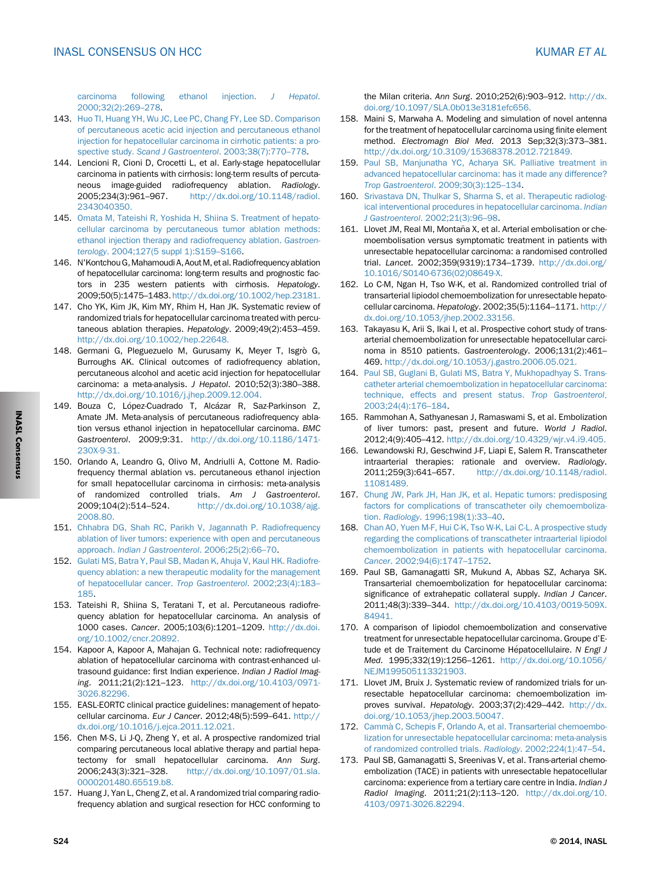carcinoma following ethanol injection. *J Hepatol*. 2000;32(2):269–278.

143. Huo TI, Huang YH, Wu JC, Lee PC, Chang FY, Lee SD. Comparison of percutaneous acetic acid injection and percutaneous ethanol injection for hepatocellular carcinoma in cirrhotic patients: a prospective study. *Scand J Gastroenterol*. 2003;38(7):770–778.
144. Lencioni R, Cioni D, Crocetti L, et al. Early-stage hepatocellular carcinoma in patients with cirrhosis: long-term results of percutaneous image-guided radiofrequency ablation. *Radiology*. 2005;234(3):961–967. http://dx.doi.org/10.1148/radiol.2343040350.
145. Omata M, Tateishi R, Yoshida H, Shiina S. Treatment of hepatocellular carcinoma by percutaneous tumor ablation methods: ethanol injection therapy and radiofrequency ablation. *Gastroenterology*. 2004;127(5 suppl 1):S159–S166.
146. N'Kontchou G, Mahamoudi A, Aout M, et al. Radiofrequency ablation of hepatocellular carcinoma: long-term results and prognostic factors in 235 western patients with cirrhosis. *Hepatology*. 2009;50(5):1475–1483. http://dx.doi.org/10.1002/hep.23181.
147. Cho YK, Kim JK, Kim MY, Rhim H, Han JK. Systematic review of randomized trials for hepatocellular carcinoma treated with percutaneous ablation therapies. *Hepatology*. 2009;49(2):453–459. http://dx.doi.org/10.1002/hep.22648.
148. Germani G, Pleguezuelo M, Gurusamy K, Meyer T, Isgrò G, Burroughs AK. Clinical outcomes of radiofrequency ablation, percutaneous alcohol and acetic acid injection for hepatocellular carcinoma: a meta-analysis. *J Hepatol*. 2010;52(3):380–388. http://dx.doi.org/10.1016/j.jhep.2009.12.004.
149. Bouza C, López-Cuadrado T, Alcázar R, Saz-Parkinson Z, Amate JM. Meta-analysis of percutaneous radiofrequency ablation versus ethanol injection in hepatocellular carcinoma. *BMC Gastroenterol*. 2009;9:31. http://dx.doi.org/10.1186/1471-230X-9-31.
150. Orlando A, Leandro G, Olivo M, Andriulli A, Cottone M. Radiofrequency thermal ablation vs. percutaneous ethanol injection for small hepatocellular carcinoma in cirrhosis: meta-analysis of randomized controlled trials. *Am J Gastroenterol*. 2009;104(2):514–524. http://dx.doi.org/10.1038/ajg.2008.80.
151. Chhabra DG, Shah RC, Parikh V, Jagannath P. Radiofrequency ablation of liver tumors: experience with open and percutaneous approach. *Indian J Gastroenterol*. 2006;25(2):66–70.
152. Gulati MS, Batra Y, Paul SB, Madan K, Ahuja V, Kaul HK. Radiofrequency ablation: a new therapeutic modality for the management of hepatocellular cancer. *Trop Gastroenterol*. 2002;23(4):183–185.
153. Tateishi R, Shiina S, Teratani T, et al. Percutaneous radiofrequency ablation for hepatocellular carcinoma. An analysis of 1000 cases. *Cancer*. 2005;103(6):1201–1209. http://dx.doi.org/10.1002/cncr.20892.
154. Kapoor A, Kapoor A, Mahajan G. Technical note: radiofrequency ablation of hepatocellular carcinoma with contrast-enhanced ultrasound guidance: first Indian experience. *Indian J Radiol Imaging*. 2011;21(2):121–123. http://dx.doi.org/10.4103/0971-3026.82296.
155. EASL-EORTC clinical practice guidelines: management of hepatocellular carcinoma. *Eur J Cancer*. 2012;48(5):599–641. http://dx.doi.org/10.1016/j.ejca.2011.12.021.
156. Chen M-S, Li J-Q, Zheng Y, et al. A prospective randomized trial comparing percutaneous local ablative therapy and partial hepatectomy for small hepatocellular carcinoma. *Ann Surg*. 2006;243(3):321–328. http://dx.doi.org/10.1097/01.sla.0000201480.65519.b8.
157. Huang J, Yan L, Cheng Z, et al. A randomized trial comparing radiofrequency ablation and surgical resection for HCC conforming to the Milan criteria. *Ann Surg*. 2010;252(6):903–912. http://dx.doi.org/10.1097/SLA.0b013e3181efc656.
158. Maini S, Marwaha A. Modeling and simulation of novel antenna for the treatment of hepatocellular carcinoma using finite element method. *Electromagn Biol Med*. 2013 Sep;32(3):373–381. http://dx.doi.org/10.3109/15368378.2012.721849.
159. Paul SB, Manjunatha YC, Acharya SK. Palliative treatment in advanced hepatocellular carcinoma: has it made any difference? *Trop Gastroenterol*. 2009;30(3):125–134.
160. Srivastava DN, Thulkar S, Sharma S, et al. Therapeutic radiological interventional procedures in hepatocellular carcinoma. *Indian J Gastroenterol*. 2002;21(3):96–98.
161. Llovet JM, Real MI, Montaña X, et al. Arterial embolisation or chemoembolisation versus symptomatic treatment in patients with unresectable hepatocellular carcinoma: a randomised controlled trial. *Lancet*. 2002;359(9319):1734–1739. http://dx.doi.org/10.1016/S0140-6736(02)08649-X.
162. Lo C-M, Ngan H, Tso W-K, et al. Randomized controlled trial of transarterial lipiodol chemoembolization for unresectable hepatocellular carcinoma. *Hepatology*. 2002;35(5):1164–1171. http://dx.doi.org/10.1053/jhep.2002.33156.
163. Takayasu K, Arii S, Ikai I, et al. Prospective cohort study of transarterial chemoembolization for unresectable hepatocellular carcinoma in 8510 patients. *Gastroenterology*. 2006;131(2):461–469. http://dx.doi.org/10.1053/j.gastro.2006.05.021.
164. Paul SB, Guglani B, Gulati MS, Batra Y, Mukhopadhyay S. Transcatheter arterial chemoembolization in hepatocellular carcinoma: technique, effects and present status. *Trop Gastroenterol*. 2003;24(4):176–184.
165. Rammohan A, Sathyanesan J, Ramaswami S, et al. Embolization of liver tumors: past, present and future. *World J Radiol*. 2012;4(9):405–412. http://dx.doi.org/10.4329/wjr.v4.i9.405.
166. Lewandowski RJ, Geschwind J-F, Liapi E, Salem R. Transcatheter intraarterial therapies: rationale and overview. *Radiology*. 2011;259(3):641–657. http://dx.doi.org/10.1148/radiol.11081489.
167. Chung JW, Park JH, Han JK, et al. Hepatic tumors: predisposing factors for complications of transcatheter oily chemoembolization. *Radiology*. 1996;198(1):33–40.
168. Chan AO, Yuen M-F, Hui C-K, Tso W-K, Lai C-L. A prospective study regarding the complications of transcatheter intraarterial lipiodol chemoembolization in patients with hepatocellular carcinoma. *Cancer*. 2002;94(6):1747–1752.
169. Paul SB, Gamanagatti SR, Mukund A, Abbas SZ, Acharya SK. Transarterial chemoembolization for hepatocellular carcinoma: significance of extrahepatic collateral supply. *Indian J Cancer*. 2011;48(3):339–344. http://dx.doi.org/10.4103/0019-509X.84941.
170. A comparison of lipiodol chemoembolization and conservative treatment for unresectable hepatocellular carcinoma. Groupe d'Etude et de Traitement du Carcinome Hépatocellulaire. *N Engl J Med*. 1995;332(19):1256–1261. http://dx.doi.org/10.1056/NEJM199505113321903.
171. Llovet JM, Bruix J. Systematic review of randomized trials for unresectable hepatocellular carcinoma: chemoembolization improves survival. *Hepatology*. 2003;37(2):429–442. http://dx.doi.org/10.1053/jhep.2003.50047.
172. Cammà C, Schepis F, Orlando A, et al. Transarterial chemoembolization for unresectable hepatocellular carcinoma: meta-analysis of randomized controlled trials. *Radiology*. 2002;224(1):47–54.
173. Paul SB, Gamanagatti S, Sreenivas V, et al. Trans-arterial chemoembolization (TACE) in patients with unresectable hepatocellular carcinoma: experience from a tertiary care centre in India. *Indian J Radiol Imaging*. 2011;21(2):113–120. http://dx.doi.org/10.4103/0971-3026.82294.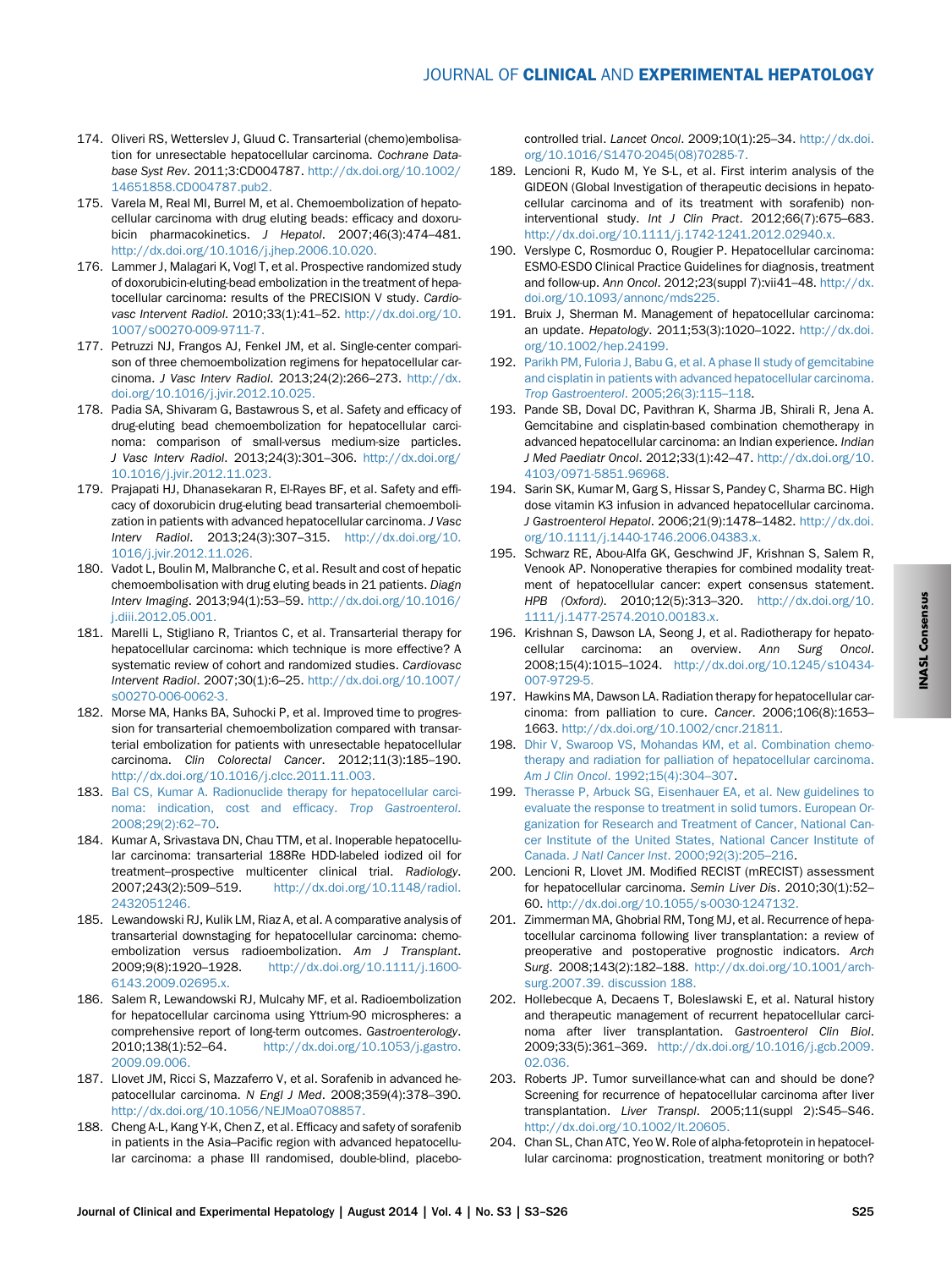174. Oliveri RS, Wetterslev J, Gluud C. Transarterial (chemo)embolisation for unresectable hepatocellular carcinoma. *Cochrane Database Syst Rev*. 2011;3:CD004787. http://dx.doi.org/10.1002/14651858.CD004787.pub2.
175. Varela M, Real MI, Burrel M, et al. Chemoembolization of hepatocellular carcinoma with drug eluting beads: efficacy and doxorubicin pharmacokinetics. *J Hepatol*. 2007;46(3):474–481. http://dx.doi.org/10.1016/j.jhep.2006.10.020.
176. Lammer J, Malagari K, Vogl T, et al. Prospective randomized study of doxorubicin-eluting-bead embolization in the treatment of hepatocellular carcinoma: results of the PRECISION V study. *Cardiovasc Intervent Radiol*. 2010;33(1):41–52. http://dx.doi.org/10.1007/s00270-009-9711-7.
177. Petruzzi NJ, Frangos AJ, Fenkel JM, et al. Single-center comparison of three chemoembolization regimens for hepatocellular carcinoma. *J Vasc Interv Radiol*. 2013;24(2):266–273. http://dx.doi.org/10.1016/j.jvir.2012.10.025.
178. Padia SA, Shivaram G, Bastawrous S, et al. Safety and efficacy of drug-eluting bead chemoembolization for hepatocellular carcinoma: comparison of small-versus medium-size particles. *J Vasc Interv Radiol*. 2013;24(3):301–306. http://dx.doi.org/10.1016/j.jvir.2012.11.023.
179. Prajapati HJ, Dhanasekaran R, El-Rayes BF, et al. Safety and efficacy of doxorubicin drug-eluting bead transarterial chemoembolization in patients with advanced hepatocellular carcinoma. *J Vasc Interv Radiol*. 2013;24(3):307–315. http://dx.doi.org/10.1016/j.jvir.2012.11.026.
180. Vadot L, Boulin M, Malbranche C, et al. Result and cost of hepatic chemoembolisation with drug eluting beads in 21 patients. *Diagn Interv Imaging*. 2013;94(1):53–59. http://dx.doi.org/10.1016/j.diii.2012.05.001.
181. Marelli L, Stigliano R, Triantos C, et al. Transarterial therapy for hepatocellular carcinoma: which technique is more effective? A systematic review of cohort and randomized studies. *Cardiovasc Intervent Radiol*. 2007;30(1):6–25. http://dx.doi.org/10.1007/s00270-006-0062-3.
182. Morse MA, Hanks BA, Suhocki P, et al. Improved time to progression for transarterial chemoembolization compared with transarterial embolization for patients with unresectable hepatocellular carcinoma. *Clin Colorectal Cancer*. 2012;11(3):185–190. http://dx.doi.org/10.1016/j.clcc.2011.11.003.
183. Bal CS, Kumar A. Radionuclide therapy for hepatocellular carcinoma: indication, cost and efficacy. *Trop Gastroenterol*. 2008;29(2):62–70.
184. Kumar A, Srivastava DN, Chau TTM, et al. Inoperable hepatocellular carcinoma: transarterial 188Re HDD-labeled iodized oil for treatment–prospective multicenter clinical trial. *Radiology*. 2007;243(2):509–519. http://dx.doi.org/10.1148/radiol.2432051246.
185. Lewandowski RJ, Kulik LM, Riaz A, et al. A comparative analysis of transarterial downstaging for hepatocellular carcinoma: chemoembolization versus radioembolization. *Am J Transplant*. 2009;9(8):1920–1928. http://dx.doi.org/10.1111/j.1600-6143.2009.02695.x.
186. Salem R, Lewandowski RJ, Mulcahy MF, et al. Radioembolization for hepatocellular carcinoma using Yttrium-90 microspheres: a comprehensive report of long-term outcomes. *Gastroenterology*. 2010;138(1):52–64. http://dx.doi.org/10.1053/j.gastro.2009.09.006.
187. Llovet JM, Ricci S, Mazzaferro V, et al. Sorafenib in advanced hepatocellular carcinoma. *N Engl J Med*. 2008;359(4):378–390. http://dx.doi.org/10.1056/NEJMoa0708857.
188. Cheng A-L, Kang Y-K, Chen Z, et al. Efficacy and safety of sorafenib in patients in the Asia–Pacific region with advanced hepatocellular carcinoma: a phase III randomised, double-blind, placebo-controlled trial. *Lancet Oncol*. 2009;10(1):25–34. http://dx.doi.org/10.1016/S1470-2045(08)70285-7.
189. Lencioni R, Kudo M, Ye S-L, et al. First interim analysis of the GIDEON (Global Investigation of therapeutic decisions in hepatocellular carcinoma and of its treatment with sorafenib) non-interventional study. *Int J Clin Pract*. 2012;66(7):675–683. http://dx.doi.org/10.1111/j.1742-1241.2012.02940.x.
190. Verslype C, Rosmorduc O, Rougier P. Hepatocellular carcinoma: ESMO-ESDO Clinical Practice Guidelines for diagnosis, treatment and follow-up. *Ann Oncol*. 2012;23(suppl 7):vii41–48. http://dx.doi.org/10.1093/annonc/mds225.
191. Bruix J, Sherman M. Management of hepatocellular carcinoma: an update. *Hepatology*. 2011;53(3):1020–1022. http://dx.doi.org/10.1002/hep.24199.
192. Parikh PM, Fuloria J, Babu G, et al. A phase II study of gemcitabine and cisplatin in patients with advanced hepatocellular carcinoma. *Trop Gastroenterol*. 2005;26(3):115–118.
193. Pande SB, Doval DC, Pavithran K, Sharma JB, Shirali R, Jena A. Gemcitabine and cisplatin-based combination chemotherapy in advanced hepatocellular carcinoma: an Indian experience. *Indian J Med Paediatr Oncol*. 2012;33(1):42–47. http://dx.doi.org/10.4103/0971-5851.96968.
194. Sarin SK, Kumar M, Garg S, Hissar S, Pandey C, Sharma BC. High dose vitamin K3 infusion in advanced hepatocellular carcinoma. *J Gastroenterol Hepatol*. 2006;21(9):1478–1482. http://dx.doi.org/10.1111/j.1440-1746.2006.04383.x.
195. Schwarz RE, Abou-Alfa GK, Geschwind JF, Krishnan S, Salem R, Venook AP. Nonoperative therapies for combined modality treatment of hepatocellular cancer: expert consensus statement. *HPB (Oxford)*. 2010;12(5):313–320. http://dx.doi.org/10.1111/j.1477-2574.2010.00183.x.
196. Krishnan S, Dawson LA, Seong J, et al. Radiotherapy for hepatocellular carcinoma: an overview. *Ann Surg Oncol*. 2008;15(4):1015–1024. http://dx.doi.org/10.1245/s10434-007-9729-5.
197. Hawkins MA, Dawson LA. Radiation therapy for hepatocellular carcinoma: from palliation to cure. *Cancer*. 2006;106(8):1653–1663. http://dx.doi.org/10.1002/cncr.21811.
198. Dhir V, Swaroop VS, Mohandas KM, et al. Combination chemotherapy and radiation for palliation of hepatocellular carcinoma. *Am J Clin Oncol*. 1992;15(4):304–307.
199. Therasse P, Arbuck SG, Eisenhauer EA, et al. New guidelines to evaluate the response to treatment in solid tumors. European Organization for Research and Treatment of Cancer, National Cancer Institute of the United States, National Cancer Institute of Canada. *J Natl Cancer Inst*. 2000;92(3):205–216.
200. Lencioni R, Llovet JM. Modified RECIST (mRECIST) assessment for hepatocellular carcinoma. *Semin Liver Dis*. 2010;30(1):52–60. http://dx.doi.org/10.1055/s-0030-1247132.
201. Zimmerman MA, Ghobrial RM, Tong MJ, et al. Recurrence of hepatocellular carcinoma following liver transplantation: a review of preoperative and postoperative prognostic indicators. *Arch Surg*. 2008;143(2):182–188. http://dx.doi.org/10.1001/archsurg.2007.39. discussion 188.
202. Hollebecque A, Decaens T, Boleslawski E, et al. Natural history and therapeutic management of recurrent hepatocellular carcinoma after liver transplantation. *Gastroenterol Clin Biol*. 2009;33(5):361–369. http://dx.doi.org/10.1016/j.gcb.2009.02.036.
203. Roberts JP. Tumor surveillance-what can and should be done? Screening for recurrence of hepatocellular carcinoma after liver transplantation. *Liver Transpl*. 2005;11(suppl 2):S45–S46. http://dx.doi.org/10.1002/lt.20605.
204. Chan SL, Chan ATC, Yeo W. Role of alpha-fetoprotein in hepatocellular carcinoma: prognostication, treatment monitoring or both?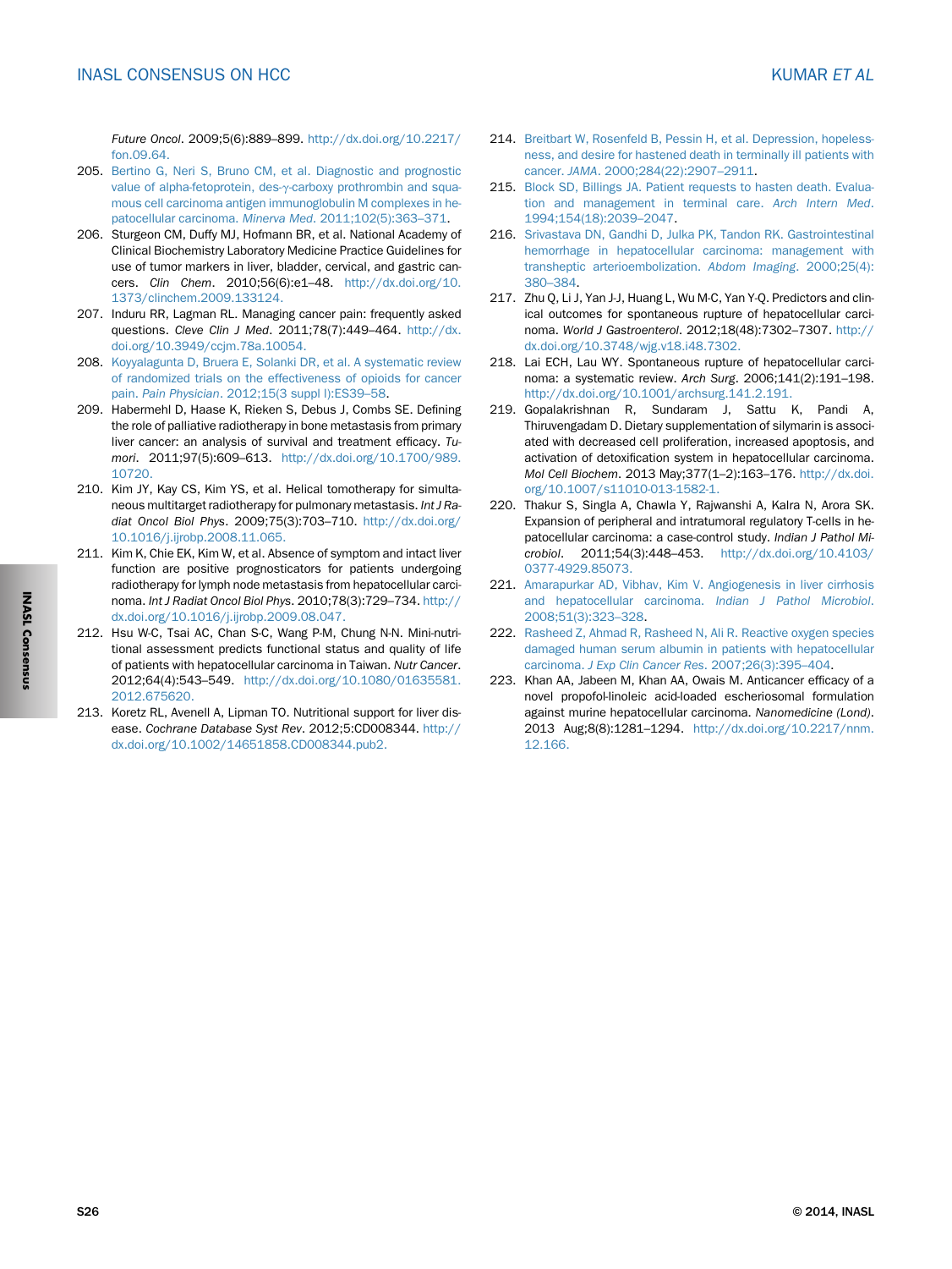*Future Oncol*. 2009;5(6):889–899. http://dx.doi.org/10.2217/fon.09.64.

205. Bertino G, Neri S, Bruno CM, et al. Diagnostic and prognostic value of alpha-fetoprotein, des-γ-carboxy prothrombin and squamous cell carcinoma antigen immunoglobulin M complexes in hepatocellular carcinoma. *Minerva Med*. 2011;102(5):363–371.
206. Sturgeon CM, Duffy MJ, Hofmann BR, et al. National Academy of Clinical Biochemistry Laboratory Medicine Practice Guidelines for use of tumor markers in liver, bladder, cervical, and gastric cancers. *Clin Chem*. 2010;56(6):e1–48. http://dx.doi.org/10.1373/clinchem.2009.133124.
207. Induru RR, Lagman RL. Managing cancer pain: frequently asked questions. *Cleve Clin J Med*. 2011;78(7):449–464. http://dx.doi.org/10.3949/ccjm.78a.10054.
208. Koyyalagunta D, Bruera E, Solanki DR, et al. A systematic review of randomized trials on the effectiveness of opioids for cancer pain. *Pain Physician*. 2012;15(3 suppl l):ES39–58.
209. Habermehl D, Haase K, Rieken S, Debus J, Combs SE. Defining the role of palliative radiotherapy in bone metastasis from primary liver cancer: an analysis of survival and treatment efficacy. *Tumori*. 2011;97(5):609–613. http://dx.doi.org/10.1700/989.10720.
210. Kim JY, Kay CS, Kim YS, et al. Helical tomotherapy for simultaneous multitarget radiotherapy for pulmonary metastasis. *Int J Radiat Oncol Biol Phys*. 2009;75(3):703–710. http://dx.doi.org/10.1016/j.ijrobp.2008.11.065.
211. Kim K, Chie EK, Kim W, et al. Absence of symptom and intact liver function are positive prognosticators for patients undergoing radiotherapy for lymph node metastasis from hepatocellular carcinoma. *Int J Radiat Oncol Biol Phys*. 2010;78(3):729–734. http://dx.doi.org/10.1016/j.ijrobp.2009.08.047.
212. Hsu W-C, Tsai AC, Chan S-C, Wang P-M, Chung N-N. Mini-nutritional assessment predicts functional status and quality of life of patients with hepatocellular carcinoma in Taiwan. *Nutr Cancer*. 2012;64(4):543–549. http://dx.doi.org/10.1080/01635581.2012.675620.
213. Koretz RL, Avenell A, Lipman TO. Nutritional support for liver disease. *Cochrane Database Syst Rev*. 2012;5:CD008344. http://dx.doi.org/10.1002/14651858.CD008344.pub2.
214. Breitbart W, Rosenfeld B, Pessin H, et al. Depression, hopelessness, and desire for hastened death in terminally ill patients with cancer. *JAMA*. 2000;284(22):2907–2911.
215. Block SD, Billings JA. Patient requests to hasten death. Evaluation and management in terminal care. *Arch Intern Med*. 1994;154(18):2039–2047.
216. Srivastava DN, Gandhi D, Julka PK, Tandon RK. Gastrointestinal hemorrhage in hepatocellular carcinoma: management with transheptic arterioembolization. *Abdom Imaging*. 2000;25(4):380–384.
217. Zhu Q, Li J, Yan J-J, Huang L, Wu M-C, Yan Y-Q. Predictors and clinical outcomes for spontaneous rupture of hepatocellular carcinoma. *World J Gastroenterol*. 2012;18(48):7302–7307. http://dx.doi.org/10.3748/wjg.v18.i48.7302.
218. Lai ECH, Lau WY. Spontaneous rupture of hepatocellular carcinoma: a systematic review. *Arch Surg*. 2006;141(2):191–198. http://dx.doi.org/10.1001/archsurg.141.2.191.
219. Gopalakrishnan R, Sundaram J, Sattu K, Pandi A, Thiruvengadam D. Dietary supplementation of silymarin is associated with decreased cell proliferation, increased apoptosis, and activation of detoxification system in hepatocellular carcinoma. *Mol Cell Biochem*. 2013 May;377(1–2):163–176. http://dx.doi.org/10.1007/s11010-013-1582-1.
220. Thakur S, Singla A, Chawla Y, Rajwanshi A, Kalra N, Arora SK. Expansion of peripheral and intratumoral regulatory T-cells in hepatocellular carcinoma: a case-control study. *Indian J Pathol Microbiol*. 2011;54(3):448–453. http://dx.doi.org/10.4103/0377-4929.85073.
221. Amarapurkar AD, Vibhav, Kim V. Angiogenesis in liver cirrhosis and hepatocellular carcinoma. *Indian J Pathol Microbiol*. 2008;51(3):323–328.
222. Rasheed Z, Ahmad R, Rasheed N, Ali R. Reactive oxygen species damaged human serum albumin in patients with hepatocellular carcinoma. *J Exp Clin Cancer Res*. 2007;26(3):395–404.
223. Khan AA, Jabeen M, Khan AA, Owais M. Anticancer efficacy of a novel propofol-linoleic acid-loaded escheriosomal formulation against murine hepatocellular carcinoma. *Nanomedicine (Lond)*. 2013 Aug;8(8):1281–1294. http://dx.doi.org/10.2217/nnm.12.166.